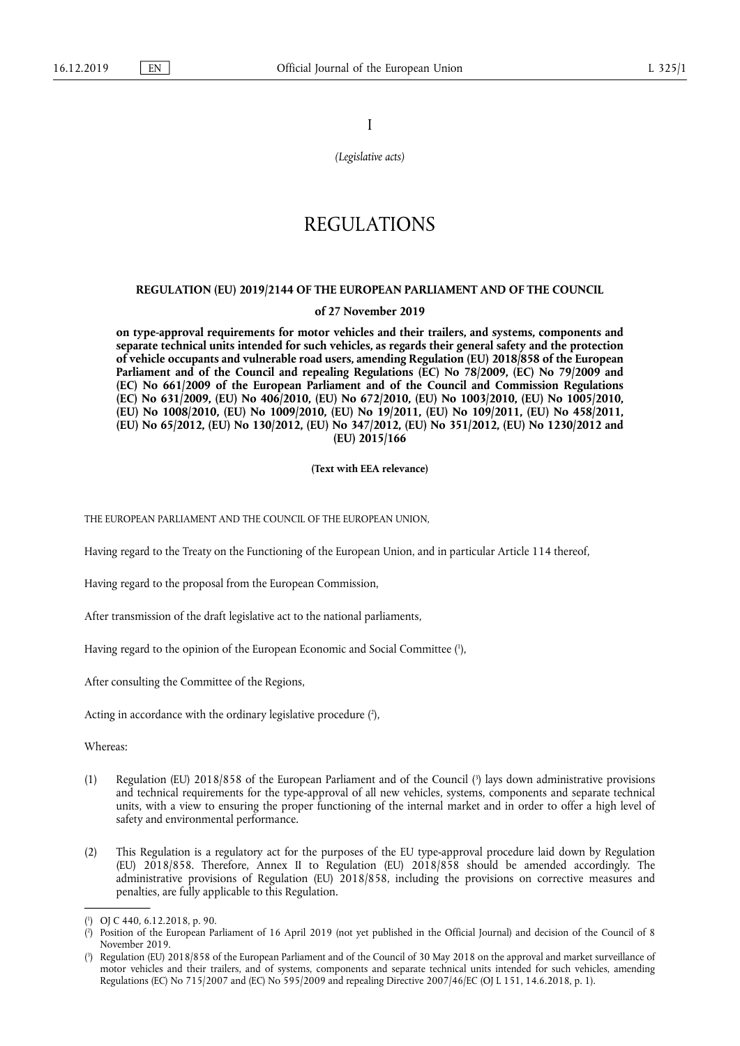I

*(Legislative acts)*

# REGULATIONS

## REGULATION (EU) 2019/2144 OF THE EUROPEAN PARLIAMENT AND OF THE COUNCIL

**of 27 November 2019**

**on type-approval requirements for motor vehicles and their trailers, and systems, components and separate technical units intended for such vehicles, as regards their general safety and the protection of vehicle occupants and vulnerable road users, amending Regulation (EU) 2018/858 of the European Parliament and of the Council and repealing Regulations (EC) No 78/2009, (EC) No 79/2009 and (EC) No 661/2009 of the European Parliament and of the Council and Commission Regulations (EC) No 631/2009, (EU) No 406/2010, (EU) No 672/2010, (EU) No 1003/2010, (EU) No 1005/2010, (EU) No 1008/2010, (EU) No 1009/2010, (EU) No 19/2011, (EU) No 109/2011, (EU) No 458/2011, (EU) No 65/2012, (EU) No 130/2012, (EU) No 347/2012, (EU) No 351/2012, (EU) No 1230/2012 and (EU) 2015/166**

**(Text with EEA relevance)**

THE EUROPEAN PARLIAMENT AND THE COUNCIL OF THE EUROPEAN UNION,

Having regard to the Treaty on the Functioning of the European Union, and in particular Article 114 thereof,

Having regard to the proposal from the European Commission,

After transmission of the draft legislative act to the national parliaments,

Having regard to the opinion of the European Economic and Social Committee [1],

After consulting the Committee of the Regions,

Acting in accordance with the ordinary legislative procedure [2],

Whereas:

(1) Regulation (EU) 2018/858 of the European Parliament and of the Council [3] lays down administrative provisions and technical requirements for the type-approval of all new vehicles, systems, components and separate technical units, with a view to ensuring the proper functioning of the internal market and in order to offer a high level of safety and environmental performance.

(2) This Regulation is a regulatory act for the purposes of the EU type-approval procedure laid down by Regulation (EU) 2018/858. Therefore, Annex II to Regulation (EU) 2018/858 should be amended accordingly. The administrative provisions of Regulation (EU) 2018/858, including the provisions on corrective measures and penalties, are fully applicable to this Regulation.

---

[1] OJ C 440, 6.12.2018, p. 90.

[2] Position of the European Parliament of 16 April 2019 (not yet published in the Official Journal) and decision of the Council of 8 November 2019.

[3] Regulation (EU) 2018/858 of the European Parliament and of the Council of 30 May 2018 on the approval and market surveillance of motor vehicles and their trailers, and of systems, components and separate technical units intended for such vehicles, amending Regulations (EC) No 715/2007 and (EC) No 595/2009 and repealing Directive 2007/46/EC (OJ L 151, 14.6.2018, p. 1).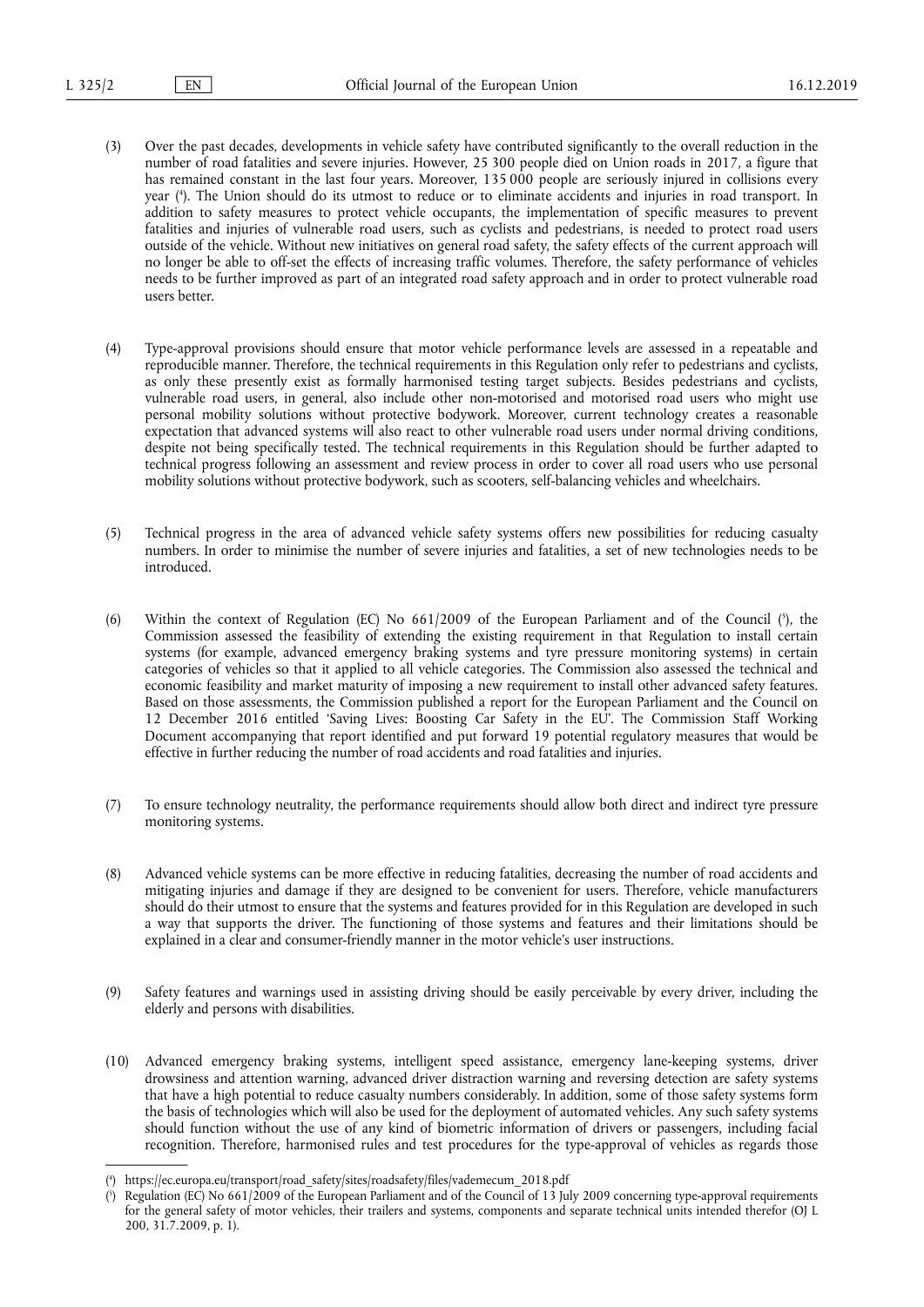(3) Over the past decades, developments in vehicle safety have contributed significantly to the overall reduction in the number of road fatalities and severe injuries. However, 25 300 people died on Union roads in 2017, a figure that has remained constant in the last four years. Moreover, 135 000 people are seriously injured in collisions every year ([4]). The Union should do its utmost to reduce or to eliminate accidents and injuries in road transport. In addition to safety measures to protect vehicle occupants, the implementation of specific measures to prevent fatalities and injuries of vulnerable road users, such as cyclists and pedestrians, is needed to protect road users outside of the vehicle. Without new initiatives on general road safety, the safety effects of the current approach will no longer be able to off-set the effects of increasing traffic volumes. Therefore, the safety performance of vehicles needs to be further improved as part of an integrated road safety approach and in order to protect vulnerable road users better.

(4) Type-approval provisions should ensure that motor vehicle performance levels are assessed in a repeatable and reproducible manner. Therefore, the technical requirements in this Regulation only refer to pedestrians and cyclists, as only these presently exist as formally harmonised testing target subjects. Besides pedestrians and cyclists, vulnerable road users, in general, also include other non-motorised and motorised road users who might use personal mobility solutions without protective bodywork. Moreover, current technology creates a reasonable expectation that advanced systems will also react to other vulnerable road users under normal driving conditions, despite not being specifically tested. The technical requirements in this Regulation should be further adapted to technical progress following an assessment and review process in order to cover all road users who use personal mobility solutions without protective bodywork, such as scooters, self-balancing vehicles and wheelchairs.

(5) Technical progress in the area of advanced vehicle safety systems offers new possibilities for reducing casualty numbers. In order to minimise the number of severe injuries and fatalities, a set of new technologies needs to be introduced.

(6) Within the context of Regulation (EC) No 661/2009 of the European Parliament and of the Council ([5]), the Commission assessed the feasibility of extending the existing requirement in that Regulation to install certain systems (for example, advanced emergency braking systems and tyre pressure monitoring systems) in certain categories of vehicles so that it applied to all vehicle categories. The Commission also assessed the technical and economic feasibility and market maturity of imposing a new requirement to install other advanced safety features. Based on those assessments, the Commission published a report for the European Parliament and the Council on 12 December 2016 entitled 'Saving Lives: Boosting Car Safety in the EU'. The Commission Staff Working Document accompanying that report identified and put forward 19 potential regulatory measures that would be effective in further reducing the number of road accidents and road fatalities and injuries.

(7) To ensure technology neutrality, the performance requirements should allow both direct and indirect tyre pressure monitoring systems.

(8) Advanced vehicle systems can be more effective in reducing fatalities, decreasing the number of road accidents and mitigating injuries and damage if they are designed to be convenient for users. Therefore, vehicle manufacturers should do their utmost to ensure that the systems and features provided for in this Regulation are developed in such a way that supports the driver. The functioning of those systems and features and their limitations should be explained in a clear and consumer-friendly manner in the motor vehicle's user instructions.

(9) Safety features and warnings used in assisting driving should be easily perceivable by every driver, including the elderly and persons with disabilities.

(10) Advanced emergency braking systems, intelligent speed assistance, emergency lane-keeping systems, driver drowsiness and attention warning, advanced driver distraction warning and reversing detection are safety systems that have a high potential to reduce casualty numbers considerably. In addition, some of those safety systems form the basis of technologies which will also be used for the deployment of automated vehicles. Any such safety systems should function without the use of any kind of biometric information of drivers or passengers, including facial recognition. Therefore, harmonised rules and test procedures for the type-approval of vehicles as regards those

---

([4]) https://ec.europa.eu/transport/road_safety/sites/roadsafety/files/vademecum_2018.pdf

([5]) Regulation (EC) No 661/2009 of the European Parliament and of the Council of 13 July 2009 concerning type-approval requirements for the general safety of motor vehicles, their trailers and systems, components and separate technical units intended therefor (OJ L 200, 31.7.2009, p. 1).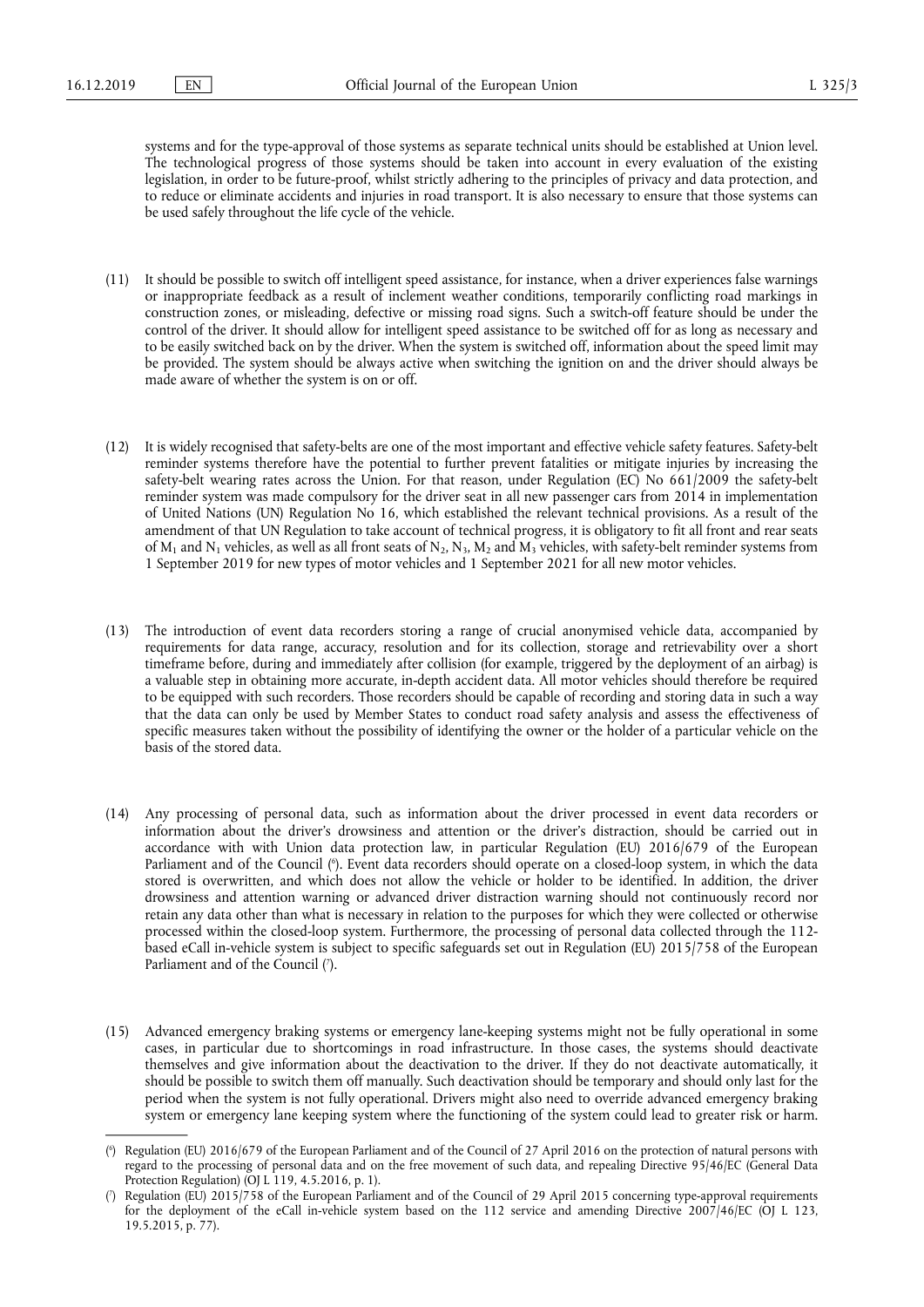systems and for the type-approval of those systems as separate technical units should be established at Union level. The technological progress of those systems should be taken into account in every evaluation of the existing legislation, in order to be future-proof, whilst strictly adhering to the principles of privacy and data protection, and to reduce or eliminate accidents and injuries in road transport. It is also necessary to ensure that those systems can be used safely throughout the life cycle of the vehicle.

(11) It should be possible to switch off intelligent speed assistance, for instance, when a driver experiences false warnings or inappropriate feedback as a result of inclement weather conditions, temporarily conflicting road markings in construction zones, or misleading, defective or missing road signs. Such a switch-off feature should be under the control of the driver. It should allow for intelligent speed assistance to be switched off for as long as necessary and to be easily switched back on by the driver. When the system is switched off, information about the speed limit may be provided. The system should be always active when switching the ignition on and the driver should always be made aware of whether the system is on or off.

(12) It is widely recognised that safety-belts are one of the most important and effective vehicle safety features. Safety-belt reminder systems therefore have the potential to further prevent fatalities or mitigate injuries by increasing the safety-belt wearing rates across the Union. For that reason, under Regulation (EC) No 661/2009 the safety-belt reminder system was made compulsory for the driver seat in all new passenger cars from 2014 in implementation of United Nations (UN) Regulation No 16, which established the relevant technical provisions. As a result of the amendment of that UN Regulation to take account of technical progress, it is obligatory to fit all front and rear seats of $M_1$ and $N_1$ vehicles, as well as all front seats of $N_2$, $N_3$, $M_2$ and $M_3$ vehicles, with safety-belt reminder systems from 1 September 2019 for new types of motor vehicles and 1 September 2021 for all new motor vehicles.

(13) The introduction of event data recorders storing a range of crucial anonymised vehicle data, accompanied by requirements for data range, accuracy, resolution and for its collection, storage and retrievability over a short timeframe before, during and immediately after collision (for example, triggered by the deployment of an airbag) is a valuable step in obtaining more accurate, in-depth accident data. All motor vehicles should therefore be required to be equipped with such recorders. Those recorders should be capable of recording and storing data in such a way that the data can only be used by Member States to conduct road safety analysis and assess the effectiveness of specific measures taken without the possibility of identifying the owner or the holder of a particular vehicle on the basis of the stored data.

(14) Any processing of personal data, such as information about the driver processed in event data recorders or information about the driver's drowsiness and attention or the driver's distraction, should be carried out in accordance with with Union data protection law, in particular Regulation (EU) 2016/679 of the European Parliament and of the Council [6]. Event data recorders should operate on a closed-loop system, in which the data stored is overwritten, and which does not allow the vehicle or holder to be identified. In addition, the driver drowsiness and attention warning or advanced driver distraction warning should not continuously record nor retain any data other than what is necessary in relation to the purposes for which they were collected or otherwise processed within the closed-loop system. Furthermore, the processing of personal data collected through the 112-based eCall in-vehicle system is subject to specific safeguards set out in Regulation (EU) 2015/758 of the European Parliament and of the Council [7].

(15) Advanced emergency braking systems or emergency lane-keeping systems might not be fully operational in some cases, in particular due to shortcomings in road infrastructure. In those cases, the systems should deactivate themselves and give information about the deactivation to the driver. If they do not deactivate automatically, it should be possible to switch them off manually. Such deactivation should be temporary and should only last for the period when the system is not fully operational. Drivers might also need to override advanced emergency braking system or emergency lane keeping system where the functioning of the system could lead to greater risk or harm.

---

[6] Regulation (EU) 2016/679 of the European Parliament and of the Council of 27 April 2016 on the protection of natural persons with regard to the processing of personal data and on the free movement of such data, and repealing Directive 95/46/EC (General Data Protection Regulation) (OJ L 119, 4.5.2016, p. 1).

[7] Regulation (EU) 2015/758 of the European Parliament and of the Council of 29 April 2015 concerning type-approval requirements for the deployment of the eCall in-vehicle system based on the 112 service and amending Directive 2007/46/EC (OJ L 123, 19.5.2015, p. 77).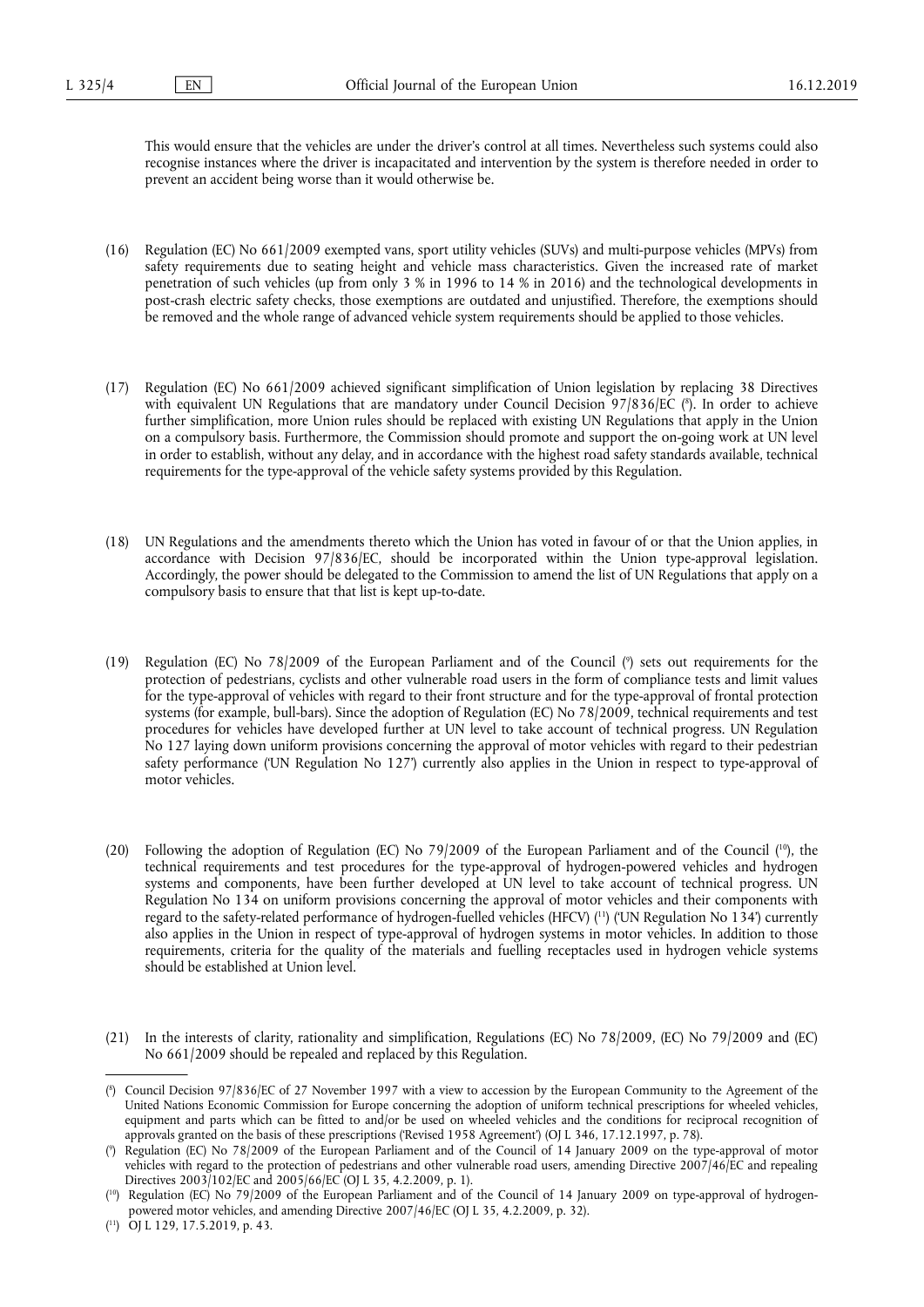This would ensure that the vehicles are under the driver's control at all times. Nevertheless such systems could also recognise instances where the driver is incapacitated and intervention by the system is therefore needed in order to prevent an accident being worse than it would otherwise be.

(16) Regulation (EC) No 661/2009 exempted vans, sport utility vehicles (SUVs) and multi-purpose vehicles (MPVs) from safety requirements due to seating height and vehicle mass characteristics. Given the increased rate of market penetration of such vehicles (up from only 3 % in 1996 to 14 % in 2016) and the technological developments in post-crash electric safety checks, those exemptions are outdated and unjustified. Therefore, the exemptions should be removed and the whole range of advanced vehicle system requirements should be applied to those vehicles.

(17) Regulation (EC) No 661/2009 achieved significant simplification of Union legislation by replacing 38 Directives with equivalent UN Regulations that are mandatory under Council Decision 97/836/EC ([8]). In order to achieve further simplification, more Union rules should be replaced with existing UN Regulations that apply in the Union on a compulsory basis. Furthermore, the Commission should promote and support the on-going work at UN level in order to establish, without any delay, and in accordance with the highest road safety standards available, technical requirements for the type-approval of the vehicle safety systems provided by this Regulation.

(18) UN Regulations and the amendments thereto which the Union has voted in favour of or that the Union applies, in accordance with Decision 97/836/EC, should be incorporated within the Union type-approval legislation. Accordingly, the power should be delegated to the Commission to amend the list of UN Regulations that apply on a compulsory basis to ensure that that list is kept up-to-date.

(19) Regulation (EC) No 78/2009 of the European Parliament and of the Council ([9]) sets out requirements for the protection of pedestrians, cyclists and other vulnerable road users in the form of compliance tests and limit values for the type-approval of vehicles with regard to their front structure and for the type-approval of frontal protection systems (for example, bull-bars). Since the adoption of Regulation (EC) No 78/2009, technical requirements and test procedures for vehicles have developed further at UN level to take account of technical progress. UN Regulation No 127 laying down uniform provisions concerning the approval of motor vehicles with regard to their pedestrian safety performance ('UN Regulation No 127') currently also applies in the Union in respect to type-approval of motor vehicles.

(20) Following the adoption of Regulation (EC) No 79/2009 of the European Parliament and of the Council ([10]), the technical requirements and test procedures for the type-approval of hydrogen-powered vehicles and hydrogen systems and components, have been further developed at UN level to take account of technical progress. UN Regulation No 134 on uniform provisions concerning the approval of motor vehicles and their components with regard to the safety-related performance of hydrogen-fuelled vehicles (HFCV) ([11]) ('UN Regulation No 134') currently also applies in the Union in respect of type-approval of hydrogen systems in motor vehicles. In addition to those requirements, criteria for the quality of the materials and fuelling receptacles used in hydrogen vehicle systems should be established at Union level.

(21) In the interests of clarity, rationality and simplification, Regulations (EC) No 78/2009, (EC) No 79/2009 and (EC) No 661/2009 should be repealed and replaced by this Regulation.

---

([8]) Council Decision 97/836/EC of 27 November 1997 with a view to accession by the European Community to the Agreement of the United Nations Economic Commission for Europe concerning the adoption of uniform technical prescriptions for wheeled vehicles, equipment and parts which can be fitted to and/or be used on wheeled vehicles and the conditions for reciprocal recognition of approvals granted on the basis of these prescriptions ('Revised 1958 Agreement') (OJ L 346, 17.12.1997, p. 78).

([9]) Regulation (EC) No 78/2009 of the European Parliament and of the Council of 14 January 2009 on the type-approval of motor vehicles with regard to the protection of pedestrians and other vulnerable road users, amending Directive 2007/46/EC and repealing Directives 2003/102/EC and 2005/66/EC (OJ L 35, 4.2.2009, p. 1).

([10]) Regulation (EC) No 79/2009 of the European Parliament and of the Council of 14 January 2009 on type-approval of hydrogen-powered motor vehicles, and amending Directive 2007/46/EC (OJ L 35, 4.2.2009, p. 32).

([11]) OJ L 129, 17.5.2019, p. 43.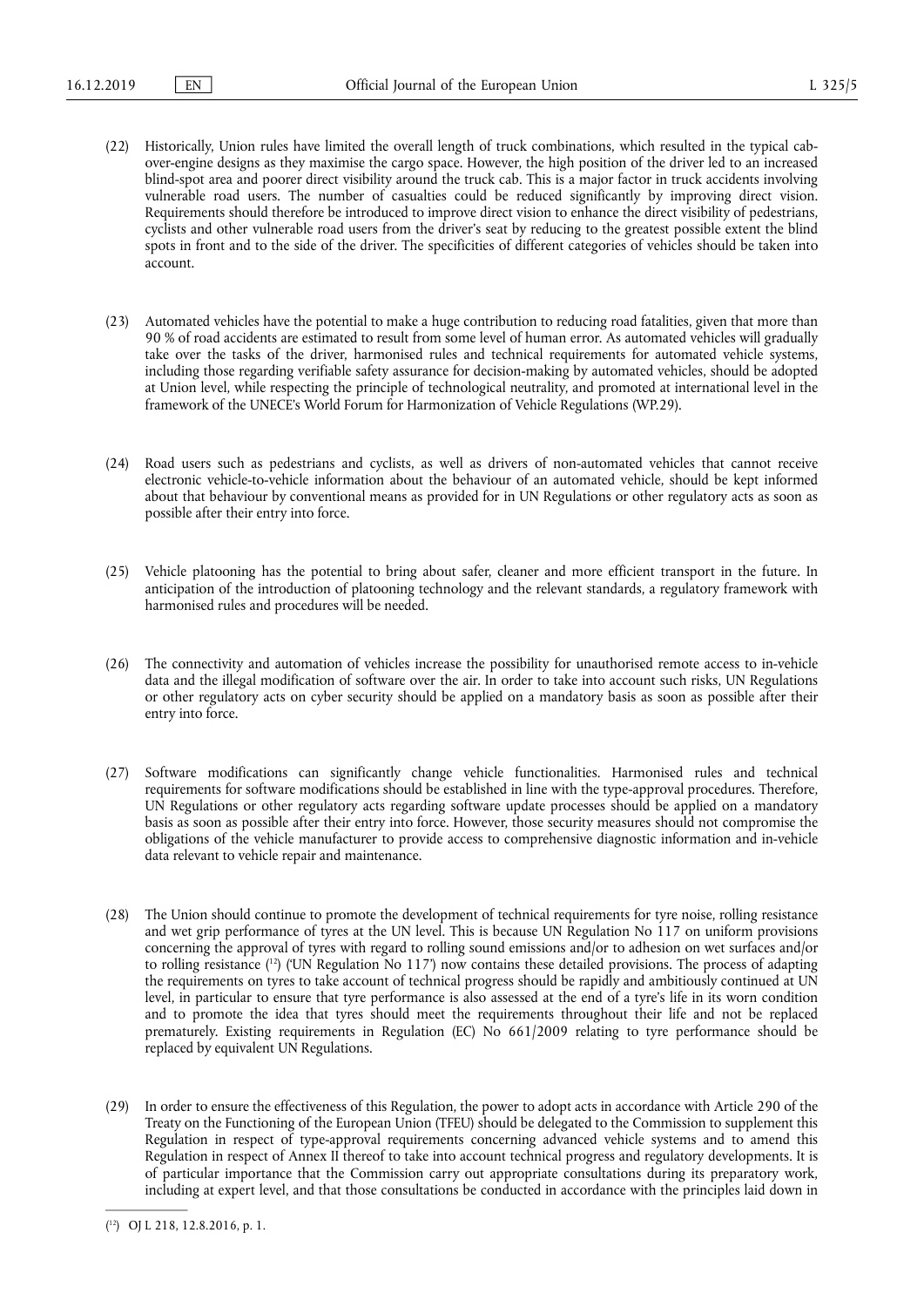(22) Historically, Union rules have limited the overall length of truck combinations, which resulted in the typical cab-over-engine designs as they maximise the cargo space. However, the high position of the driver led to an increased blind-spot area and poorer direct visibility around the truck cab. This is a major factor in truck accidents involving vulnerable road users. The number of casualties could be reduced significantly by improving direct vision. Requirements should therefore be introduced to improve direct vision to enhance the direct visibility of pedestrians, cyclists and other vulnerable road users from the driver's seat by reducing to the greatest possible extent the blind spots in front and to the side of the driver. The specificities of different categories of vehicles should be taken into account.

(23) Automated vehicles have the potential to make a huge contribution to reducing road fatalities, given that more than 90 % of road accidents are estimated to result from some level of human error. As automated vehicles will gradually take over the tasks of the driver, harmonised rules and technical requirements for automated vehicle systems, including those regarding verifiable safety assurance for decision-making by automated vehicles, should be adopted at Union level, while respecting the principle of technological neutrality, and promoted at international level in the framework of the UNECE's World Forum for Harmonization of Vehicle Regulations (WP.29).

(24) Road users such as pedestrians and cyclists, as well as drivers of non-automated vehicles that cannot receive electronic vehicle-to-vehicle information about the behaviour of an automated vehicle, should be kept informed about that behaviour by conventional means as provided for in UN Regulations or other regulatory acts as soon as possible after their entry into force.

(25) Vehicle platooning has the potential to bring about safer, cleaner and more efficient transport in the future. In anticipation of the introduction of platooning technology and the relevant standards, a regulatory framework with harmonised rules and procedures will be needed.

(26) The connectivity and automation of vehicles increase the possibility for unauthorised remote access to in-vehicle data and the illegal modification of software over the air. In order to take into account such risks, UN Regulations or other regulatory acts on cyber security should be applied on a mandatory basis as soon as possible after their entry into force.

(27) Software modifications can significantly change vehicle functionalities. Harmonised rules and technical requirements for software modifications should be established in line with the type-approval procedures. Therefore, UN Regulations or other regulatory acts regarding software update processes should be applied on a mandatory basis as soon as possible after their entry into force. However, those security measures should not compromise the obligations of the vehicle manufacturer to provide access to comprehensive diagnostic information and in-vehicle data relevant to vehicle repair and maintenance.

(28) The Union should continue to promote the development of technical requirements for tyre noise, rolling resistance and wet grip performance of tyres at the UN level. This is because UN Regulation No 117 on uniform provisions concerning the approval of tyres with regard to rolling sound emissions and/or to adhesion on wet surfaces and/or to rolling resistance ([12]) ('UN Regulation No 117') now contains these detailed provisions. The process of adapting the requirements on tyres to take account of technical progress should be rapidly and ambitiously continued at UN level, in particular to ensure that tyre performance is also assessed at the end of a tyre's life in its worn condition and to promote the idea that tyres should meet the requirements throughout their life and not be replaced prematurely. Existing requirements in Regulation (EC) No 661/2009 relating to tyre performance should be replaced by equivalent UN Regulations.

(29) In order to ensure the effectiveness of this Regulation, the power to adopt acts in accordance with Article 290 of the Treaty on the Functioning of the European Union (TFEU) should be delegated to the Commission to supplement this Regulation in respect of type-approval requirements concerning advanced vehicle systems and to amend this Regulation in respect of Annex II thereof to take into account technical progress and regulatory developments. It is of particular importance that the Commission carry out appropriate consultations during its preparatory work, including at expert level, and that those consultations be conducted in accordance with the principles laid down in

([12]) OJ L 218, 12.8.2016, p. 1.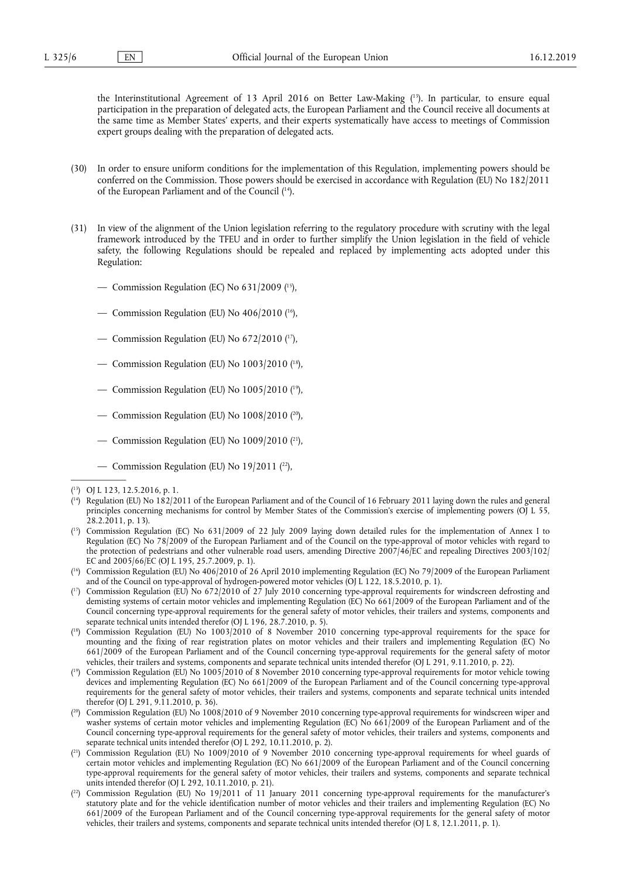the Interinstitutional Agreement of 13 April 2016 on Better Law-Making ([13]). In particular, to ensure equal participation in the preparation of delegated acts, the European Parliament and the Council receive all documents at the same time as Member States' experts, and their experts systematically have access to meetings of Commission expert groups dealing with the preparation of delegated acts.

(30) In order to ensure uniform conditions for the implementation of this Regulation, implementing powers should be conferred on the Commission. Those powers should be exercised in accordance with Regulation (EU) No 182/2011 of the European Parliament and of the Council ([14]).

(31) In view of the alignment of the Union legislation referring to the regulatory procedure with scrutiny with the legal framework introduced by the TFEU and in order to further simplify the Union legislation in the field of vehicle safety, the following Regulations should be repealed and replaced by implementing acts adopted under this Regulation:

— Commission Regulation (EC) No 631/2009 ([15]),

— Commission Regulation (EU) No 406/2010 ([16]),

— Commission Regulation (EU) No 672/2010 ([17]),

— Commission Regulation (EU) No 1003/2010 ([18]),

— Commission Regulation (EU) No 1005/2010 ([19]),

— Commission Regulation (EU) No 1008/2010 ([20]),

— Commission Regulation (EU) No 1009/2010 ([21]),

— Commission Regulation (EU) No 19/2011 ([22]),

---

([13]) OJ L 123, 12.5.2016, p. 1.

([14]) Regulation (EU) No 182/2011 of the European Parliament and of the Council of 16 February 2011 laying down the rules and general principles concerning mechanisms for control by Member States of the Commission's exercise of implementing powers (OJ L 55, 28.2.2011, p. 13).

([15]) Commission Regulation (EC) No 631/2009 of 22 July 2009 laying down detailed rules for the implementation of Annex I to Regulation (EC) No 78/2009 of the European Parliament and of the Council on the type-approval of motor vehicles with regard to the protection of pedestrians and other vulnerable road users, amending Directive 2007/46/EC and repealing Directives 2003/102/EC and 2005/66/EC (OJ L 195, 25.7.2009, p. 1).

([16]) Commission Regulation (EU) No 406/2010 of 26 April 2010 implementing Regulation (EC) No 79/2009 of the European Parliament and of the Council on type-approval of hydrogen-powered motor vehicles (OJ L 122, 18.5.2010, p. 1).

([17]) Commission Regulation (EU) No 672/2010 of 27 July 2010 concerning type-approval requirements for windscreen defrosting and demisting systems of certain motor vehicles and implementing Regulation (EC) No 661/2009 of the European Parliament and of the Council concerning type-approval requirements for the general safety of motor vehicles, their trailers and systems, components and separate technical units intended therefor (OJ L 196, 28.7.2010, p. 5).

([18]) Commission Regulation (EU) No 1003/2010 of 8 November 2010 concerning type-approval requirements for the space for mounting and the fixing of rear registration plates on motor vehicles and their trailers and implementing Regulation (EC) No 661/2009 of the European Parliament and of the Council concerning type-approval requirements for the general safety of motor vehicles, their trailers and systems, components and separate technical units intended therefor (OJ L 291, 9.11.2010, p. 22).

([19]) Commission Regulation (EU) No 1005/2010 of 8 November 2010 concerning type-approval requirements for motor vehicle towing devices and implementing Regulation (EC) No 661/2009 of the European Parliament and of the Council concerning type-approval requirements for the general safety of motor vehicles, their trailers and systems, components and separate technical units intended therefor (OJ L 291, 9.11.2010, p. 36).

([20]) Commission Regulation (EU) No 1008/2010 of 9 November 2010 concerning type-approval requirements for windscreen wiper and washer systems of certain motor vehicles and implementing Regulation (EC) No 661/2009 of the European Parliament and of the Council concerning type-approval requirements for the general safety of motor vehicles, their trailers and systems, components and separate technical units intended therefor (OJ L 292, 10.11.2010, p. 2).

([21]) Commission Regulation (EU) No 1009/2010 of 9 November 2010 concerning type-approval requirements for wheel guards of certain motor vehicles and implementing Regulation (EC) No 661/2009 of the European Parliament and of the Council concerning type-approval requirements for the general safety of motor vehicles, their trailers and systems, components and separate technical units intended therefor (OJ L 292, 10.11.2010, p. 21).

([22]) Commission Regulation (EU) No 19/2011 of 11 January 2011 concerning type-approval requirements for the manufacturer's statutory plate and for the vehicle identification number of motor vehicles and their trailers and implementing Regulation (EC) No 661/2009 of the European Parliament and of the Council concerning type-approval requirements for the general safety of motor vehicles, their trailers and systems, components and separate technical units intended therefor (OJ L 8, 12.1.2011, p. 1).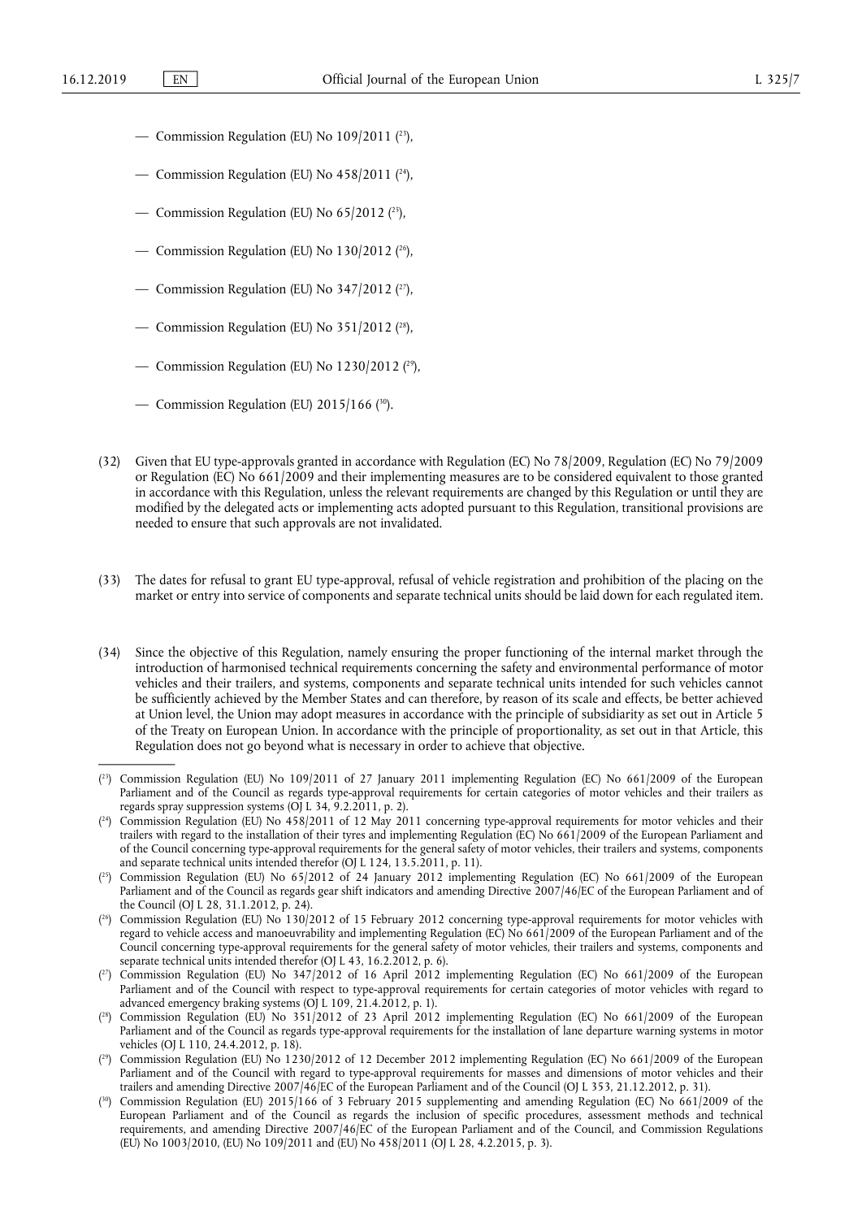— Commission Regulation (EU) No 109/2011 ([23]),

— Commission Regulation (EU) No 458/2011 ([24]),

— Commission Regulation (EU) No 65/2012 ([25]),

— Commission Regulation (EU) No 130/2012 ([26]),

— Commission Regulation (EU) No 347/2012 ([27]),

— Commission Regulation (EU) No 351/2012 ([28]),

— Commission Regulation (EU) No 1230/2012 ([29]),

— Commission Regulation (EU) 2015/166 ([30]).

(32) Given that EU type-approvals granted in accordance with Regulation (EC) No 78/2009, Regulation (EC) No 79/2009 or Regulation (EC) No 661/2009 and their implementing measures are to be considered equivalent to those granted in accordance with this Regulation, unless the relevant requirements are changed by this Regulation or until they are modified by the delegated acts or implementing acts adopted pursuant to this Regulation, transitional provisions are needed to ensure that such approvals are not invalidated.

(33) The dates for refusal to grant EU type-approval, refusal of vehicle registration and prohibition of the placing on the market or entry into service of components and separate technical units should be laid down for each regulated item.

(34) Since the objective of this Regulation, namely ensuring the proper functioning of the internal market through the introduction of harmonised technical requirements concerning the safety and environmental performance of motor vehicles and their trailers, and systems, components and separate technical units intended for such vehicles cannot be sufficiently achieved by the Member States and can therefore, by reason of its scale and effects, be better achieved at Union level, the Union may adopt measures in accordance with the principle of subsidiarity as set out in Article 5 of the Treaty on European Union. In accordance with the principle of proportionality, as set out in that Article, this Regulation does not go beyond what is necessary in order to achieve that objective.

---

([23]) Commission Regulation (EU) No 109/2011 of 27 January 2011 implementing Regulation (EC) No 661/2009 of the European Parliament and of the Council as regards type-approval requirements for certain categories of motor vehicles and their trailers as regards spray suppression systems (OJ L 34, 9.2.2011, p. 2).

([24]) Commission Regulation (EU) No 458/2011 of 12 May 2011 concerning type-approval requirements for motor vehicles and their trailers with regard to the installation of their tyres and implementing Regulation (EC) No 661/2009 of the European Parliament and of the Council concerning type-approval requirements for the general safety of motor vehicles, their trailers and systems, components and separate technical units intended therefor (OJ L 124, 13.5.2011, p. 11).

([25]) Commission Regulation (EU) No 65/2012 of 24 January 2012 implementing Regulation (EC) No 661/2009 of the European Parliament and of the Council as regards gear shift indicators and amending Directive 2007/46/EC of the European Parliament and of the Council (OJ L 28, 31.1.2012, p. 24).

([26]) Commission Regulation (EU) No 130/2012 of 15 February 2012 concerning type-approval requirements for motor vehicles with regard to vehicle access and manoeuvrability and implementing Regulation (EC) No 661/2009 of the European Parliament and of the Council concerning type-approval requirements for the general safety of motor vehicles, their trailers and systems, components and separate technical units intended therefor (OJ L 43, 16.2.2012, p. 6).

([27]) Commission Regulation (EU) No 347/2012 of 16 April 2012 implementing Regulation (EC) No 661/2009 of the European Parliament and of the Council with respect to type-approval requirements for certain categories of motor vehicles with regard to advanced emergency braking systems (OJ L 109, 21.4.2012, p. 1).

([28]) Commission Regulation (EU) No 351/2012 of 23 April 2012 implementing Regulation (EC) No 661/2009 of the European Parliament and of the Council as regards type-approval requirements for the installation of lane departure warning systems in motor vehicles (OJ L 110, 24.4.2012, p. 18).

([29]) Commission Regulation (EU) No 1230/2012 of 12 December 2012 implementing Regulation (EC) No 661/2009 of the European Parliament and of the Council with regard to type-approval requirements for masses and dimensions of motor vehicles and their trailers and amending Directive 2007/46/EC of the European Parliament and of the Council (OJ L 353, 21.12.2012, p. 31).

([30]) Commission Regulation (EU) 2015/166 of 3 February 2015 supplementing and amending Regulation (EC) No 661/2009 of the European Parliament and of the Council as regards the inclusion of specific procedures, assessment methods and technical requirements, and amending Directive 2007/46/EC of the European Parliament and of the Council, and Commission Regulations (EU) No 1003/2010, (EU) No 109/2011 and (EU) No 458/2011 (OJ L 28, 4.2.2015, p. 3).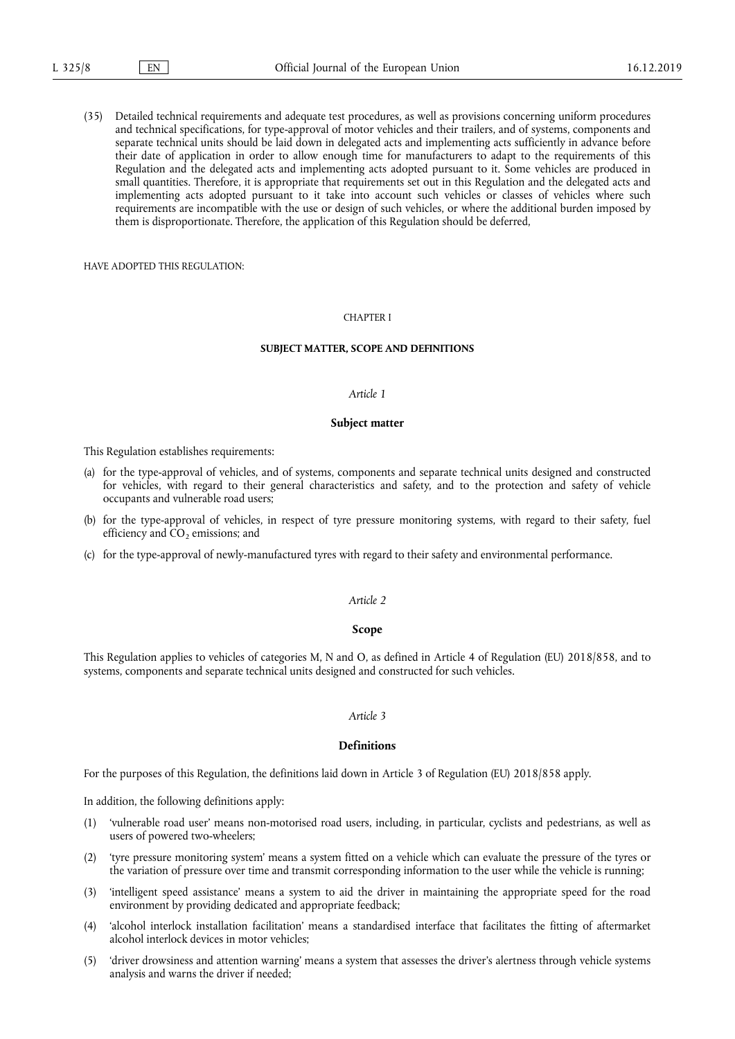(35) Detailed technical requirements and adequate test procedures, as well as provisions concerning uniform procedures and technical specifications, for type-approval of motor vehicles and their trailers, and of systems, components and separate technical units should be laid down in delegated acts and implementing acts sufficiently in advance before their date of application in order to allow enough time for manufacturers to adapt to the requirements of this Regulation and the delegated acts and implementing acts adopted pursuant to it. Some vehicles are produced in small quantities. Therefore, it is appropriate that requirements set out in this Regulation and the delegated acts and implementing acts adopted pursuant to it take into account such vehicles or classes of vehicles where such requirements are incompatible with the use or design of such vehicles, or where the additional burden imposed by them is disproportionate. Therefore, the application of this Regulation should be deferred,

HAVE ADOPTED THIS REGULATION:

## CHAPTER I

## SUBJECT MATTER, SCOPE AND DEFINITIONS

### *Article 1*

### Subject matter

This Regulation establishes requirements:

(a) for the type-approval of vehicles, and of systems, components and separate technical units designed and constructed for vehicles, with regard to their general characteristics and safety, and to the protection and safety of vehicle occupants and vulnerable road users;

(b) for the type-approval of vehicles, in respect of tyre pressure monitoring systems, with regard to their safety, fuel efficiency and $CO_2$ emissions; and

(c) for the type-approval of newly-manufactured tyres with regard to their safety and environmental performance.

### *Article 2*

### Scope

This Regulation applies to vehicles of categories M, N and O, as defined in Article 4 of Regulation (EU) 2018/858, and to systems, components and separate technical units designed and constructed for such vehicles.

### *Article 3*

### Definitions

For the purposes of this Regulation, the definitions laid down in Article 3 of Regulation (EU) 2018/858 apply.

In addition, the following definitions apply:

(1) 'vulnerable road user' means non-motorised road users, including, in particular, cyclists and pedestrians, as well as users of powered two-wheelers;

(2) 'tyre pressure monitoring system' means a system fitted on a vehicle which can evaluate the pressure of the tyres or the variation of pressure over time and transmit corresponding information to the user while the vehicle is running;

(3) 'intelligent speed assistance' means a system to aid the driver in maintaining the appropriate speed for the road environment by providing dedicated and appropriate feedback;

(4) 'alcohol interlock installation facilitation' means a standardised interface that facilitates the fitting of aftermarket alcohol interlock devices in motor vehicles;

(5) 'driver drowsiness and attention warning' means a system that assesses the driver's alertness through vehicle systems analysis and warns the driver if needed;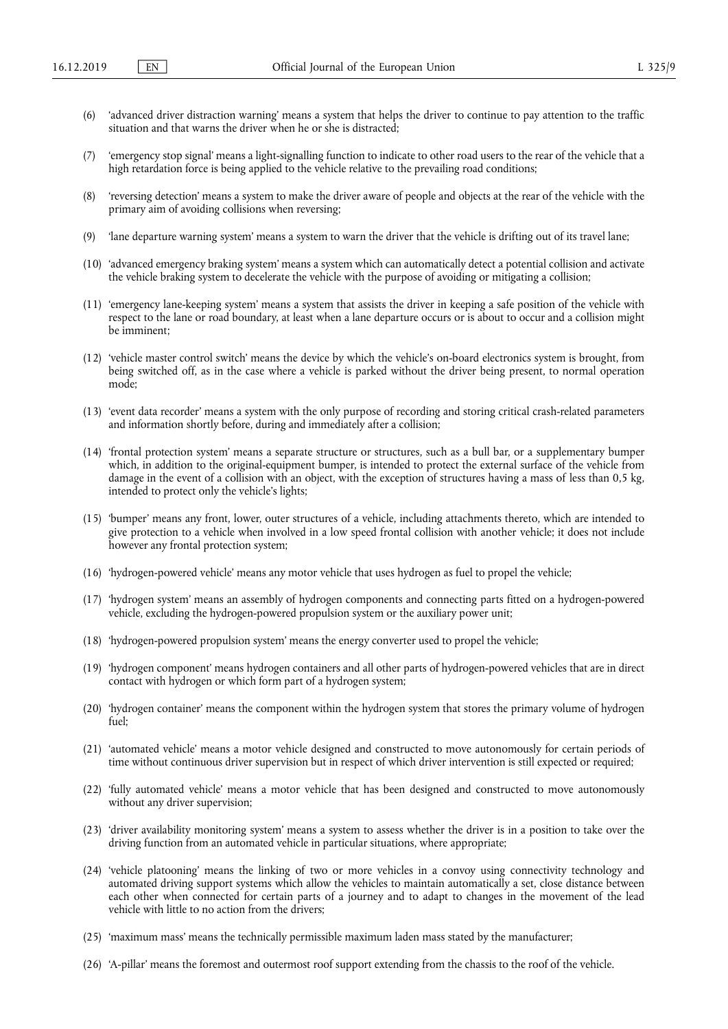(6) 'advanced driver distraction warning' means a system that helps the driver to continue to pay attention to the traffic situation and that warns the driver when he or she is distracted;

(7) 'emergency stop signal' means a light-signalling function to indicate to other road users to the rear of the vehicle that a high retardation force is being applied to the vehicle relative to the prevailing road conditions;

(8) 'reversing detection' means a system to make the driver aware of people and objects at the rear of the vehicle with the primary aim of avoiding collisions when reversing;

(9) 'lane departure warning system' means a system to warn the driver that the vehicle is drifting out of its travel lane;

(10) 'advanced emergency braking system' means a system which can automatically detect a potential collision and activate the vehicle braking system to decelerate the vehicle with the purpose of avoiding or mitigating a collision;

(11) 'emergency lane-keeping system' means a system that assists the driver in keeping a safe position of the vehicle with respect to the lane or road boundary, at least when a lane departure occurs or is about to occur and a collision might be imminent;

(12) 'vehicle master control switch' means the device by which the vehicle's on-board electronics system is brought, from being switched off, as in the case where a vehicle is parked without the driver being present, to normal operation mode;

(13) 'event data recorder' means a system with the only purpose of recording and storing critical crash-related parameters and information shortly before, during and immediately after a collision;

(14) 'frontal protection system' means a separate structure or structures, such as a bull bar, or a supplementary bumper which, in addition to the original-equipment bumper, is intended to protect the external surface of the vehicle from damage in the event of a collision with an object, with the exception of structures having a mass of less than 0,5 kg, intended to protect only the vehicle's lights;

(15) 'bumper' means any front, lower, outer structures of a vehicle, including attachments thereto, which are intended to give protection to a vehicle when involved in a low speed frontal collision with another vehicle; it does not include however any frontal protection system;

(16) 'hydrogen-powered vehicle' means any motor vehicle that uses hydrogen as fuel to propel the vehicle;

(17) 'hydrogen system' means an assembly of hydrogen components and connecting parts fitted on a hydrogen-powered vehicle, excluding the hydrogen-powered propulsion system or the auxiliary power unit;

(18) 'hydrogen-powered propulsion system' means the energy converter used to propel the vehicle;

(19) 'hydrogen component' means hydrogen containers and all other parts of hydrogen-powered vehicles that are in direct contact with hydrogen or which form part of a hydrogen system;

(20) 'hydrogen container' means the component within the hydrogen system that stores the primary volume of hydrogen fuel;

(21) 'automated vehicle' means a motor vehicle designed and constructed to move autonomously for certain periods of time without continuous driver supervision but in respect of which driver intervention is still expected or required;

(22) 'fully automated vehicle' means a motor vehicle that has been designed and constructed to move autonomously without any driver supervision;

(23) 'driver availability monitoring system' means a system to assess whether the driver is in a position to take over the driving function from an automated vehicle in particular situations, where appropriate;

(24) 'vehicle platooning' means the linking of two or more vehicles in a convoy using connectivity technology and automated driving support systems which allow the vehicles to maintain automatically a set, close distance between each other when connected for certain parts of a journey and to adapt to changes in the movement of the lead vehicle with little to no action from the drivers;

(25) 'maximum mass' means the technically permissible maximum laden mass stated by the manufacturer;

(26) 'A-pillar' means the foremost and outermost roof support extending from the chassis to the roof of the vehicle.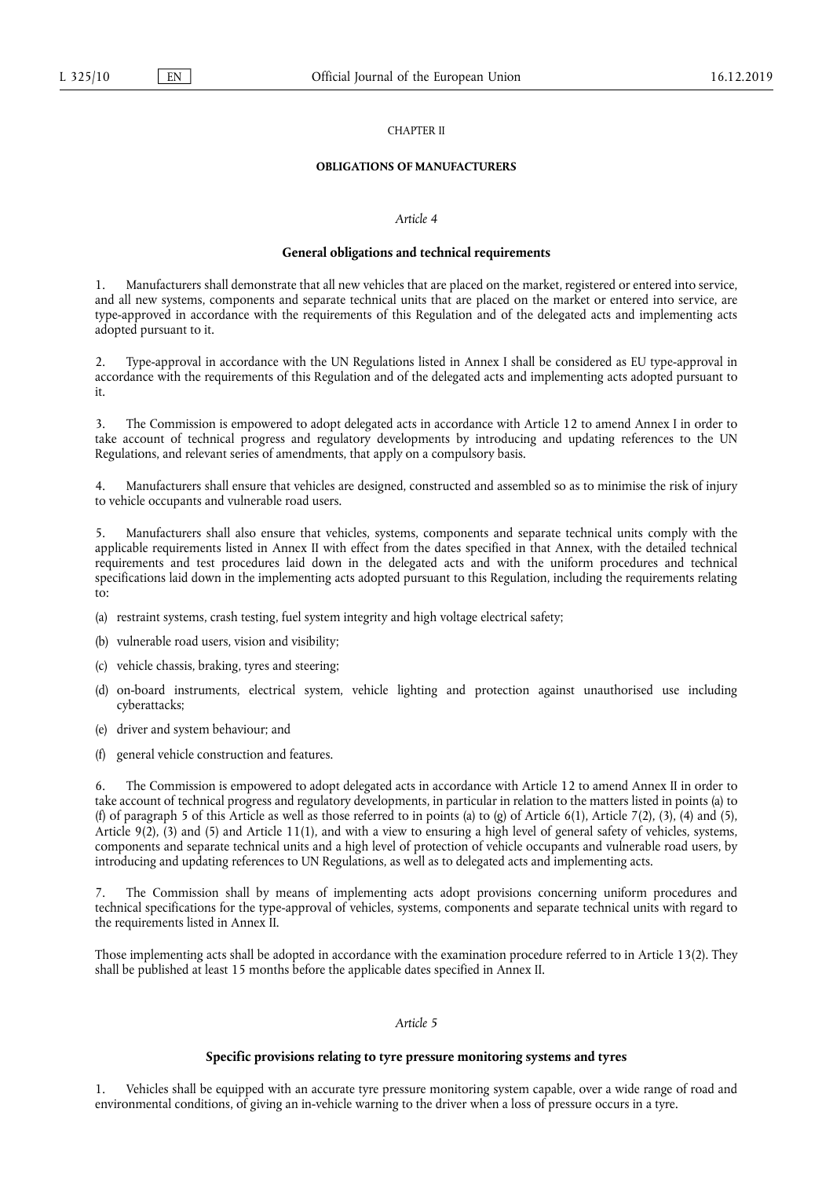CHAPTER II

**OBLIGATIONS OF MANUFACTURERS**

*Article 4*

**General obligations and technical requirements**

1. Manufacturers shall demonstrate that all new vehicles that are placed on the market, registered or entered into service, and all new systems, components and separate technical units that are placed on the market or entered into service, are type-approved in accordance with the requirements of this Regulation and of the delegated acts and implementing acts adopted pursuant to it.

2. Type-approval in accordance with the UN Regulations listed in Annex I shall be considered as EU type-approval in accordance with the requirements of this Regulation and of the delegated acts and implementing acts adopted pursuant to it.

3. The Commission is empowered to adopt delegated acts in accordance with Article 12 to amend Annex I in order to take account of technical progress and regulatory developments by introducing and updating references to the UN Regulations, and relevant series of amendments, that apply on a compulsory basis.

4. Manufacturers shall ensure that vehicles are designed, constructed and assembled so as to minimise the risk of injury to vehicle occupants and vulnerable road users.

5. Manufacturers shall also ensure that vehicles, systems, components and separate technical units comply with the applicable requirements listed in Annex II with effect from the dates specified in that Annex, with the detailed technical requirements and test procedures laid down in the delegated acts and with the uniform procedures and technical specifications laid down in the implementing acts adopted pursuant to this Regulation, including the requirements relating to:

(a) restraint systems, crash testing, fuel system integrity and high voltage electrical safety;

(b) vulnerable road users, vision and visibility;

(c) vehicle chassis, braking, tyres and steering;

(d) on-board instruments, electrical system, vehicle lighting and protection against unauthorised use including cyberattacks;

(e) driver and system behaviour; and

(f) general vehicle construction and features.

6. The Commission is empowered to adopt delegated acts in accordance with Article 12 to amend Annex II in order to take account of technical progress and regulatory developments, in particular in relation to the matters listed in points (a) to (f) of paragraph 5 of this Article as well as those referred to in points (a) to (g) of Article 6(1), Article 7(2), (3), (4) and (5), Article 9(2), (3) and (5) and Article 11(1), and with a view to ensuring a high level of general safety of vehicles, systems, components and separate technical units and a high level of protection of vehicle occupants and vulnerable road users, by introducing and updating references to UN Regulations, as well as to delegated acts and implementing acts.

7. The Commission shall by means of implementing acts adopt provisions concerning uniform procedures and technical specifications for the type-approval of vehicles, systems, components and separate technical units with regard to the requirements listed in Annex II.

Those implementing acts shall be adopted in accordance with the examination procedure referred to in Article 13(2). They shall be published at least 15 months before the applicable dates specified in Annex II.

*Article 5*

**Specific provisions relating to tyre pressure monitoring systems and tyres**

1. Vehicles shall be equipped with an accurate tyre pressure monitoring system capable, over a wide range of road and environmental conditions, of giving an in-vehicle warning to the driver when a loss of pressure occurs in a tyre.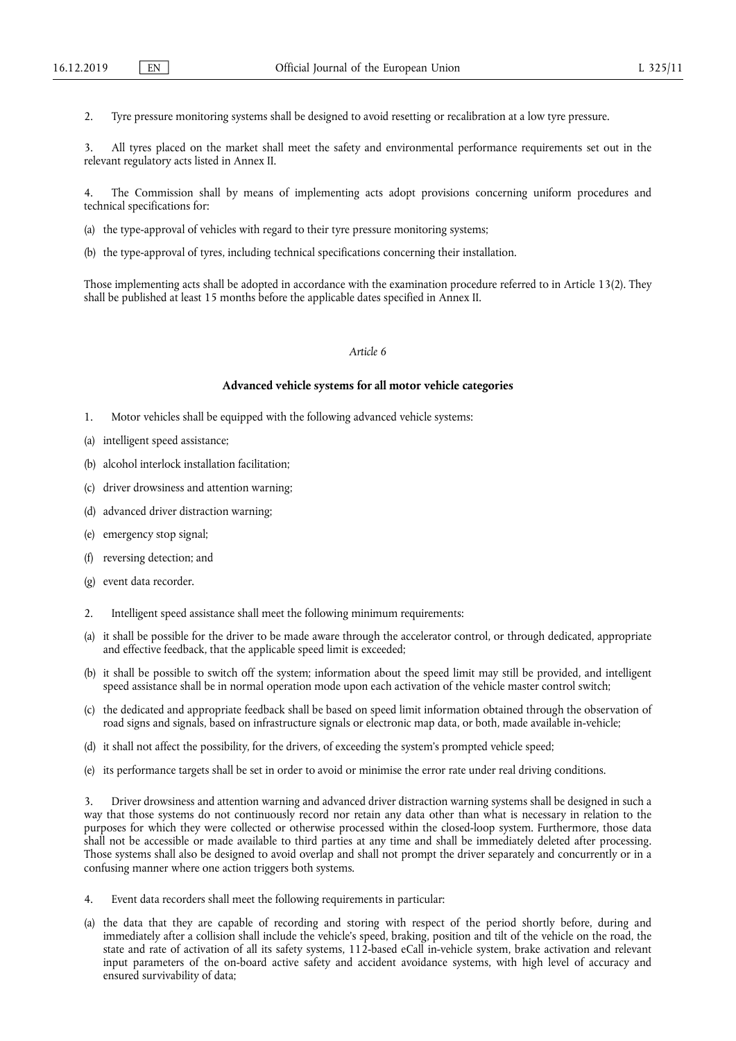2. Tyre pressure monitoring systems shall be designed to avoid resetting or recalibration at a low tyre pressure.

3. All tyres placed on the market shall meet the safety and environmental performance requirements set out in the relevant regulatory acts listed in Annex II.

4. The Commission shall by means of implementing acts adopt provisions concerning uniform procedures and technical specifications for:

(a) the type-approval of vehicles with regard to their tyre pressure monitoring systems;

(b) the type-approval of tyres, including technical specifications concerning their installation.

Those implementing acts shall be adopted in accordance with the examination procedure referred to in Article 13(2). They shall be published at least 15 months before the applicable dates specified in Annex II.

*Article 6*

**Advanced vehicle systems for all motor vehicle categories**

1. Motor vehicles shall be equipped with the following advanced vehicle systems:

(a) intelligent speed assistance;

(b) alcohol interlock installation facilitation;

(c) driver drowsiness and attention warning;

(d) advanced driver distraction warning;

(e) emergency stop signal;

(f) reversing detection; and

(g) event data recorder.

2. Intelligent speed assistance shall meet the following minimum requirements:

(a) it shall be possible for the driver to be made aware through the accelerator control, or through dedicated, appropriate and effective feedback, that the applicable speed limit is exceeded;

(b) it shall be possible to switch off the system; information about the speed limit may still be provided, and intelligent speed assistance shall be in normal operation mode upon each activation of the vehicle master control switch;

(c) the dedicated and appropriate feedback shall be based on speed limit information obtained through the observation of road signs and signals, based on infrastructure signals or electronic map data, or both, made available in-vehicle;

(d) it shall not affect the possibility, for the drivers, of exceeding the system's prompted vehicle speed;

(e) its performance targets shall be set in order to avoid or minimise the error rate under real driving conditions.

3. Driver drowsiness and attention warning and advanced driver distraction warning systems shall be designed in such a way that those systems do not continuously record nor retain any data other than what is necessary in relation to the purposes for which they were collected or otherwise processed within the closed-loop system. Furthermore, those data shall not be accessible or made available to third parties at any time and shall be immediately deleted after processing. Those systems shall also be designed to avoid overlap and shall not prompt the driver separately and concurrently or in a confusing manner where one action triggers both systems.

4. Event data recorders shall meet the following requirements in particular:

(a) the data that they are capable of recording and storing with respect of the period shortly before, during and immediately after a collision shall include the vehicle's speed, braking, position and tilt of the vehicle on the road, the state and rate of activation of all its safety systems, 112-based eCall in-vehicle system, brake activation and relevant input parameters of the on-board active safety and accident avoidance systems, with high level of accuracy and ensured survivability of data;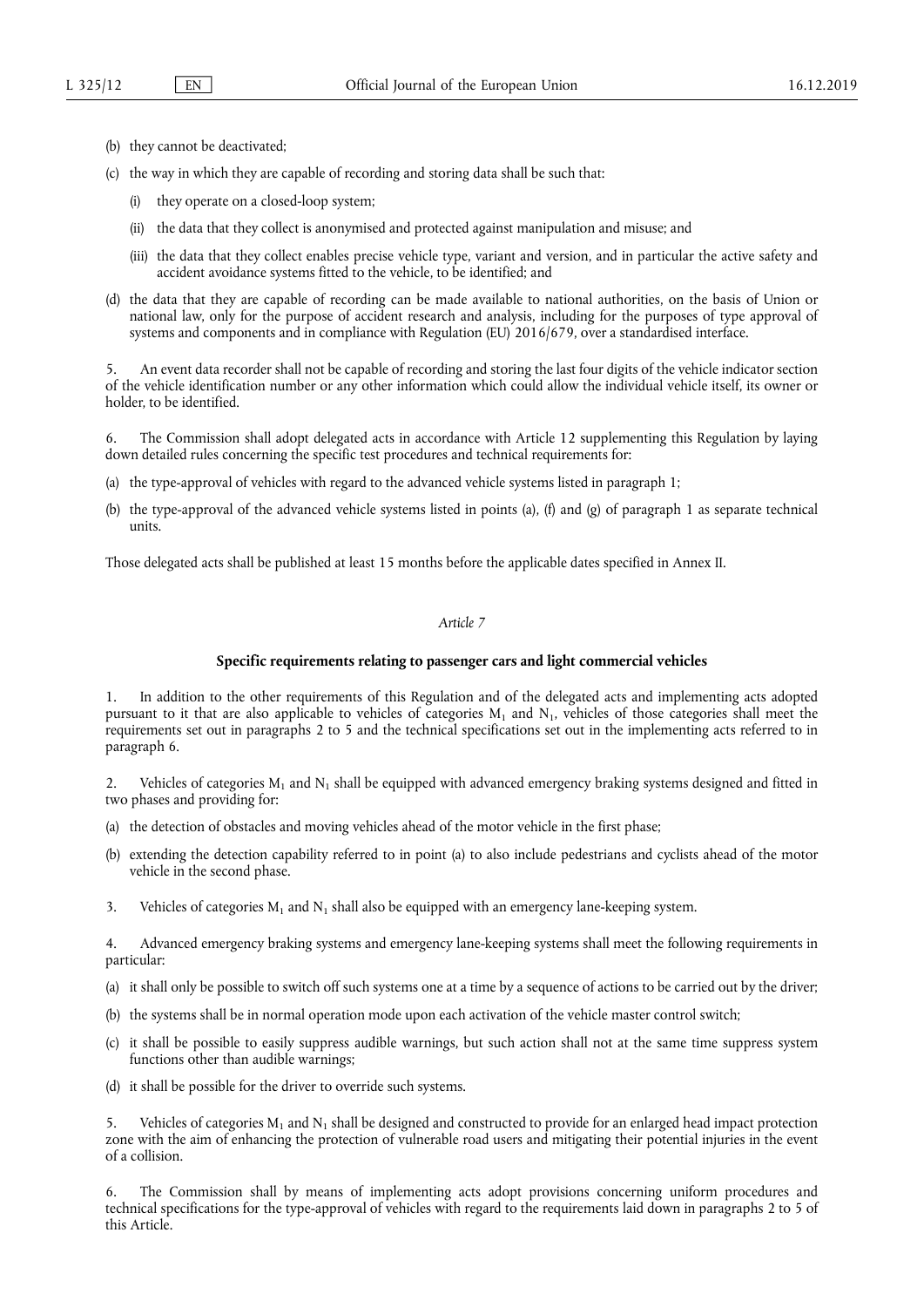(b) they cannot be deactivated;

(c) the way in which they are capable of recording and storing data shall be such that:

  (i) they operate on a closed-loop system;

  (ii) the data that they collect is anonymised and protected against manipulation and misuse; and

  (iii) the data that they collect enables precise vehicle type, variant and version, and in particular the active safety and accident avoidance systems fitted to the vehicle, to be identified; and

(d) the data that they are capable of recording can be made available to national authorities, on the basis of Union or national law, only for the purpose of accident research and analysis, including for the purposes of type approval of systems and components and in compliance with Regulation (EU) 2016/679, over a standardised interface.

5. An event data recorder shall not be capable of recording and storing the last four digits of the vehicle indicator section of the vehicle identification number or any other information which could allow the individual vehicle itself, its owner or holder, to be identified.

6. The Commission shall adopt delegated acts in accordance with Article 12 supplementing this Regulation by laying down detailed rules concerning the specific test procedures and technical requirements for:

(a) the type-approval of vehicles with regard to the advanced vehicle systems listed in paragraph 1;

(b) the type-approval of the advanced vehicle systems listed in points (a), (f) and (g) of paragraph 1 as separate technical units.

Those delegated acts shall be published at least 15 months before the applicable dates specified in Annex II.

*Article 7*

**Specific requirements relating to passenger cars and light commercial vehicles**

1. In addition to the other requirements of this Regulation and of the delegated acts and implementing acts adopted pursuant to it that are also applicable to vehicles of categories $M_1$ and $N_1$, vehicles of those categories shall meet the requirements set out in paragraphs 2 to 5 and the technical specifications set out in the implementing acts referred to in paragraph 6.

2. Vehicles of categories $M_1$ and $N_1$ shall be equipped with advanced emergency braking systems designed and fitted in two phases and providing for:

(a) the detection of obstacles and moving vehicles ahead of the motor vehicle in the first phase;

(b) extending the detection capability referred to in point (a) to also include pedestrians and cyclists ahead of the motor vehicle in the second phase.

3. Vehicles of categories $M_1$ and $N_1$ shall also be equipped with an emergency lane-keeping system.

4. Advanced emergency braking systems and emergency lane-keeping systems shall meet the following requirements in particular:

(a) it shall only be possible to switch off such systems one at a time by a sequence of actions to be carried out by the driver;

(b) the systems shall be in normal operation mode upon each activation of the vehicle master control switch;

(c) it shall be possible to easily suppress audible warnings, but such action shall not at the same time suppress system functions other than audible warnings;

(d) it shall be possible for the driver to override such systems.

5. Vehicles of categories $M_1$ and $N_1$ shall be designed and constructed to provide for an enlarged head impact protection zone with the aim of enhancing the protection of vulnerable road users and mitigating their potential injuries in the event of a collision.

6. The Commission shall by means of implementing acts adopt provisions concerning uniform procedures and technical specifications for the type-approval of vehicles with regard to the requirements laid down in paragraphs 2 to 5 of this Article.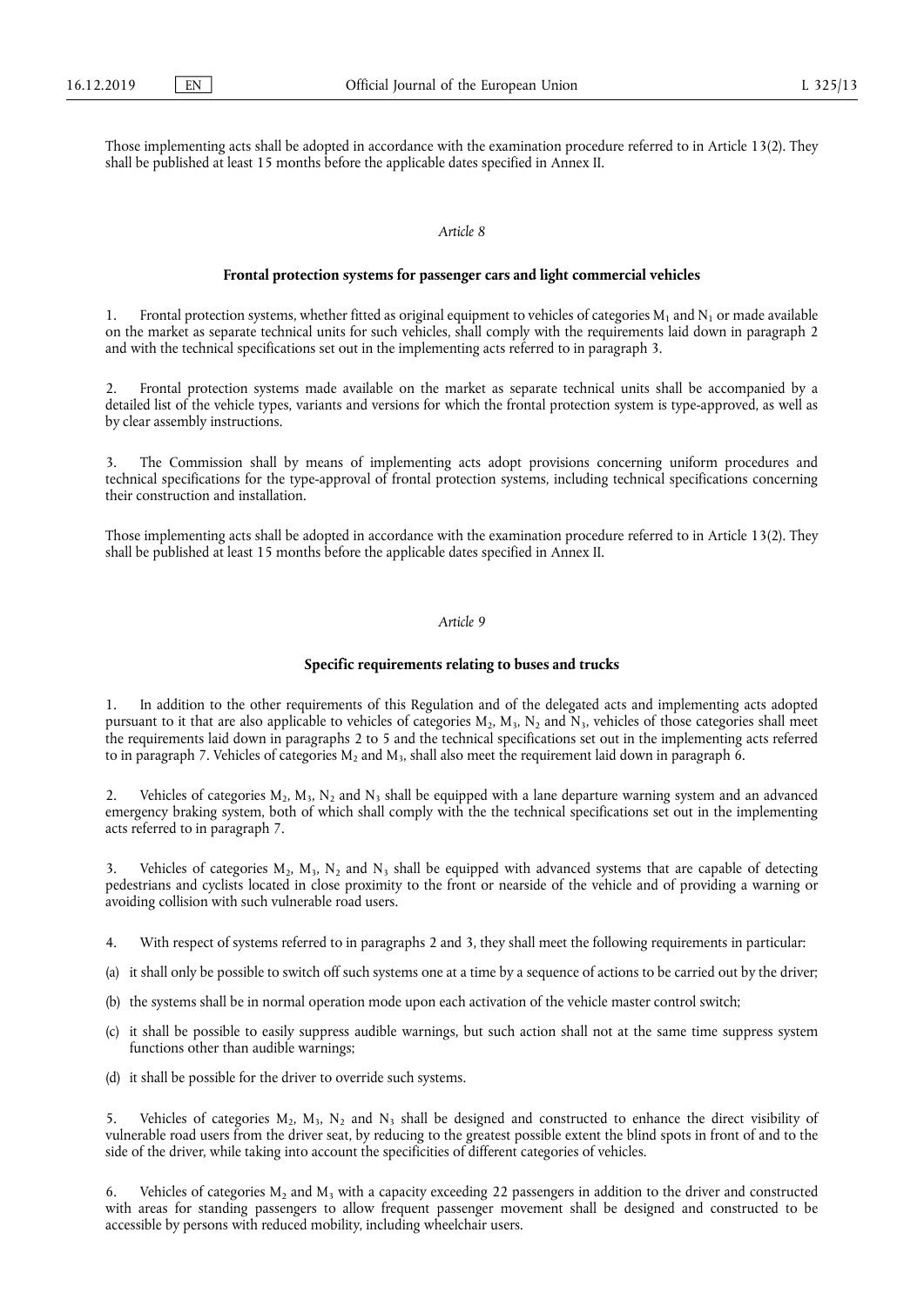Those implementing acts shall be adopted in accordance with the examination procedure referred to in Article 13(2). They shall be published at least 15 months before the applicable dates specified in Annex II.

*Article 8*

**Frontal protection systems for passenger cars and light commercial vehicles**

1. Frontal protection systems, whether fitted as original equipment to vehicles of categories $M_1$ and $N_1$ or made available on the market as separate technical units for such vehicles, shall comply with the requirements laid down in paragraph 2 and with the technical specifications set out in the implementing acts referred to in paragraph 3.

2. Frontal protection systems made available on the market as separate technical units shall be accompanied by a detailed list of the vehicle types, variants and versions for which the frontal protection system is type-approved, as well as by clear assembly instructions.

3. The Commission shall by means of implementing acts adopt provisions concerning uniform procedures and technical specifications for the type-approval of frontal protection systems, including technical specifications concerning their construction and installation.

Those implementing acts shall be adopted in accordance with the examination procedure referred to in Article 13(2). They shall be published at least 15 months before the applicable dates specified in Annex II.

*Article 9*

**Specific requirements relating to buses and trucks**

1. In addition to the other requirements of this Regulation and of the delegated acts and implementing acts adopted pursuant to it that are also applicable to vehicles of categories $M_2$, $M_3$, $N_2$ and $N_3$, vehicles of those categories shall meet the requirements laid down in paragraphs 2 to 5 and the technical specifications set out in the implementing acts referred to in paragraph 7. Vehicles of categories $M_2$ and $M_3$, shall also meet the requirement laid down in paragraph 6.

2. Vehicles of categories $M_2$, $M_3$, $N_2$ and $N_3$ shall be equipped with a lane departure warning system and an advanced emergency braking system, both of which shall comply with the the technical specifications set out in the implementing acts referred to in paragraph 7.

3. Vehicles of categories $M_2$, $M_3$, $N_2$ and $N_3$ shall be equipped with advanced systems that are capable of detecting pedestrians and cyclists located in close proximity to the front or nearside of the vehicle and of providing a warning or avoiding collision with such vulnerable road users.

4. With respect of systems referred to in paragraphs 2 and 3, they shall meet the following requirements in particular:

(a) it shall only be possible to switch off such systems one at a time by a sequence of actions to be carried out by the driver;

(b) the systems shall be in normal operation mode upon each activation of the vehicle master control switch;

(c) it shall be possible to easily suppress audible warnings, but such action shall not at the same time suppress system functions other than audible warnings;

(d) it shall be possible for the driver to override such systems.

5. Vehicles of categories $M_2$, $M_3$, $N_2$ and $N_3$ shall be designed and constructed to enhance the direct visibility of vulnerable road users from the driver seat, by reducing to the greatest possible extent the blind spots in front of and to the side of the driver, while taking into account the specificities of different categories of vehicles.

6. Vehicles of categories $M_2$ and $M_3$ with a capacity exceeding 22 passengers in addition to the driver and constructed with areas for standing passengers to allow frequent passenger movement shall be designed and constructed to be accessible by persons with reduced mobility, including wheelchair users.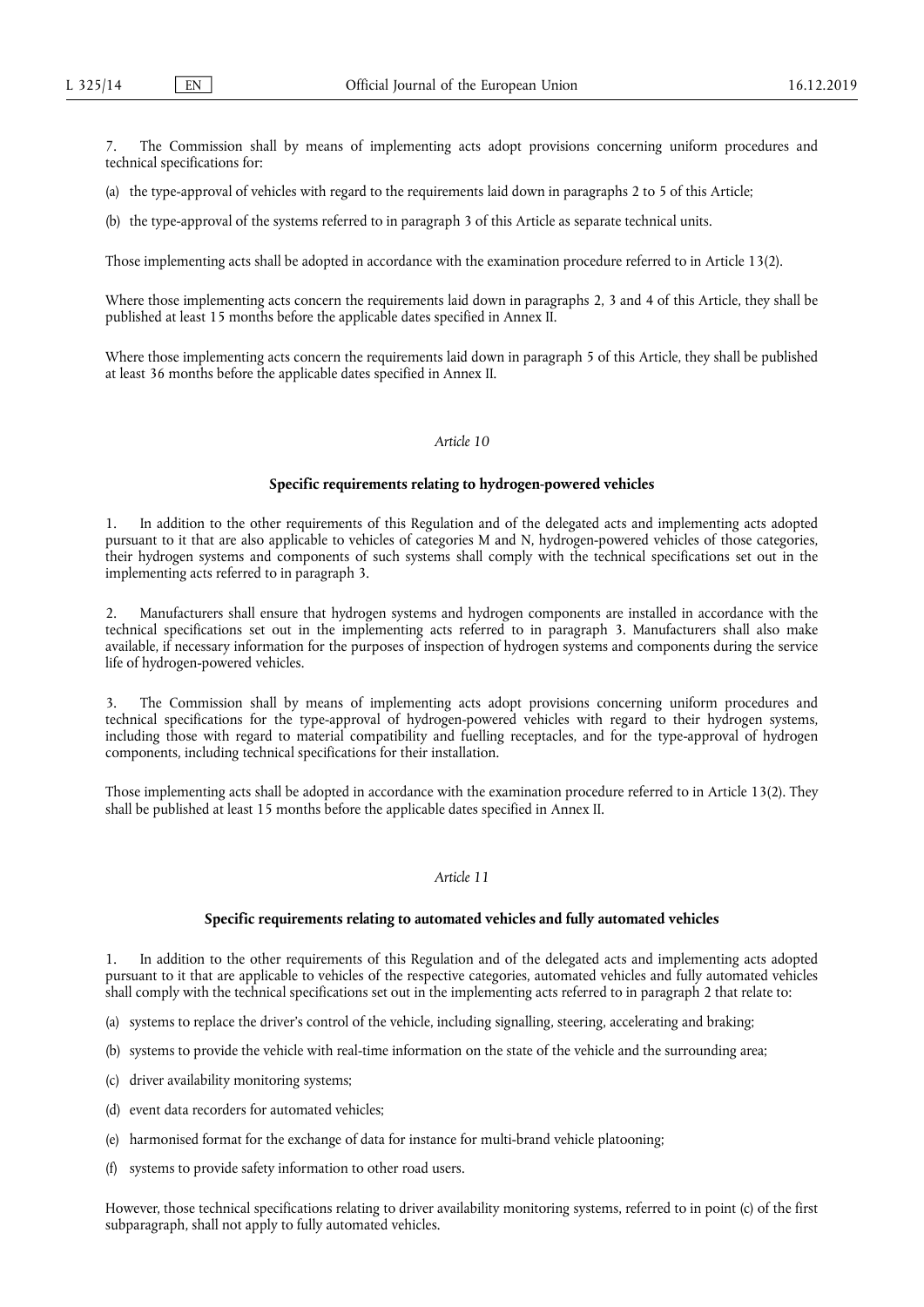7. The Commission shall by means of implementing acts adopt provisions concerning uniform procedures and technical specifications for:

(a) the type-approval of vehicles with regard to the requirements laid down in paragraphs 2 to 5 of this Article;

(b) the type-approval of the systems referred to in paragraph 3 of this Article as separate technical units.

Those implementing acts shall be adopted in accordance with the examination procedure referred to in Article 13(2).

Where those implementing acts concern the requirements laid down in paragraphs 2, 3 and 4 of this Article, they shall be published at least 15 months before the applicable dates specified in Annex II.

Where those implementing acts concern the requirements laid down in paragraph 5 of this Article, they shall be published at least 36 months before the applicable dates specified in Annex II.

*Article 10*

**Specific requirements relating to hydrogen-powered vehicles**

1. In addition to the other requirements of this Regulation and of the delegated acts and implementing acts adopted pursuant to it that are also applicable to vehicles of categories M and N, hydrogen-powered vehicles of those categories, their hydrogen systems and components of such systems shall comply with the technical specifications set out in the implementing acts referred to in paragraph 3.

2. Manufacturers shall ensure that hydrogen systems and hydrogen components are installed in accordance with the technical specifications set out in the implementing acts referred to in paragraph 3. Manufacturers shall also make available, if necessary information for the purposes of inspection of hydrogen systems and components during the service life of hydrogen-powered vehicles.

3. The Commission shall by means of implementing acts adopt provisions concerning uniform procedures and technical specifications for the type-approval of hydrogen-powered vehicles with regard to their hydrogen systems, including those with regard to material compatibility and fuelling receptacles, and for the type-approval of hydrogen components, including technical specifications for their installation.

Those implementing acts shall be adopted in accordance with the examination procedure referred to in Article 13(2). They shall be published at least 15 months before the applicable dates specified in Annex II.

*Article 11*

**Specific requirements relating to automated vehicles and fully automated vehicles**

1. In addition to the other requirements of this Regulation and of the delegated acts and implementing acts adopted pursuant to it that are applicable to vehicles of the respective categories, automated vehicles and fully automated vehicles shall comply with the technical specifications set out in the implementing acts referred to in paragraph 2 that relate to:

(a) systems to replace the driver's control of the vehicle, including signalling, steering, accelerating and braking;

(b) systems to provide the vehicle with real-time information on the state of the vehicle and the surrounding area;

(c) driver availability monitoring systems;

(d) event data recorders for automated vehicles;

(e) harmonised format for the exchange of data for instance for multi-brand vehicle platooning;

(f) systems to provide safety information to other road users.

However, those technical specifications relating to driver availability monitoring systems, referred to in point (c) of the first subparagraph, shall not apply to fully automated vehicles.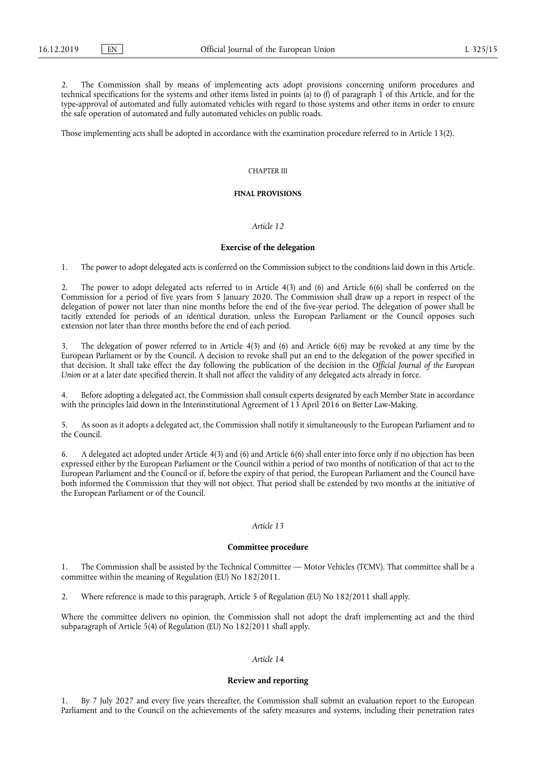2. The Commission shall by means of implementing acts adopt provisions concerning uniform procedures and technical specifications for the systems and other items listed in points (a) to (f) of paragraph 1 of this Article, and for the type-approval of automated and fully automated vehicles with regard to those systems and other items in order to ensure the safe operation of automated and fully automated vehicles on public roads.

Those implementing acts shall be adopted in accordance with the examination procedure referred to in Article 13(2).

## CHAPTER III

## FINAL PROVISIONS

### *Article 12*

### Exercise of the delegation

1. The power to adopt delegated acts is conferred on the Commission subject to the conditions laid down in this Article.

2. The power to adopt delegated acts referred to in Article 4(3) and (6) and Article 6(6) shall be conferred on the Commission for a period of five years from 5 January 2020. The Commission shall draw up a report in respect of the delegation of power not later than nine months before the end of the five-year period. The delegation of power shall be tacitly extended for periods of an identical duration, unless the European Parliament or the Council opposes such extension not later than three months before the end of each period.

3. The delegation of power referred to in Article 4(3) and (6) and Article 6(6) may be revoked at any time by the European Parliament or by the Council. A decision to revoke shall put an end to the delegation of the power specified in that decision. It shall take effect the day following the publication of the decision in the *Official Journal of the European Union* or at a later date specified therein. It shall not affect the validity of any delegated acts already in force.

4. Before adopting a delegated act, the Commission shall consult experts designated by each Member State in accordance with the principles laid down in the Interinstitutional Agreement of 13 April 2016 on Better Law-Making.

5. As soon as it adopts a delegated act, the Commission shall notify it simultaneously to the European Parliament and to the Council.

6. A delegated act adopted under Article 4(3) and (6) and Article 6(6) shall enter into force only if no objection has been expressed either by the European Parliament or the Council within a period of two months of notification of that act to the European Parliament and the Council or if, before the expiry of that period, the European Parliament and the Council have both informed the Commission that they will not object. That period shall be extended by two months at the initiative of the European Parliament or of the Council.

### *Article 13*

### Committee procedure

1. The Commission shall be assisted by the Technical Committee — Motor Vehicles (TCMV). That committee shall be a committee within the meaning of Regulation (EU) No 182/2011.

2. Where reference is made to this paragraph, Article 5 of Regulation (EU) No 182/2011 shall apply.

Where the committee delivers no opinion, the Commission shall not adopt the draft implementing act and the third subparagraph of Article 5(4) of Regulation (EU) No 182/2011 shall apply.

### *Article 14*

### Review and reporting

1. By 7 July 2027 and every five years thereafter, the Commission shall submit an evaluation report to the European Parliament and to the Council on the achievements of the safety measures and systems, including their penetration rates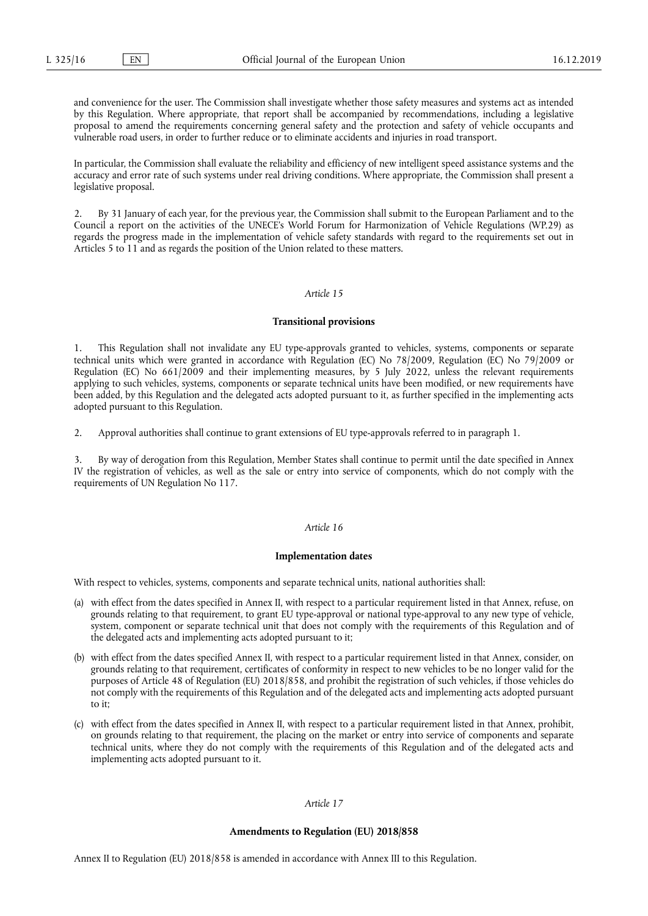and convenience for the user. The Commission shall investigate whether those safety measures and systems act as intended by this Regulation. Where appropriate, that report shall be accompanied by recommendations, including a legislative proposal to amend the requirements concerning general safety and the protection and safety of vehicle occupants and vulnerable road users, in order to further reduce or to eliminate accidents and injuries in road transport.

In particular, the Commission shall evaluate the reliability and efficiency of new intelligent speed assistance systems and the accuracy and error rate of such systems under real driving conditions. Where appropriate, the Commission shall present a legislative proposal.

2. By 31 January of each year, for the previous year, the Commission shall submit to the European Parliament and to the Council a report on the activities of the UNECE's World Forum for Harmonization of Vehicle Regulations (WP.29) as regards the progress made in the implementation of vehicle safety standards with regard to the requirements set out in Articles 5 to 11 and as regards the position of the Union related to these matters.

*Article 15*

**Transitional provisions**

1. This Regulation shall not invalidate any EU type-approvals granted to vehicles, systems, components or separate technical units which were granted in accordance with Regulation (EC) No 78/2009, Regulation (EC) No 79/2009 or Regulation (EC) No 661/2009 and their implementing measures, by 5 July 2022, unless the relevant requirements applying to such vehicles, systems, components or separate technical units have been modified, or new requirements have been added, by this Regulation and the delegated acts adopted pursuant to it, as further specified in the implementing acts adopted pursuant to this Regulation.

2. Approval authorities shall continue to grant extensions of EU type-approvals referred to in paragraph 1.

3. By way of derogation from this Regulation, Member States shall continue to permit until the date specified in Annex IV the registration of vehicles, as well as the sale or entry into service of components, which do not comply with the requirements of UN Regulation No 117.

*Article 16*

**Implementation dates**

With respect to vehicles, systems, components and separate technical units, national authorities shall:

(a) with effect from the dates specified in Annex II, with respect to a particular requirement listed in that Annex, refuse, on grounds relating to that requirement, to grant EU type-approval or national type-approval to any new type of vehicle, system, component or separate technical unit that does not comply with the requirements of this Regulation and of the delegated acts and implementing acts adopted pursuant to it;

(b) with effect from the dates specified Annex II, with respect to a particular requirement listed in that Annex, consider, on grounds relating to that requirement, certificates of conformity in respect to new vehicles to be no longer valid for the purposes of Article 48 of Regulation (EU) 2018/858, and prohibit the registration of such vehicles, if those vehicles do not comply with the requirements of this Regulation and of the delegated acts and implementing acts adopted pursuant to it;

(c) with effect from the dates specified in Annex II, with respect to a particular requirement listed in that Annex, prohibit, on grounds relating to that requirement, the placing on the market or entry into service of components and separate technical units, where they do not comply with the requirements of this Regulation and of the delegated acts and implementing acts adopted pursuant to it.

*Article 17*

**Amendments to Regulation (EU) 2018/858**

Annex II to Regulation (EU) 2018/858 is amended in accordance with Annex III to this Regulation.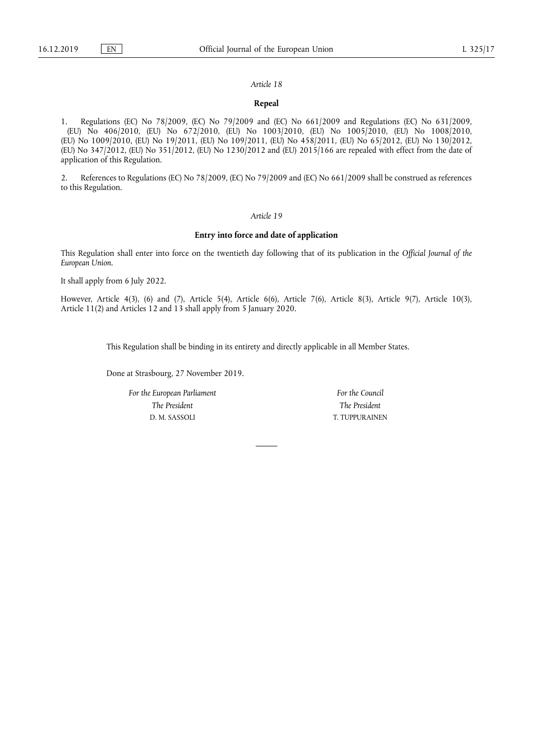*Article 18*

**Repeal**

1. Regulations (EC) No 78/2009, (EC) No 79/2009 and (EC) No 661/2009 and Regulations (EC) No 631/2009, (EU) No 406/2010, (EU) No 672/2010, (EU) No 1003/2010, (EU) No 1005/2010, (EU) No 1008/2010, (EU) No 1009/2010, (EU) No 19/2011, (EU) No 109/2011, (EU) No 458/2011, (EU) No 65/2012, (EU) No 130/2012, (EU) No 347/2012, (EU) No 351/2012, (EU) No 1230/2012 and (EU) 2015/166 are repealed with effect from the date of application of this Regulation.

2. References to Regulations (EC) No 78/2009, (EC) No 79/2009 and (EC) No 661/2009 shall be construed as references to this Regulation.

*Article 19*

**Entry into force and date of application**

This Regulation shall enter into force on the twentieth day following that of its publication in the *Official Journal of the European Union*.

It shall apply from 6 July 2022.

However, Article 4(3), (6) and (7), Article 5(4), Article 6(6), Article 7(6), Article 8(3), Article 9(7), Article 10(3), Article 11(2) and Articles 12 and 13 shall apply from 5 January 2020.

This Regulation shall be binding in its entirety and directly applicable in all Member States.

Done at Strasbourg, 27 November 2019.

*For the European Parliament*
*The President*
D. M. SASSOLI

*For the Council*
*The President*
T. TUPPURAINEN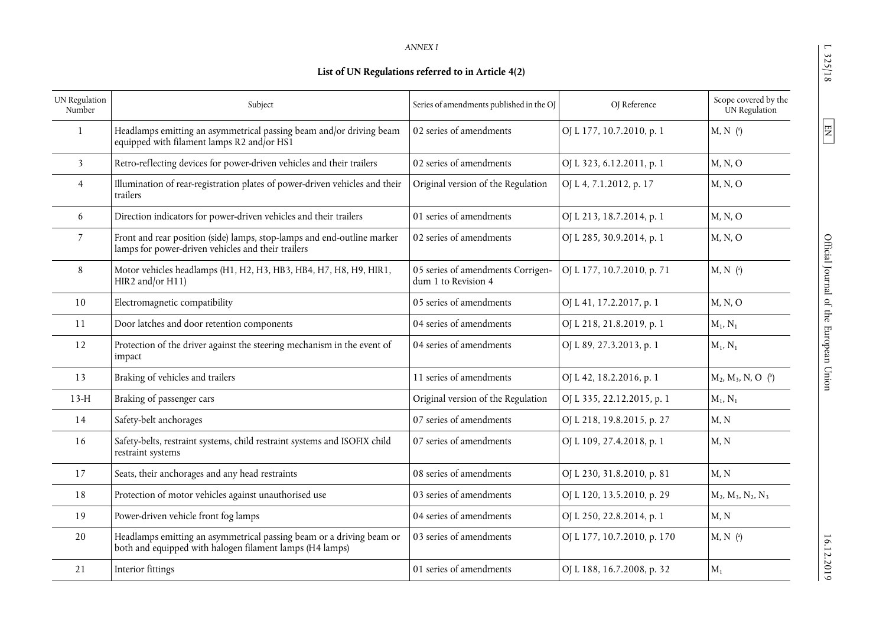*ANNEX I*

**List of UN Regulations referred to in Article 4(2)**

| UN Regulation Number | Subject | Series of amendments published in the OJ | OJ Reference | Scope covered by the UN Regulation |
|---|---|---|---|---|
| 1 | Headlamps emitting an asymmetrical passing beam and/or driving beam equipped with filament lamps R2 and/or HS1 | 02 series of amendments | OJ L 177, 10.7.2010, p. 1 | M, N [a] |
| 3 | Retro-reflecting devices for power-driven vehicles and their trailers | 02 series of amendments | OJ L 323, 6.12.2011, p. 1 | M, N, O |
| 4 | Illumination of rear-registration plates of power-driven vehicles and their trailers | Original version of the Regulation | OJ L 4, 7.1.2012, p. 17 | M, N, O |
| 6 | Direction indicators for power-driven vehicles and their trailers | 01 series of amendments | OJ L 213, 18.7.2014, p. 1 | M, N, O |
| 7 | Front and rear position (side) lamps, stop-lamps and end-outline marker lamps for power-driven vehicles and their trailers | 02 series of amendments | OJ L 285, 30.9.2014, p. 1 | M, N, O |
| 8 | Motor vehicles headlamps (H1, H2, H3, HB3, HB4, H7, H8, H9, HIR1, HIR2 and/or H11) | 05 series of amendments Corrigendum 1 to Revision 4 | OJ L 177, 10.7.2010, p. 71 | M, N [a] |
| 10 | Electromagnetic compatibility | 05 series of amendments | OJ L 41, 17.2.2017, p. 1 | M, N, O |
| 11 | Door latches and door retention components | 04 series of amendments | OJ L 218, 21.8.2019, p. 1 | $M_1$, $N_1$ |
| 12 | Protection of the driver against the steering mechanism in the event of impact | 04 series of amendments | OJ L 89, 27.3.2013, p. 1 | $M_1$, $N_1$ |
| 13 | Braking of vehicles and trailers | 11 series of amendments | OJ L 42, 18.2.2016, p. 1 | $M_2$, $M_3$, N, O [b] |
| 13-H | Braking of passenger cars | Original version of the Regulation | OJ L 335, 22.12.2015, p. 1 | $M_1$, $N_1$ |
| 14 | Safety-belt anchorages | 07 series of amendments | OJ L 218, 19.8.2015, p. 27 | M, N |
| 16 | Safety-belts, restraint systems, child restraint systems and ISOFIX child restraint systems | 07 series of amendments | OJ L 109, 27.4.2018, p. 1 | M, N |
| 17 | Seats, their anchorages and any head restraints | 08 series of amendments | OJ L 230, 31.8.2010, p. 81 | M, N |
| 18 | Protection of motor vehicles against unauthorised use | 03 series of amendments | OJ L 120, 13.5.2010, p. 29 | $M_2$, $M_3$, $N_2$, $N_3$ |
| 19 | Power-driven vehicle front fog lamps | 04 series of amendments | OJ L 250, 22.8.2014, p. 1 | M, N |
| 20 | Headlamps emitting an asymmetrical passing beam or a driving beam or both and equipped with halogen filament lamps (H4 lamps) | 03 series of amendments | OJ L 177, 10.7.2010, p. 170 | M, N [a] |
| 21 | Interior fittings | 01 series of amendments | OJ L 188, 16.7.2008, p. 32 | $M_1$ |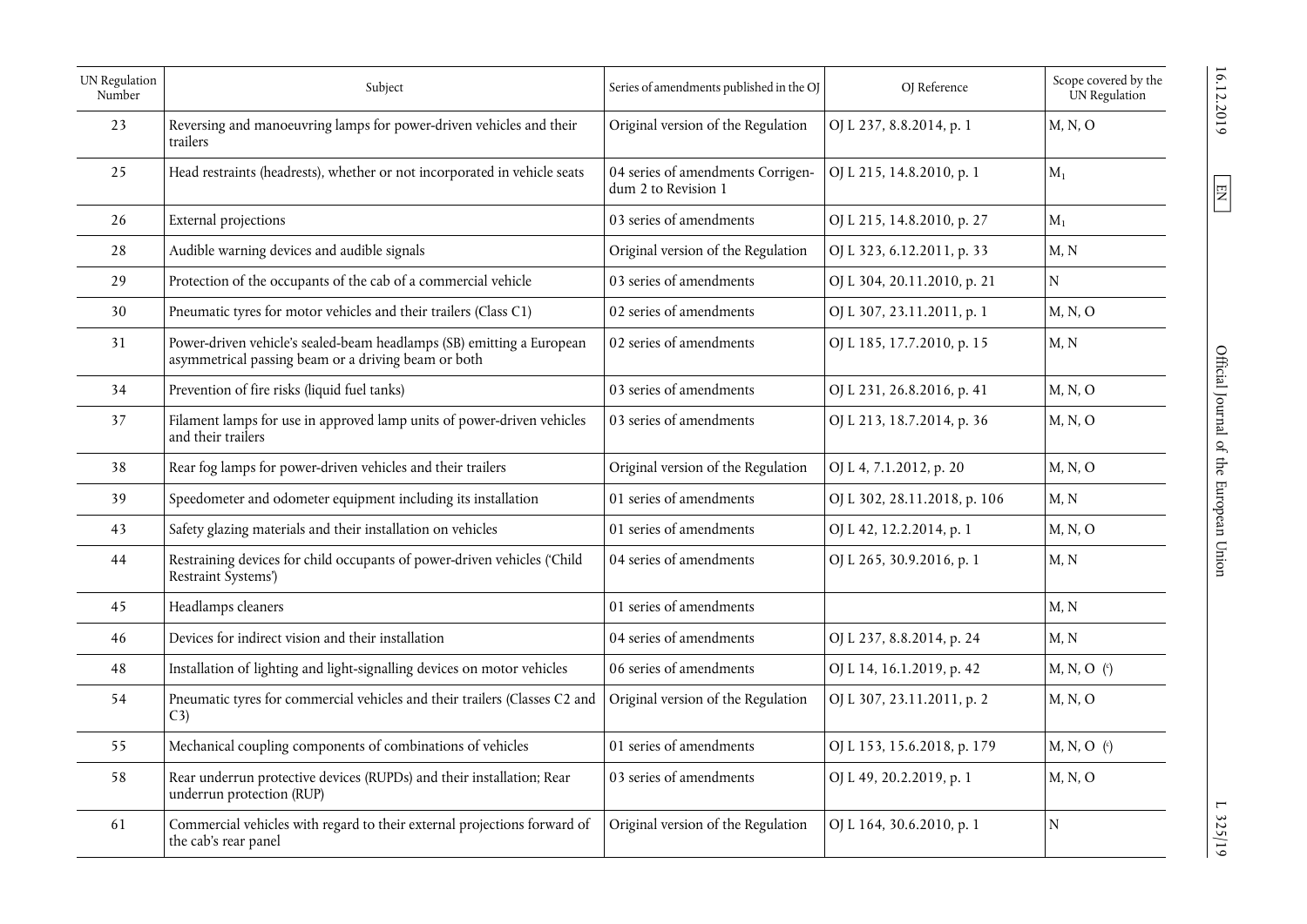| UN Regulation Number | Subject | Series of amendments published in the OJ | OJ Reference | Scope covered by the UN Regulation |
|---|---|---|---|---|
| 23 | Reversing and manoeuvring lamps for power-driven vehicles and their trailers | Original version of the Regulation | OJ L 237, 8.8.2014, p. 1 | M, N, O |
| 25 | Head restraints (headrests), whether or not incorporated in vehicle seats | 04 series of amendments Corrigendum 2 to Revision 1 | OJ L 215, 14.8.2010, p. 1 | $M_1$ |
| 26 | External projections | 03 series of amendments | OJ L 215, 14.8.2010, p. 27 | $M_1$ |
| 28 | Audible warning devices and audible signals | Original version of the Regulation | OJ L 323, 6.12.2011, p. 33 | M, N |
| 29 | Protection of the occupants of the cab of a commercial vehicle | 03 series of amendments | OJ L 304, 20.11.2010, p. 21 | N |
| 30 | Pneumatic tyres for motor vehicles and their trailers (Class C1) | 02 series of amendments | OJ L 307, 23.11.2011, p. 1 | M, N, O |
| 31 | Power-driven vehicle's sealed-beam headlamps (SB) emitting a European asymmetrical passing beam or a driving beam or both | 02 series of amendments | OJ L 185, 17.7.2010, p. 15 | M, N |
| 34 | Prevention of fire risks (liquid fuel tanks) | 03 series of amendments | OJ L 231, 26.8.2016, p. 41 | M, N, O |
| 37 | Filament lamps for use in approved lamp units of power-driven vehicles and their trailers | 03 series of amendments | OJ L 213, 18.7.2014, p. 36 | M, N, O |
| 38 | Rear fog lamps for power-driven vehicles and their trailers | Original version of the Regulation | OJ L 4, 7.1.2012, p. 20 | M, N, O |
| 39 | Speedometer and odometer equipment including its installation | 01 series of amendments | OJ L 302, 28.11.2018, p. 106 | M, N |
| 43 | Safety glazing materials and their installation on vehicles | 01 series of amendments | OJ L 42, 12.2.2014, p. 1 | M, N, O |
| 44 | Restraining devices for child occupants of power-driven vehicles ('Child Restraint Systems') | 04 series of amendments | OJ L 265, 30.9.2016, p. 1 | M, N |
| 45 | Headlamps cleaners | 01 series of amendments | | M, N |
| 46 | Devices for indirect vision and their installation | 04 series of amendments | OJ L 237, 8.8.2014, p. 24 | M, N |
| 48 | Installation of lighting and light-signalling devices on motor vehicles | 06 series of amendments | OJ L 14, 16.1.2019, p. 42 | M, N, O [c] |
| 54 | Pneumatic tyres for commercial vehicles and their trailers (Classes C2 and C3) | Original version of the Regulation | OJ L 307, 23.11.2011, p. 2 | M, N, O |
| 55 | Mechanical coupling components of combinations of vehicles | 01 series of amendments | OJ L 153, 15.6.2018, p. 179 | M, N, O [c] |
| 58 | Rear underrun protective devices (RUPDs) and their installation; Rear underrun protection (RUP) | 03 series of amendments | OJ L 49, 20.2.2019, p. 1 | M, N, O |
| 61 | Commercial vehicles with regard to their external projections forward of the cab's rear panel | Original version of the Regulation | OJ L 164, 30.6.2010, p. 1 | N |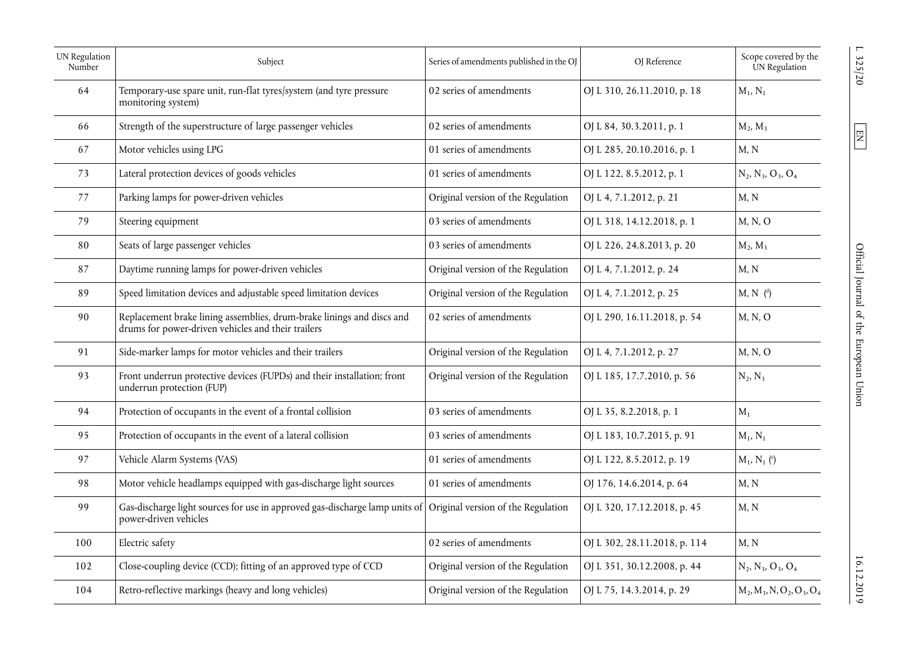| UN Regulation Number | Subject | Series of amendments published in the OJ | OJ Reference | Scope covered by the UN Regulation |
|---|---|---|---|---|
| 64 | Temporary-use spare unit, run-flat tyres/system (and tyre pressure monitoring system) | 02 series of amendments | OJ L 310, 26.11.2010, p. 18 | $M_1$, $N_1$ |
| 66 | Strength of the superstructure of large passenger vehicles | 02 series of amendments | OJ L 84, 30.3.2011, p. 1 | $M_2$, $M_3$ |
| 67 | Motor vehicles using LPG | 01 series of amendments | OJ L 285, 20.10.2016, p. 1 | M, N |
| 73 | Lateral protection devices of goods vehicles | 01 series of amendments | OJ L 122, 8.5.2012, p. 1 | $N_2$, $N_3$, $O_3$, $O_4$ |
| 77 | Parking lamps for power-driven vehicles | Original version of the Regulation | OJ L 4, 7.1.2012, p. 21 | M, N |
| 79 | Steering equipment | 03 series of amendments | OJ L 318, 14.12.2018, p. 1 | M, N, O |
| 80 | Seats of large passenger vehicles | 03 series of amendments | OJ L 226, 24.8.2013, p. 20 | $M_2$, $M_3$ |
| 87 | Daytime running lamps for power-driven vehicles | Original version of the Regulation | OJ L 4, 7.1.2012, p. 24 | M, N |
| 89 | Speed limitation devices and adjustable speed limitation devices | Original version of the Regulation | OJ L 4, 7.1.2012, p. 25 | M, N [4] |
| 90 | Replacement brake lining assemblies, drum-brake linings and discs and drums for power-driven vehicles and their trailers | 02 series of amendments | OJ L 290, 16.11.2018, p. 54 | M, N, O |
| 91 | Side-marker lamps for motor vehicles and their trailers | Original version of the Regulation | OJ L 4, 7.1.2012, p. 27 | M, N, O |
| 93 | Front underrun protective devices (FUPDs) and their installation; front underrun protection (FUP) | Original version of the Regulation | OJ L 185, 17.7.2010, p. 56 | $N_2$, $N_3$ |
| 94 | Protection of occupants in the event of a frontal collision | 03 series of amendments | OJ L 35, 8.2.2018, p. 1 | $M_1$ |
| 95 | Protection of occupants in the event of a lateral collision | 03 series of amendments | OJ L 183, 10.7.2015, p. 91 | $M_1$, $N_1$ |
| 97 | Vehicle Alarm Systems (VAS) | 01 series of amendments | OJ L 122, 8.5.2012, p. 19 | $M_1$, $N_1$ [4] |
| 98 | Motor vehicle headlamps equipped with gas-discharge light sources | 01 series of amendments | OJ 176, 14.6.2014, p. 64 | M, N |
| 99 | Gas-discharge light sources for use in approved gas-discharge lamp units of power-driven vehicles | Original version of the Regulation | OJ L 320, 17.12.2018, p. 45 | M, N |
| 100 | Electric safety | 02 series of amendments | OJ L 302, 28.11.2018, p. 114 | M, N |
| 102 | Close-coupling device (CCD); fitting of an approved type of CCD | Original version of the Regulation | OJ L 351, 30.12.2008, p. 44 | $N_2$, $N_3$, $O_3$, $O_4$ |
| 104 | Retro-reflective markings (heavy and long vehicles) | Original version of the Regulation | OJ L 75, 14.3.2014, p. 29 | $M_2$, $M_3$, N, $O_2$, $O_3$, $O_4$ |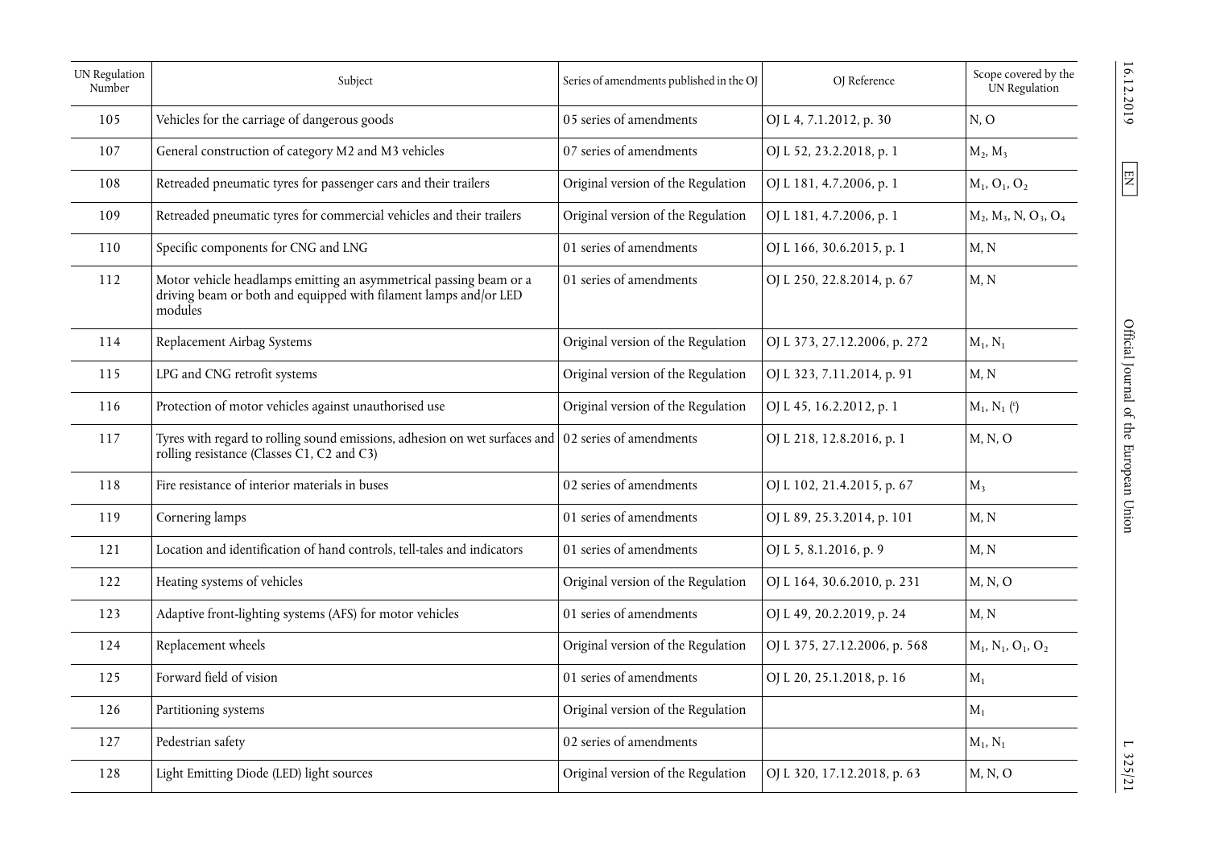| UN Regulation Number | Subject | Series of amendments published in the OJ | OJ Reference | Scope covered by the UN Regulation |
|---|---|---|---|---|
| 105 | Vehicles for the carriage of dangerous goods | 05 series of amendments | OJ L 4, 7.1.2012, p. 30 | N, O |
| 107 | General construction of category M2 and M3 vehicles | 07 series of amendments | OJ L 52, 23.2.2018, p. 1 | $M_2$, $M_3$ |
| 108 | Retreaded pneumatic tyres for passenger cars and their trailers | Original version of the Regulation | OJ L 181, 4.7.2006, p. 1 | $M_1$, $O_1$, $O_2$ |
| 109 | Retreaded pneumatic tyres for commercial vehicles and their trailers | Original version of the Regulation | OJ L 181, 4.7.2006, p. 1 | $M_2$, $M_3$, N, $O_3$, $O_4$ |
| 110 | Specific components for CNG and LNG | 01 series of amendments | OJ L 166, 30.6.2015, p. 1 | M, N |
| 112 | Motor vehicle headlamps emitting an asymmetrical passing beam or a driving beam or both and equipped with filament lamps and/or LED modules | 01 series of amendments | OJ L 250, 22.8.2014, p. 67 | M, N |
| 114 | Replacement Airbag Systems | Original version of the Regulation | OJ L 373, 27.12.2006, p. 272 | $M_1$, $N_1$ |
| 115 | LPG and CNG retrofit systems | Original version of the Regulation | OJ L 323, 7.11.2014, p. 91 | M, N |
| 116 | Protection of motor vehicles against unauthorised use | Original version of the Regulation | OJ L 45, 16.2.2012, p. 1 | $M_1$, $N_1$ [c] |
| 117 | Tyres with regard to rolling sound emissions, adhesion on wet surfaces and rolling resistance (Classes C1, C2 and C3) | 02 series of amendments | OJ L 218, 12.8.2016, p. 1 | M, N, O |
| 118 | Fire resistance of interior materials in buses | 02 series of amendments | OJ L 102, 21.4.2015, p. 67 | $M_3$ |
| 119 | Cornering lamps | 01 series of amendments | OJ L 89, 25.3.2014, p. 101 | M, N |
| 121 | Location and identification of hand controls, tell-tales and indicators | 01 series of amendments | OJ L 5, 8.1.2016, p. 9 | M, N |
| 122 | Heating systems of vehicles | Original version of the Regulation | OJ L 164, 30.6.2010, p. 231 | M, N, O |
| 123 | Adaptive front-lighting systems (AFS) for motor vehicles | 01 series of amendments | OJ L 49, 20.2.2019, p. 24 | M, N |
| 124 | Replacement wheels | Original version of the Regulation | OJ L 375, 27.12.2006, p. 568 | $M_1$, $N_1$, $O_1$, $O_2$ |
| 125 | Forward field of vision | 01 series of amendments | OJ L 20, 25.1.2018, p. 16 | $M_1$ |
| 126 | Partitioning systems | Original version of the Regulation | | $M_1$ |
| 127 | Pedestrian safety | 02 series of amendments | | $M_1$, $N_1$ |
| 128 | Light Emitting Diode (LED) light sources | Original version of the Regulation | OJ L 320, 17.12.2018, p. 63 | M, N, O |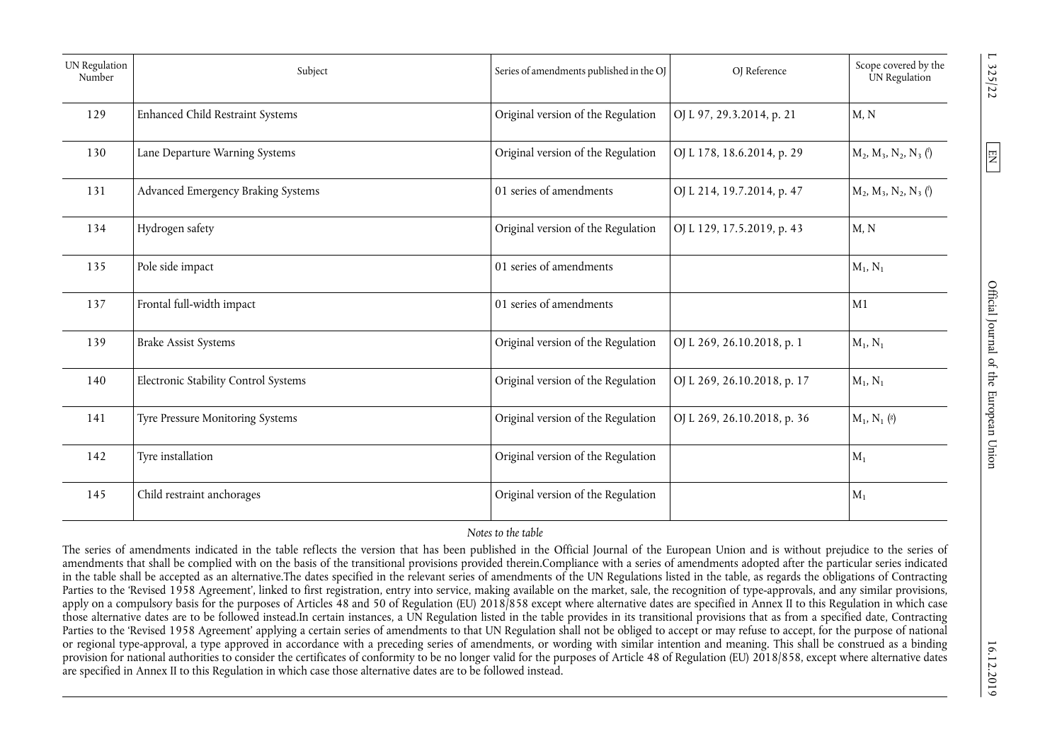| UN Regulation Number | Subject | Series of amendments published in the OJ | OJ Reference | Scope covered by the UN Regulation |
|---|---|---|---|---|
| 129 | Enhanced Child Restraint Systems | Original version of the Regulation | OJ L 97, 29.3.2014, p. 21 | M, N |
| 130 | Lane Departure Warning Systems | Original version of the Regulation | OJ L 178, 18.6.2014, p. 29 | $M_2$, $M_3$, $N_2$, $N_3$ [7] |
| 131 | Advanced Emergency Braking Systems | 01 series of amendments | OJ L 214, 19.7.2014, p. 47 | $M_2$, $M_3$, $N_2$, $N_3$ [7] |
| 134 | Hydrogen safety | Original version of the Regulation | OJ L 129, 17.5.2019, p. 43 | M, N |
| 135 | Pole side impact | 01 series of amendments | | $M_1$, $N_1$ |
| 137 | Frontal full-width impact | 01 series of amendments | | M1 |
| 139 | Brake Assist Systems | Original version of the Regulation | OJ L 269, 26.10.2018, p. 1 | $M_1$, $N_1$ |
| 140 | Electronic Stability Control Systems | Original version of the Regulation | OJ L 269, 26.10.2018, p. 17 | $M_1$, $N_1$ |
| 141 | Tyre Pressure Monitoring Systems | Original version of the Regulation | OJ L 269, 26.10.2018, p. 36 | $M_1$, $N_1$ [8] |
| 142 | Tyre installation | Original version of the Regulation | | $M_1$ |
| 145 | Child restraint anchorages | Original version of the Regulation | | $M_1$ |

*Notes to the table*

The series of amendments indicated in the table reflects the version that has been published in the Official Journal of the European Union and is without prejudice to the series of amendments that shall be complied with on the basis of the transitional provisions provided therein.Compliance with a series of amendments adopted after the particular series indicated in the table shall be accepted as an alternative.The dates specified in the relevant series of amendments of the UN Regulations listed in the table, as regards the obligations of Contracting Parties to the 'Revised 1958 Agreement', linked to first registration, entry into service, making available on the market, sale, the recognition of type-approvals, and any similar provisions, apply on a compulsory basis for the purposes of Articles 48 and 50 of Regulation (EU) 2018/858 except where alternative dates are specified in Annex II to this Regulation in which case those alternative dates are to be followed instead.In certain instances, a UN Regulation listed in the table provides in its transitional provisions that as from a specified date, Contracting Parties to the 'Revised 1958 Agreement' applying a certain series of amendments to that UN Regulation shall not be obliged to accept or may refuse to accept, for the purpose of national or regional type-approval, a type approved in accordance with a preceding series of amendments, or wording with similar intention and meaning. This shall be construed as a binding provision for national authorities to consider the certificates of conformity to be no longer valid for the purposes of Article 48 of Regulation (EU) 2018/858, except where alternative dates are specified in Annex II to this Regulation in which case those alternative dates are to be followed instead.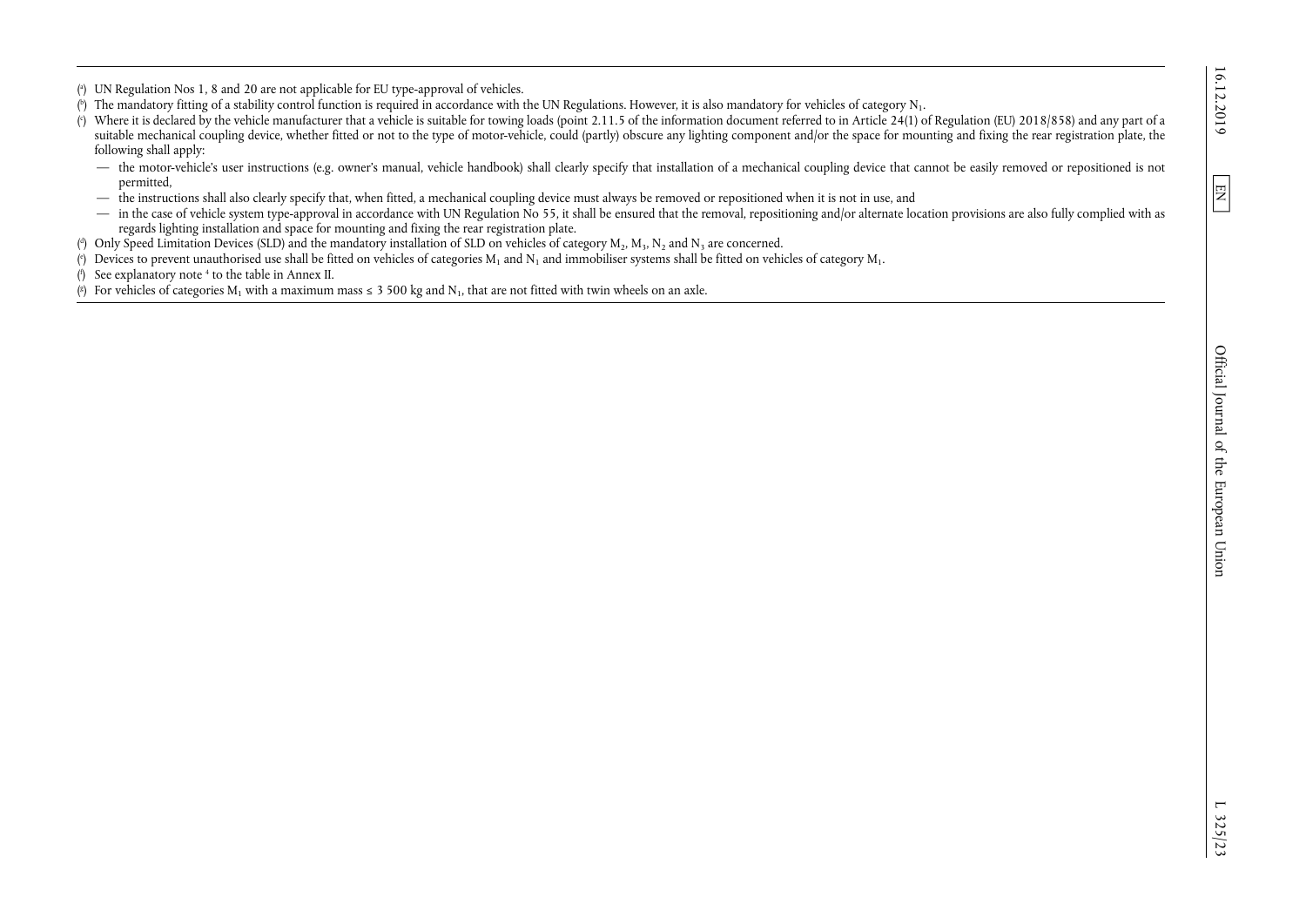([a]) UN Regulation Nos 1, 8 and 20 are not applicable for EU type-approval of vehicles.

([b]) The mandatory fitting of a stability control function is required in accordance with the UN Regulations. However, it is also mandatory for vehicles of category $N_1$.

([c]) Where it is declared by the vehicle manufacturer that a vehicle is suitable for towing loads (point 2.11.5 of the information document referred to in Article 24(1) of Regulation (EU) 2018/858) and any part of a suitable mechanical coupling device, whether fitted or not to the type of motor-vehicle, could (partly) obscure any lighting component and/or the space for mounting and fixing the rear registration plate, the following shall apply:

— the motor-vehicle's user instructions (e.g. owner's manual, vehicle handbook) shall clearly specify that installation of a mechanical coupling device that cannot be easily removed or repositioned is not permitted,

— the instructions shall also clearly specify that, when fitted, a mechanical coupling device must always be removed or repositioned when it is not in use, and

— in the case of vehicle system type-approval in accordance with UN Regulation No 55, it shall be ensured that the removal, repositioning and/or alternate location provisions are also fully complied with as regards lighting installation and space for mounting and fixing the rear registration plate.

([d]) Only Speed Limitation Devices (SLD) and the mandatory installation of SLD on vehicles of category $M_2$, $M_3$, $N_2$ and $N_3$ are concerned.

([e]) Devices to prevent unauthorised use shall be fitted on vehicles of categories $M_1$ and $N_1$ and immobiliser systems shall be fitted on vehicles of category $M_1$.

([f]) See explanatory note [4] to the table in Annex II.

([g]) For vehicles of categories $M_1$ with a maximum mass ≤ 3 500 kg and $N_1$, that are not fitted with twin wheels on an axle.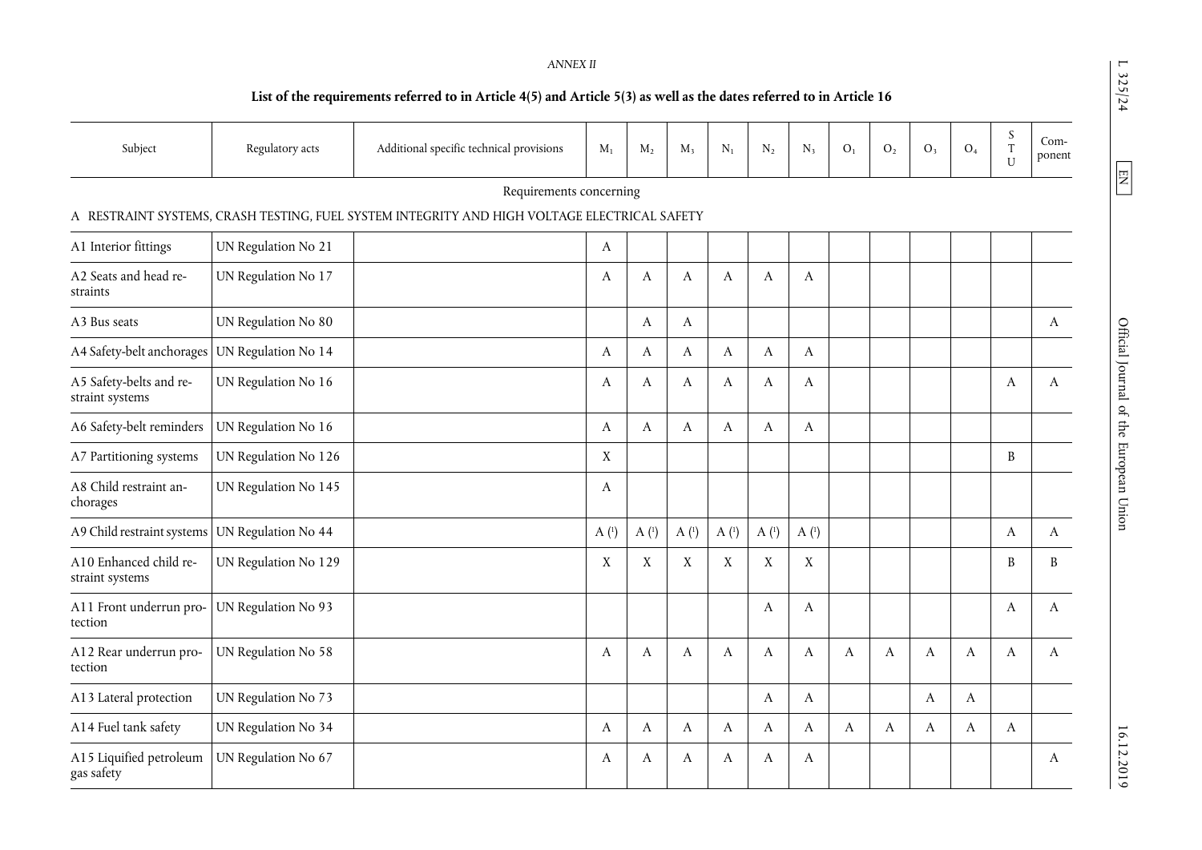*ANNEX II*

**List of the requirements referred to in Article 4(5) and Article 5(3) as well as the dates referred to in Article 16**

| Subject | Regulatory acts | Additional specific technical provisions | $M_1$ | $M_2$ | $M_3$ | $N_1$ | $N_2$ | $N_3$ | $O_1$ | $O_2$ | $O_3$ | $O_4$ | STU | Component |
|---|---|---|---|---|---|---|---|---|---|---|---|---|---|---|
| Requirements concerning | | | | | | | | | | | | | | |
| A RESTRAINT SYSTEMS, CRASH TESTING, FUEL SYSTEM INTEGRITY AND HIGH VOLTAGE ELECTRICAL SAFETY | | | | | | | | | | | | | | |
| A1 Interior fittings | UN Regulation No 21 | | A | | | | | | | | | | | |
| A2 Seats and head restraints | UN Regulation No 17 | | A | A | A | A | A | A | | | | | | |
| A3 Bus seats | UN Regulation No 80 | | | A | A | | | | | | | | | A |
| A4 Safety-belt anchorages | UN Regulation No 14 | | A | A | A | A | A | A | | | | | | |
| A5 Safety-belts and restraint systems | UN Regulation No 16 | | A | A | A | A | A | A | | | | | A | A |
| A6 Safety-belt reminders | UN Regulation No 16 | | A | A | A | A | A | A | | | | | | |
| A7 Partitioning systems | UN Regulation No 126 | | X | | | | | | | | | | B | |
| A8 Child restraint anchorages | UN Regulation No 145 | | A | | | | | | | | | | | |
| A9 Child restraint systems | UN Regulation No 44 | | A (1) | A (1) | A (1) | A (1) | A (1) | A (1) | | | | | A | A |
| A10 Enhanced child restraint systems | UN Regulation No 129 | | X | X | X | X | X | X | | | | | B | B |
| A11 Front underrun protection | UN Regulation No 93 | | | | | | A | A | | | | | A | A |
| A12 Rear underrun protection | UN Regulation No 58 | | A | A | A | A | A | A | A | A | A | A | A | A |
| A13 Lateral protection | UN Regulation No 73 | | | | | | A | A | | | A | A | | |
| A14 Fuel tank safety | UN Regulation No 34 | | A | A | A | A | A | A | A | A | A | A | A | |
| A15 Liquified petroleum gas safety | UN Regulation No 67 | | A | A | A | A | A | A | | | | | | A |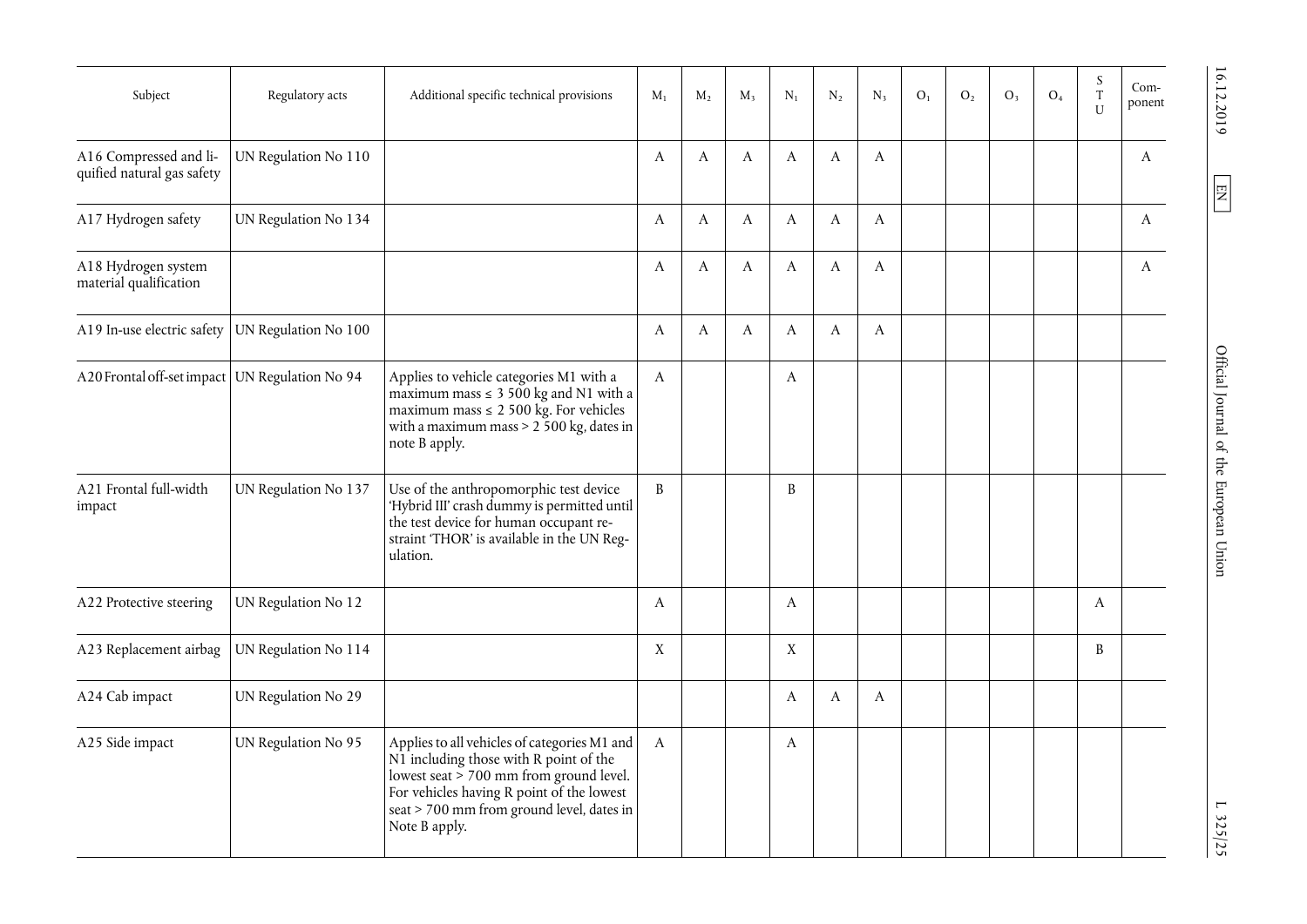| Subject | Regulatory acts | Additional specific technical provisions | $M_1$ | $M_2$ | $M_3$ | $N_1$ | $N_2$ | $N_3$ | $O_1$ | $O_2$ | $O_3$ | $O_4$ | STU | Component |
|---|---|---|---|---|---|---|---|---|---|---|---|---|---|---|
| A16 Compressed and liquified natural gas safety | UN Regulation No 110 | | A | A | A | A | A | A | | | | | | A |
| A17 Hydrogen safety | UN Regulation No 134 | | A | A | A | A | A | A | | | | | | A |
| A18 Hydrogen system material qualification | | | A | A | A | A | A | A | | | | | | A |
| A19 In-use electric safety | UN Regulation No 100 | | A | A | A | A | A | A | | | | | | |
| A20 Frontal off-set impact | UN Regulation No 94 | Applies to vehicle categories M1 with a maximum mass ≤ 3 500 kg and N1 with a maximum mass ≤ 2 500 kg. For vehicles with a maximum mass > 2 500 kg, dates in note B apply. | A | | | A | | | | | | | | |
| A21 Frontal full-width impact | UN Regulation No 137 | Use of the anthropomorphic test device 'Hybrid III' crash dummy is permitted until the test device for human occupant restraint 'THOR' is available in the UN Regulation. | B | | | B | | | | | | | | |
| A22 Protective steering | UN Regulation No 12 | | A | | | A | | | | | | | A | |
| A23 Replacement airbag | UN Regulation No 114 | | X | | | X | | | | | | | B | |
| A24 Cab impact | UN Regulation No 29 | | | | | A | A | A | | | | | | |
| A25 Side impact | UN Regulation No 95 | Applies to all vehicles of categories M1 and N1 including those with R point of the lowest seat > 700 mm from ground level. For vehicles having R point of the lowest seat > 700 mm from ground level, dates in Note B apply. | A | | | A | | | | | | | | |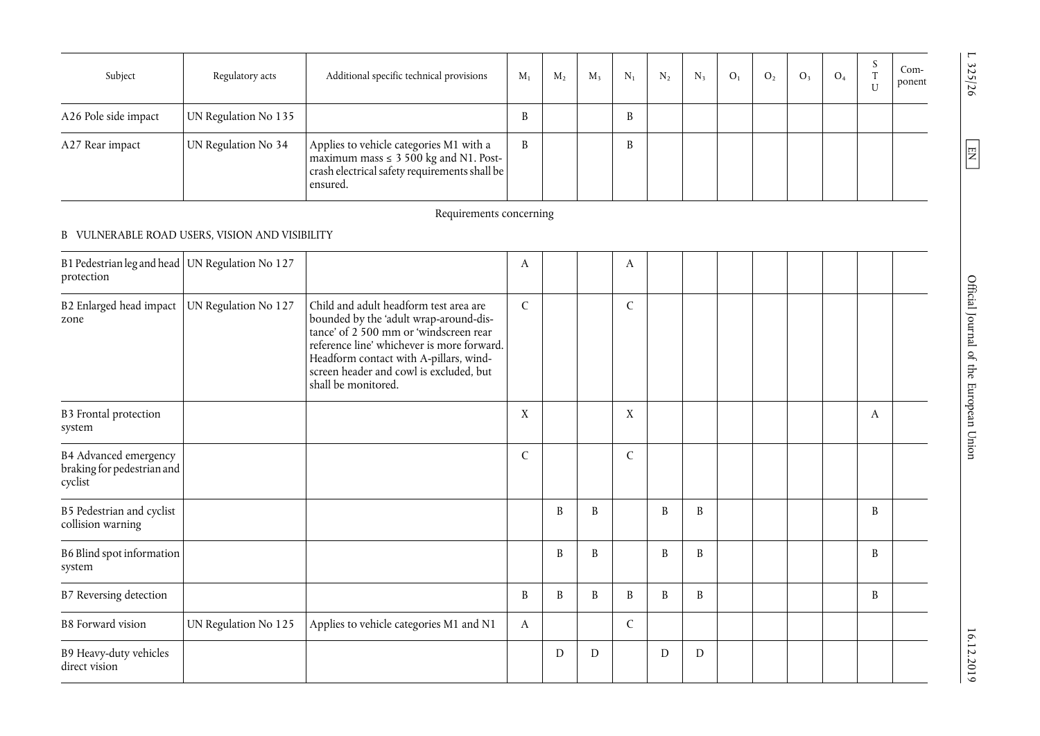| Subject | Regulatory acts | Additional specific technical provisions | $M_1$ | $M_2$ | $M_3$ | $N_1$ | $N_2$ | $N_3$ | $O_1$ | $O_2$ | $O_3$ | $O_4$ | STU | Component |
|---|---|---|---|---|---|---|---|---|---|---|---|---|---|---|
| A26 Pole side impact | UN Regulation No 135 | | B | | | B | | | | | | | | |
| A27 Rear impact | UN Regulation No 34 | Applies to vehicle categories M1 with a maximum mass ≤ 3 500 kg and N1. Post-crash electrical safety requirements shall be ensured. | B | | | B | | | | | | | | |
| Requirements concerning | | | | | | | | | | | | | | |
| B VULNERABLE ROAD USERS, VISION AND VISIBILITY | | | | | | | | | | | | | | |
| B1 Pedestrian leg and head protection | UN Regulation No 127 | | A | | | A | | | | | | | | |
| B2 Enlarged head impact zone | UN Regulation No 127 | Child and adult headform test area are bounded by the 'adult wrap-around-distance' of 2 500 mm or 'windscreen rear reference line' whichever is more forward. Headform contact with A-pillars, windscreen header and cowl is excluded, but shall be monitored. | C | | | C | | | | | | | | |
| B3 Frontal protection system | | | X | | | X | | | | | | | A | |
| B4 Advanced emergency braking for pedestrian and cyclist | | | C | | | C | | | | | | | | |
| B5 Pedestrian and cyclist collision warning | | | | B | B | | B | B | | | | | B | |
| B6 Blind spot information system | | | | B | B | | B | B | | | | | B | |
| B7 Reversing detection | | | B | B | B | B | B | B | | | | | B | |
| B8 Forward vision | UN Regulation No 125 | Applies to vehicle categories M1 and N1 | A | | | C | | | | | | | | |
| B9 Heavy-duty vehicles direct vision | | | | D | D | | D | D | | | | | | |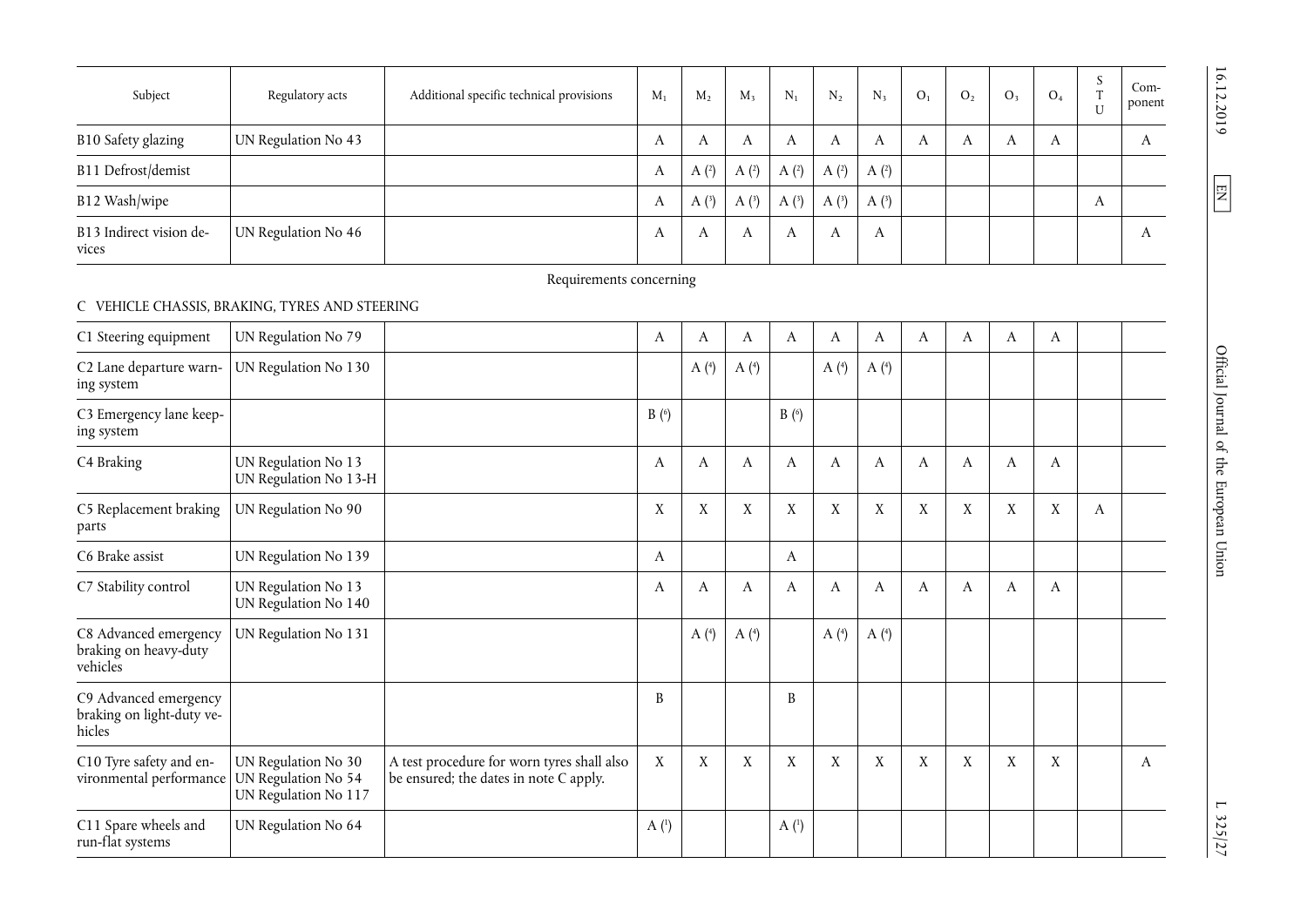| Subject | Regulatory acts | Additional specific technical provisions | $M_1$ | $M_2$ | $M_3$ | $N_1$ | $N_2$ | $N_3$ | $O_1$ | $O_2$ | $O_3$ | $O_4$ | STU | Component |
|---|---|---|---|---|---|---|---|---|---|---|---|---|---|---|
| B10 Safety glazing | UN Regulation No 43 | | A | A | A | A | A | A | A | A | A | A | | A |
| B11 Defrost/demist | | | A | A (2) | A (2) | A (2) | A (2) | A (2) | | | | | | |
| B12 Wash/wipe | | | A | A (3) | A (3) | A (3) | A (3) | A (3) | | | | | A | |
| B13 Indirect vision devices | UN Regulation No 46 | | A | A | A | A | A | A | | | | | | A |
| Requirements concerning | | | | | | | | | | | | | | |
| C VEHICLE CHASSIS, BRAKING, TYRES AND STEERING | | | | | | | | | | | | | | |
| C1 Steering equipment | UN Regulation No 79 | | A | A | A | A | A | A | A | A | A | A | | |
| C2 Lane departure warning system | UN Regulation No 130 | | | A (4) | A (4) | | A (4) | A (4) | | | | | | |
| C3 Emergency lane keeping system | | | B (6) | | | B (6) | | | | | | | | |
| C4 Braking | UN Regulation No 13<br>UN Regulation No 13-H | | A | A | A | A | A | A | A | A | A | A | | |
| C5 Replacement braking parts | UN Regulation No 90 | | X | X | X | X | X | X | X | X | X | X | A | |
| C6 Brake assist | UN Regulation No 139 | | A | | | A | | | | | | | | |
| C7 Stability control | UN Regulation No 13<br>UN Regulation No 140 | | A | A | A | A | A | A | A | A | A | A | | |
| C8 Advanced emergency braking on heavy-duty vehicles | UN Regulation No 131 | | | A (4) | A (4) | | A (4) | A (4) | | | | | | |
| C9 Advanced emergency braking on light-duty vehicles | | | B | | | B | | | | | | | | |
| C10 Tyre safety and environmental performance | UN Regulation No 30<br>UN Regulation No 54<br>UN Regulation No 117 | A test procedure for worn tyres shall also be ensured; the dates in note C apply. | X | X | X | X | X | X | X | X | X | X | | A |
| C11 Spare wheels and run-flat systems | UN Regulation No 64 | | A (1) | | | A (1) | | | | | | | | |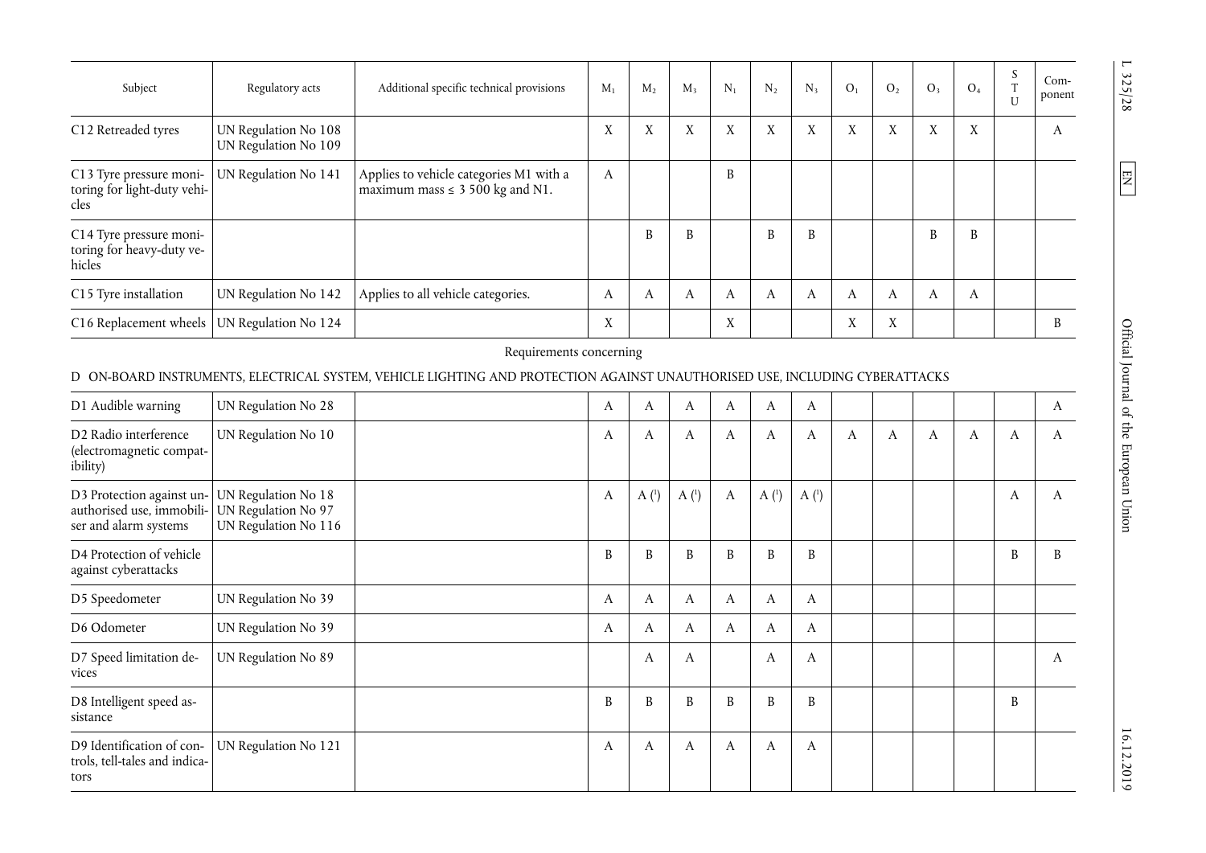| Subject | Regulatory acts | Additional specific technical provisions | $M_1$ | $M_2$ | $M_3$ | $N_1$ | $N_2$ | $N_3$ | $O_1$ | $O_2$ | $O_3$ | $O_4$ | STU | Component |
|---|---|---|---|---|---|---|---|---|---|---|---|---|---|---|
| C12 Retreaded tyres | UN Regulation No 108<br>UN Regulation No 109 | | X | X | X | X | X | X | X | X | X | X | | A |
| C13 Tyre pressure monitoring for light-duty vehicles | UN Regulation No 141 | Applies to vehicle categories M1 with a maximum mass ≤ 3 500 kg and N1. | A | | | B | | | | | | | | |
| C14 Tyre pressure monitoring for heavy-duty vehicles | | | | B | B | | B | B | | | B | B | | |
| C15 Tyre installation | UN Regulation No 142 | Applies to all vehicle categories. | A | A | A | A | A | A | A | A | A | A | | |
| C16 Replacement wheels | UN Regulation No 124 | | X | | | X | | | X | X | | | | B |
| Requirements concerning | | | | | | | | | | | | | | |
| D ON-BOARD INSTRUMENTS, ELECTRICAL SYSTEM, VEHICLE LIGHTING AND PROTECTION AGAINST UNAUTHORISED USE, INCLUDING CYBERATTACKS | | | | | | | | | | | | | | |
| D1 Audible warning | UN Regulation No 28 | | A | A | A | A | A | A | | | | | | A |
| D2 Radio interference (electromagnetic compatibility) | UN Regulation No 10 | | A | A | A | A | A | A | A | A | A | A | A | A |
| D3 Protection against unauthorised use, immobiliser and alarm systems | UN Regulation No 18<br>UN Regulation No 97<br>UN Regulation No 116 | | A | A [1] | A [1] | A | A [1] | A [1] | | | | | A | A |
| D4 Protection of vehicle against cyberattacks | | | B | B | B | B | B | B | | | | | B | B |
| D5 Speedometer | UN Regulation No 39 | | A | A | A | A | A | A | | | | | | |
| D6 Odometer | UN Regulation No 39 | | A | A | A | A | A | A | | | | | | |
| D7 Speed limitation devices | UN Regulation No 89 | | | A | A | | A | A | | | | | | A |
| D8 Intelligent speed assistance | | | B | B | B | B | B | B | | | | | B | |
| D9 Identification of controls, tell-tales and indicators | UN Regulation No 121 | | A | A | A | A | A | A | | | | | | |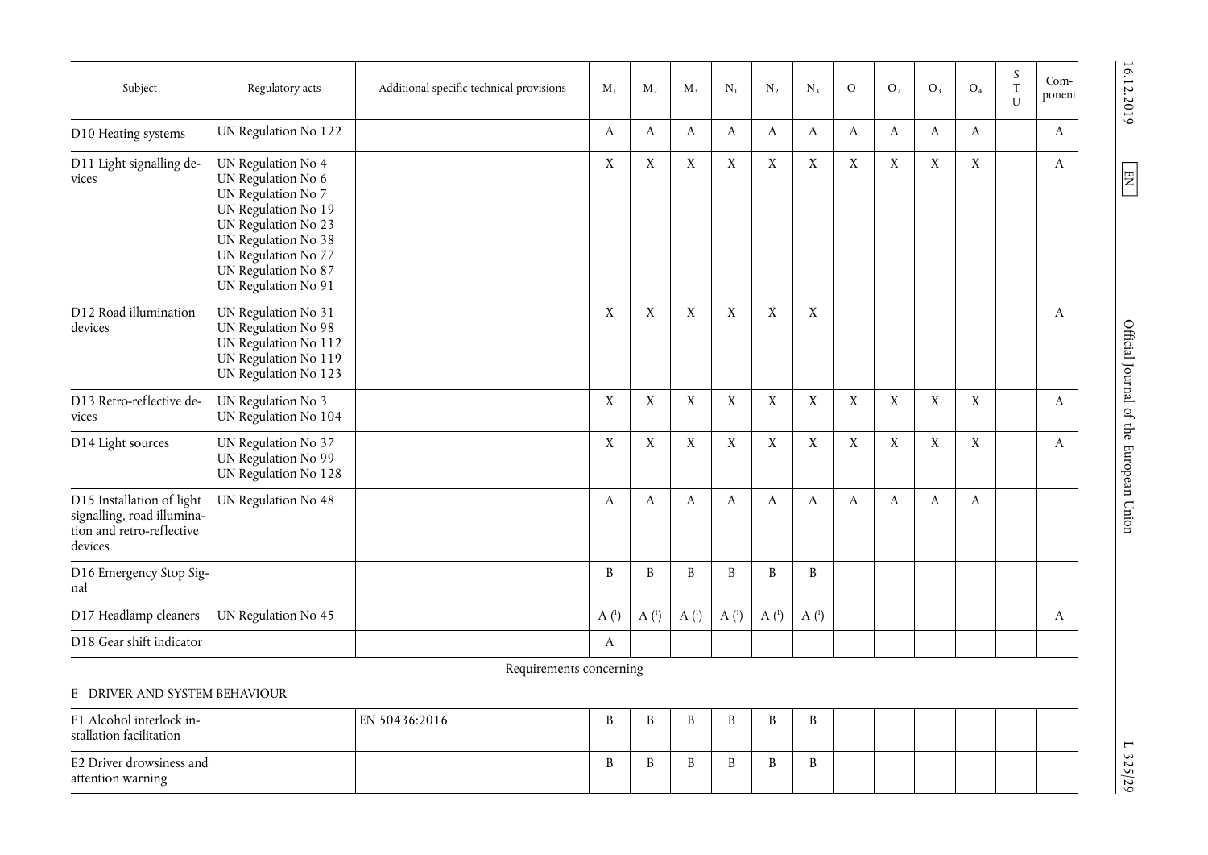| Subject | Regulatory acts | Additional specific technical provisions | $M_1$ | $M_2$ | $M_3$ | $N_1$ | $N_2$ | $N_3$ | $O_1$ | $O_2$ | $O_3$ | $O_4$ | STU | Component |
|---|---|---|---|---|---|---|---|---|---|---|---|---|---|---|
| D10 Heating systems | UN Regulation No 122 | | A | A | A | A | A | A | A | A | A | A | | A |
| D11 Light signalling devices | UN Regulation No 4<br>UN Regulation No 6<br>UN Regulation No 7<br>UN Regulation No 19<br>UN Regulation No 23<br>UN Regulation No 38<br>UN Regulation No 77<br>UN Regulation No 87<br>UN Regulation No 91 | | X | X | X | X | X | X | X | X | X | X | | A |
| D12 Road illumination devices | UN Regulation No 31<br>UN Regulation No 98<br>UN Regulation No 112<br>UN Regulation No 119<br>UN Regulation No 123 | | X | X | X | X | X | X | | | | | | A |
| D13 Retro-reflective devices | UN Regulation No 3<br>UN Regulation No 104 | | X | X | X | X | X | X | X | X | X | X | | A |
| D14 Light sources | UN Regulation No 37<br>UN Regulation No 99<br>UN Regulation No 128 | | X | X | X | X | X | X | X | X | X | X | | A |
| D15 Installation of light signalling, road illumination and retro-reflective devices | UN Regulation No 48 | | A | A | A | A | A | A | A | A | A | A | | |
| D16 Emergency Stop Signal | | | B | B | B | B | B | B | | | | | | |
| D17 Headlamp cleaners | UN Regulation No 45 | | A [1] | A [1] | A [1] | A [1] | A [1] | A [1] | | | | | | A |
| D18 Gear shift indicator | | | A | | | | | | | | | | | |

Requirements concerning

E DRIVER AND SYSTEM BEHAVIOUR

| Subject | Regulatory acts | Additional specific technical provisions | $M_1$ | $M_2$ | $M_3$ | $N_1$ | $N_2$ | $N_3$ | $O_1$ | $O_2$ | $O_3$ | $O_4$ | STU | Component |
|---|---|---|---|---|---|---|---|---|---|---|---|---|---|---|
| E1 Alcohol interlock installation facilitation | | EN 50436:2016 | B | B | B | B | B | B | | | | | | |
| E2 Driver drowsiness and attention warning | | | B | B | B | B | B | B | | | | | | |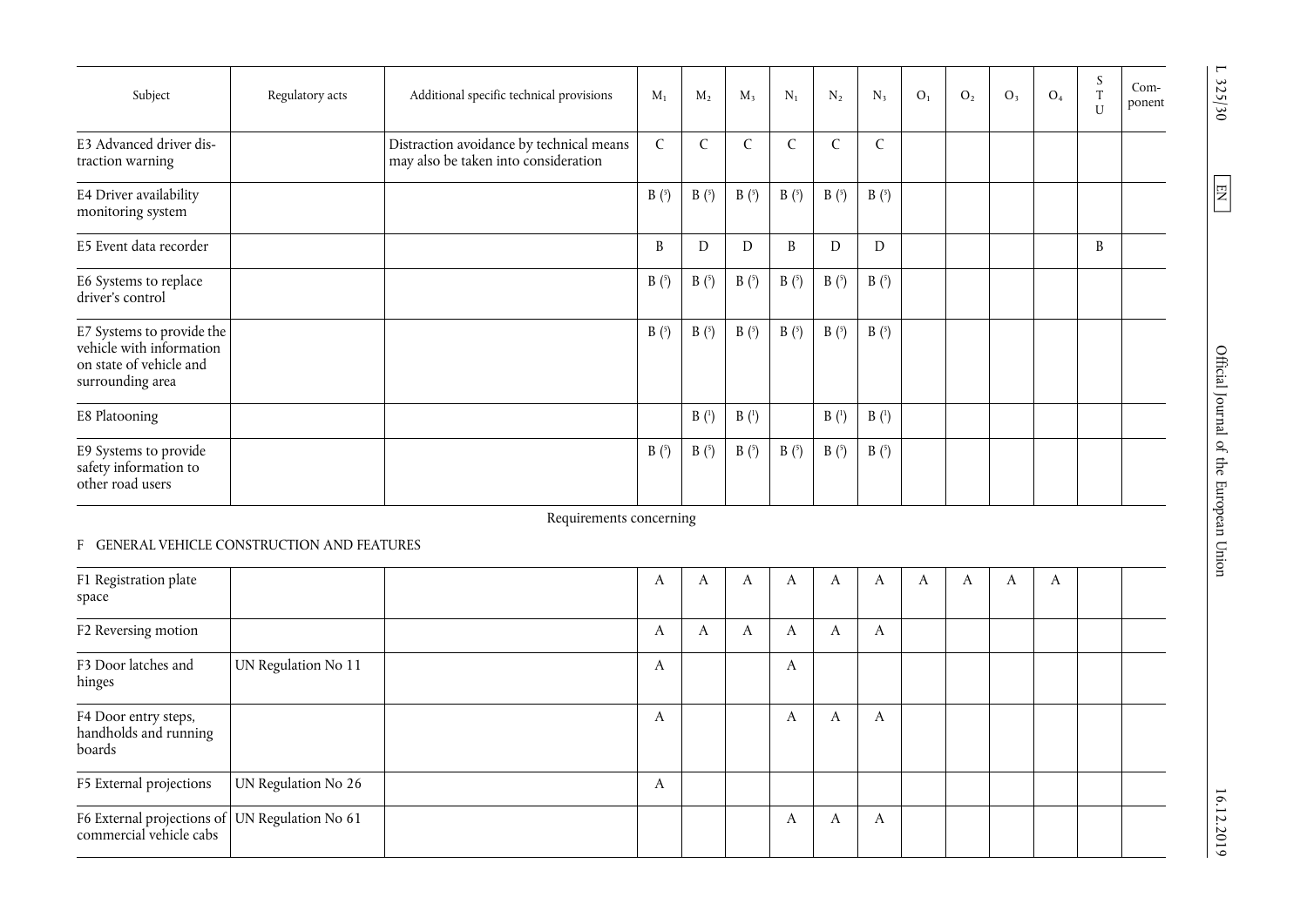| Subject | Regulatory acts | Additional specific technical provisions | $M_1$ | $M_2$ | $M_3$ | $N_1$ | $N_2$ | $N_3$ | $O_1$ | $O_2$ | $O_3$ | $O_4$ | STU | Component |
|---|---|---|---|---|---|---|---|---|---|---|---|---|---|---|
| E3 Advanced driver distraction warning | | Distraction avoidance by technical means may also be taken into consideration | C | C | C | C | C | C | | | | | | |
| E4 Driver availability monitoring system | | | B (5) | B (5) | B (5) | B (5) | B (5) | B (5) | | | | | | |
| E5 Event data recorder | | | B | D | D | B | D | D | | | | | B | |
| E6 Systems to replace driver's control | | | B (5) | B (5) | B (5) | B (5) | B (5) | B (5) | | | | | | |
| E7 Systems to provide the vehicle with information on state of vehicle and surrounding area | | | B (5) | B (5) | B (5) | B (5) | B (5) | B (5) | | | | | | |
| E8 Platooning | | | | B (1) | B (1) | | B (1) | B (1) | | | | | | |
| E9 Systems to provide safety information to other road users | | | B (5) | B (5) | B (5) | B (5) | B (5) | B (5) | | | | | | |
| Requirements concerning | | | | | | | | | | | | | | |
| F GENERAL VEHICLE CONSTRUCTION AND FEATURES | | | | | | | | | | | | | | |
| F1 Registration plate space | | | A | A | A | A | A | A | A | A | A | A | | |
| F2 Reversing motion | | | A | A | A | A | A | A | | | | | | |
| F3 Door latches and hinges | UN Regulation No 11 | | A | | | A | | | | | | | | |
| F4 Door entry steps, handholds and running boards | | | A | | | A | A | A | | | | | | |
| F5 External projections | UN Regulation No 26 | | A | | | | | | | | | | | |
| F6 External projections of commercial vehicle cabs | UN Regulation No 61 | | | | | A | A | A | | | | | | |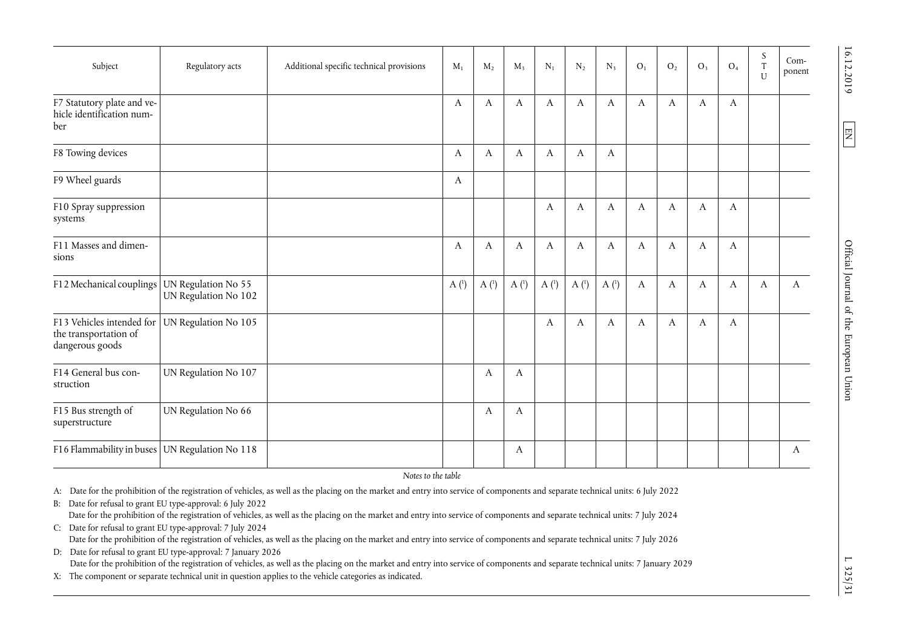| Subject | Regulatory acts | Additional specific technical provisions | $M_1$ | $M_2$ | $M_3$ | $N_1$ | $N_2$ | $N_3$ | $O_1$ | $O_2$ | $O_3$ | $O_4$ | STU | Component |
|---|---|---|---|---|---|---|---|---|---|---|---|---|---|---|
| F7 Statutory plate and vehicle identification number | | | A | A | A | A | A | A | A | A | A | A | | |
| F8 Towing devices | | | A | A | A | A | A | A | | | | | | |
| F9 Wheel guards | | | A | | | | | | | | | | | |
| F10 Spray suppression systems | | | | | | A | A | A | A | A | A | A | | |
| F11 Masses and dimensions | | | A | A | A | A | A | A | A | A | A | A | | |
| F12 Mechanical couplings | UN Regulation No 55<br>UN Regulation No 102 | | A (1) | A (1) | A (1) | A (1) | A (1) | A (1) | A | A | A | A | A | A |
| F13 Vehicles intended for the transportation of dangerous goods | UN Regulation No 105 | | | | | A | A | A | A | A | A | A | | |
| F14 General bus construction | UN Regulation No 107 | | | A | A | | | | | | | | | |
| F15 Bus strength of superstructure | UN Regulation No 66 | | | A | A | | | | | | | | | |
| F16 Flammability in buses | UN Regulation No 118 | | | | A | | | | | | | | | A |

*Notes to the table*

A: Date for the prohibition of the registration of vehicles, as well as the placing on the market and entry into service of components and separate technical units: 6 July 2022

B: Date for refusal to grant EU type-approval: 6 July 2022
Date for the prohibition of the registration of vehicles, as well as the placing on the market and entry into service of components and separate technical units: 7 July 2024

C: Date for refusal to grant EU type-approval: 7 July 2024
Date for the prohibition of the registration of vehicles, as well as the placing on the market and entry into service of components and separate technical units: 7 July 2026

D: Date for refusal to grant EU type-approval: 7 January 2026
Date for the prohibition of the registration of vehicles, as well as the placing on the market and entry into service of components and separate technical units: 7 January 2029

X: The component or separate technical unit in question applies to the vehicle categories as indicated.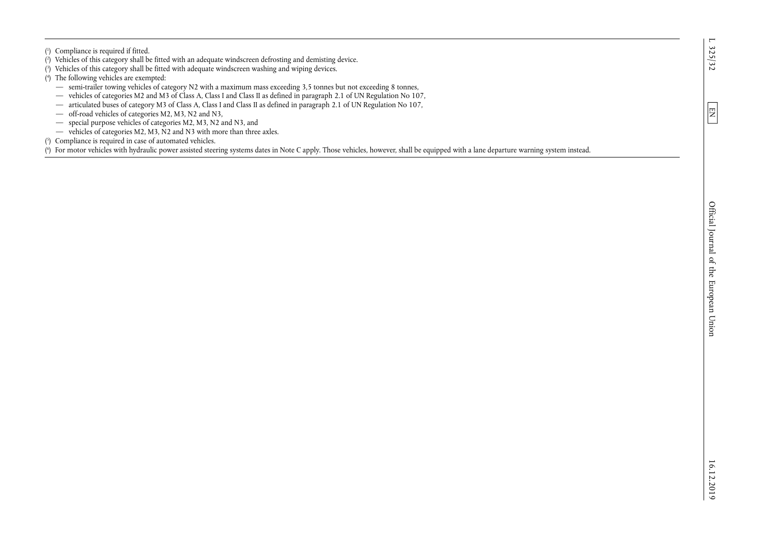([1]) Compliance is required if fitted.

([2]) Vehicles of this category shall be fitted with an adequate windscreen defrosting and demisting device.

([3]) Vehicles of this category shall be fitted with adequate windscreen washing and wiping devices.

([4]) The following vehicles are exempted:

— semi-trailer towing vehicles of category N2 with a maximum mass exceeding 3,5 tonnes but not exceeding 8 tonnes,

— vehicles of categories M2 and M3 of Class A, Class I and Class II as defined in paragraph 2.1 of UN Regulation No 107,

— articulated buses of category M3 of Class A, Class I and Class II as defined in paragraph 2.1 of UN Regulation No 107,

— off-road vehicles of categories M2, M3, N2 and N3,

— special purpose vehicles of categories M2, M3, N2 and N3, and

— vehicles of categories M2, M3, N2 and N3 with more than three axles.

([5]) Compliance is required in case of automated vehicles.

([6]) For motor vehicles with hydraulic power assisted steering systems dates in Note C apply. Those vehicles, however, shall be equipped with a lane departure warning system instead.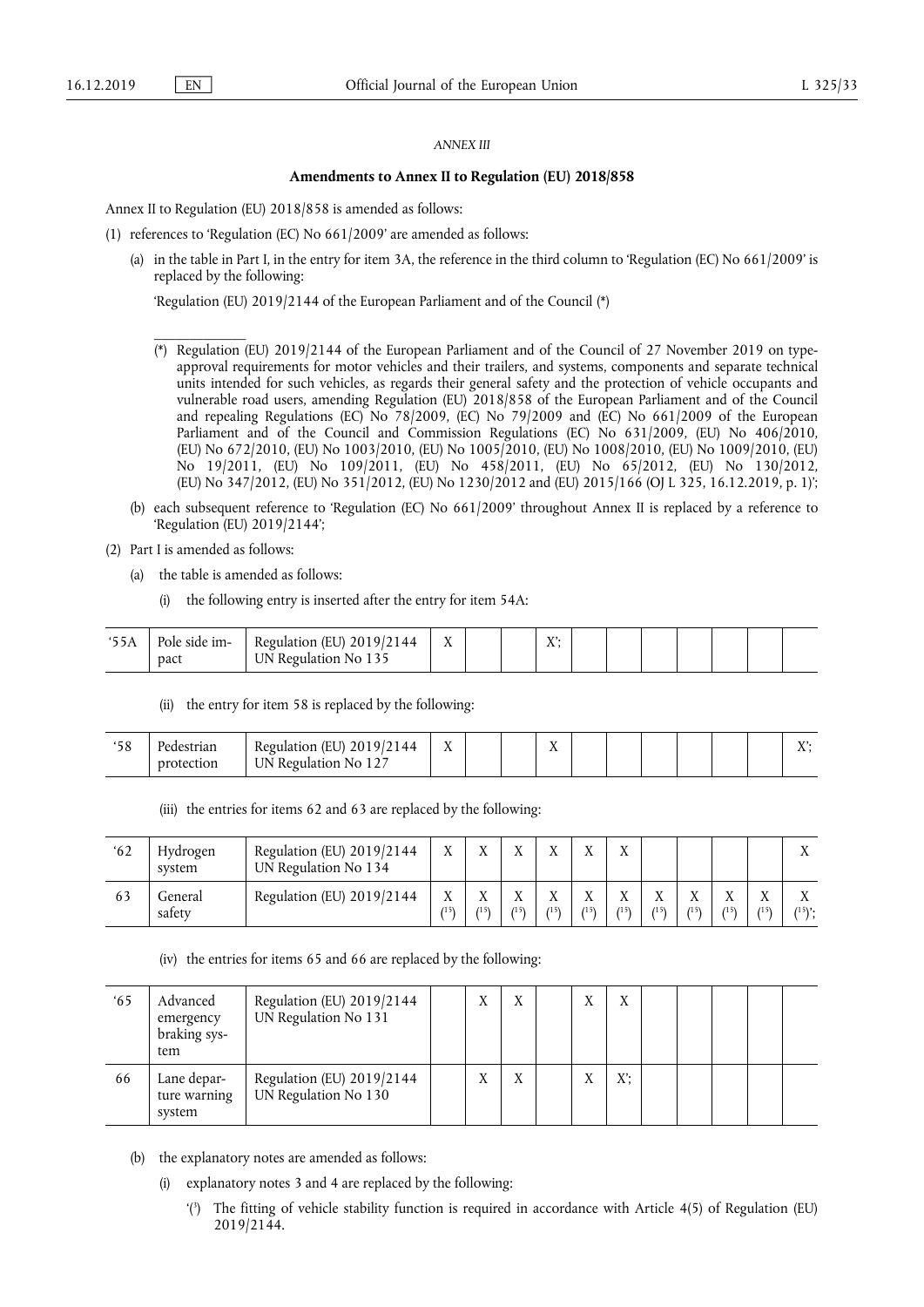*ANNEX III*

**Amendments to Annex II to Regulation (EU) 2018/858**

Annex II to Regulation (EU) 2018/858 is amended as follows:

(1) references to 'Regulation (EC) No 661/2009' are amended as follows:

(a) in the table in Part I, in the entry for item 3A, the reference in the third column to 'Regulation (EC) No 661/2009' is replaced by the following:

'Regulation (EU) 2019/2144 of the European Parliament and of the Council (*)

---

(*) Regulation (EU) 2019/2144 of the European Parliament and of the Council of 27 November 2019 on type-approval requirements for motor vehicles and their trailers, and systems, components and separate technical units intended for such vehicles, as regards their general safety and the protection of vehicle occupants and vulnerable road users, amending Regulation (EU) 2018/858 of the European Parliament and of the Council and repealing Regulations (EC) No 78/2009, (EC) No 79/2009 and (EC) No 661/2009 of the European Parliament and of the Council and Commission Regulations (EC) No 631/2009, (EU) No 406/2010, (EU) No 672/2010, (EU) No 1003/2010, (EU) No 1005/2010, (EU) No 1008/2010, (EU) No 1009/2010, (EU) No 19/2011, (EU) No 109/2011, (EU) No 458/2011, (EU) No 65/2012, (EU) No 130/2012, (EU) No 347/2012, (EU) No 351/2012, (EU) No 1230/2012 and (EU) 2015/166 (OJ L 325, 16.12.2019, p. 1)';

(b) each subsequent reference to 'Regulation (EC) No 661/2009' throughout Annex II is replaced by a reference to 'Regulation (EU) 2019/2144';

(2) Part I is amended as follows:

(a) the table is amended as follows:

(i) the following entry is inserted after the entry for item 54A:

| | | | | | | | | | | | | | |
|---|---|---|---|---|---|---|---|---|---|---|---|---|---|
| '55A | Pole side impact | Regulation (EU) 2019/2144 UN Regulation No 135 | X | | | X'; | | | | | | | |

(ii) the entry for item 58 is replaced by the following:

| | | | | | | | | | | | | | |
|---|---|---|---|---|---|---|---|---|---|---|---|---|---|
| '58 | Pedestrian protection | Regulation (EU) 2019/2144 UN Regulation No 127 | X | | | X | | | | | | | X'; |

(iii) the entries for items 62 and 63 are replaced by the following:

| | | | | | | | | | | | | | |
|---|---|---|---|---|---|---|---|---|---|---|---|---|---|
| '62 | Hydrogen system | Regulation (EU) 2019/2144 UN Regulation No 134 | X | X | X | X | X | X | | | | | X |
| 63 | General safety | Regulation (EU) 2019/2144 | X (15) | X (15) | X (15) | X (15) | X (15) | X (15) | X (15) | X (15) | X (15) | X (15) | X (15)'; |

(iv) the entries for items 65 and 66 are replaced by the following:

| | | | | | | | | | | | | | |
|---|---|---|---|---|---|---|---|---|---|---|---|---|---|
| '65 | Advanced emergency braking system | Regulation (EU) 2019/2144 UN Regulation No 131 | | X | X | | X | X | | | | | |
| 66 | Lane departure warning system | Regulation (EU) 2019/2144 UN Regulation No 130 | | X | X | | X | X'; | | | | | |

(b) the explanatory notes are amended as follows:

(i) explanatory notes 3 and 4 are replaced by the following:

'(3) The fitting of vehicle stability function is required in accordance with Article 4(5) of Regulation (EU) 2019/2144.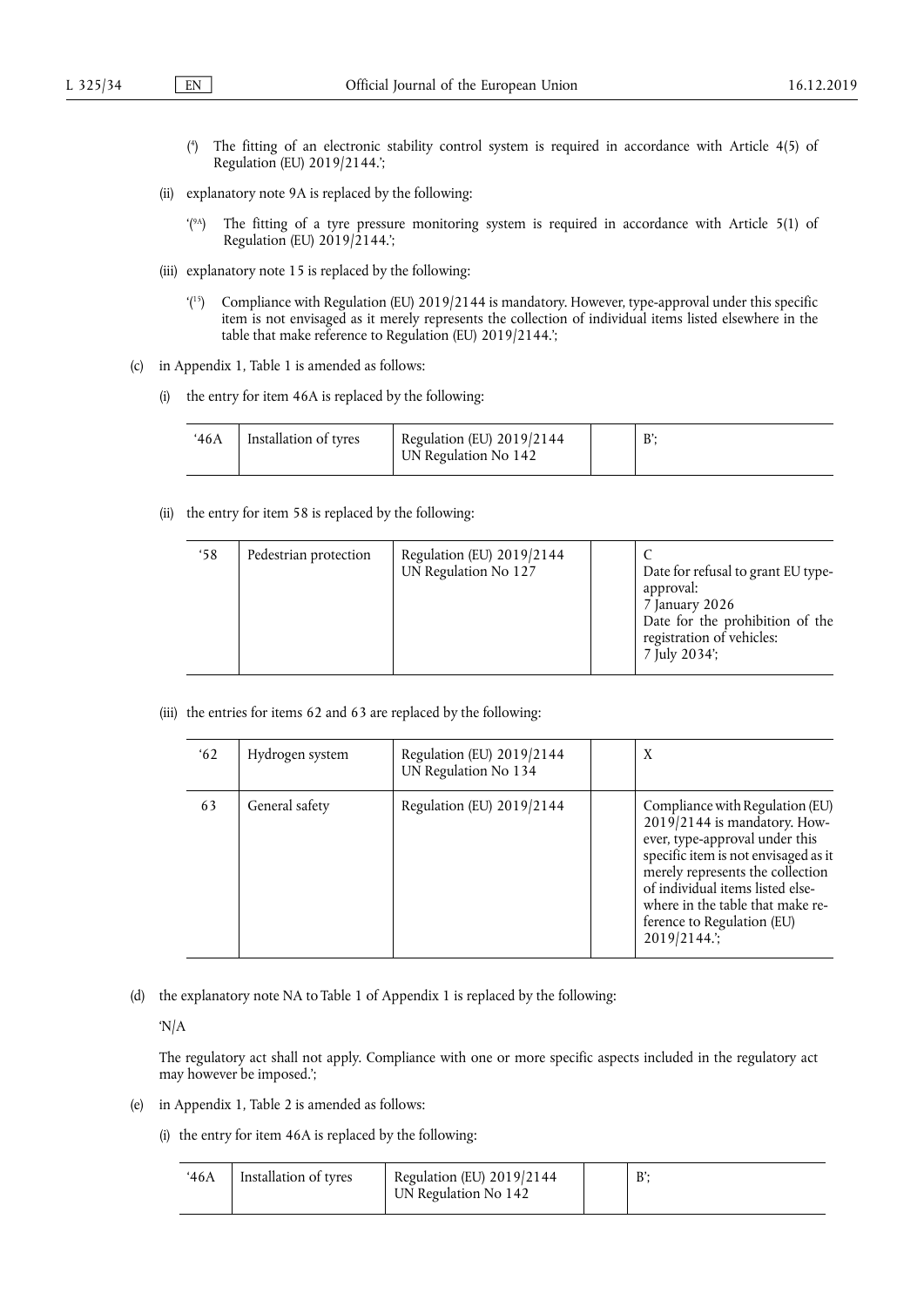(4) The fitting of an electronic stability control system is required in accordance with Article 4(5) of Regulation (EU) 2019/2144.';

(ii) explanatory note 9A is replaced by the following:

'(9A) The fitting of a tyre pressure monitoring system is required in accordance with Article 5(1) of Regulation (EU) 2019/2144.';

(iii) explanatory note 15 is replaced by the following:

'(15) Compliance with Regulation (EU) 2019/2144 is mandatory. However, type-approval under this specific item is not envisaged as it merely represents the collection of individual items listed elsewhere in the table that make reference to Regulation (EU) 2019/2144.';

(c) in Appendix 1, Table 1 is amended as follows:

(i) the entry for item 46A is replaced by the following:

| '46A | Installation of tyres | Regulation (EU) 2019/2144<br>UN Regulation No 142 | | B'; |
|---|---|---|---|---|

(ii) the entry for item 58 is replaced by the following:

| '58 | Pedestrian protection | Regulation (EU) 2019/2144<br>UN Regulation No 127 | | C<br>Date for refusal to grant EU type-approval:<br>7 January 2026<br>Date for the prohibition of the registration of vehicles:<br>7 July 2034'; |
|---|---|---|---|---|

(iii) the entries for items 62 and 63 are replaced by the following:

| '62 | Hydrogen system | Regulation (EU) 2019/2144<br>UN Regulation No 134 | | X |
|---|---|---|---|---|
| 63 | General safety | Regulation (EU) 2019/2144 | | Compliance with Regulation (EU) 2019/2144 is mandatory. However, type-approval under this specific item is not envisaged as it merely represents the collection of individual items listed elsewhere in the table that make reference to Regulation (EU) 2019/2144.'; |

(d) the explanatory note NA to Table 1 of Appendix 1 is replaced by the following:

'N/A

The regulatory act shall not apply. Compliance with one or more specific aspects included in the regulatory act may however be imposed.';

(e) in Appendix 1, Table 2 is amended as follows:

(i) the entry for item 46A is replaced by the following:

| '46A | Installation of tyres | Regulation (EU) 2019/2144<br>UN Regulation No 142 | | B'; |
|---|---|---|---|---|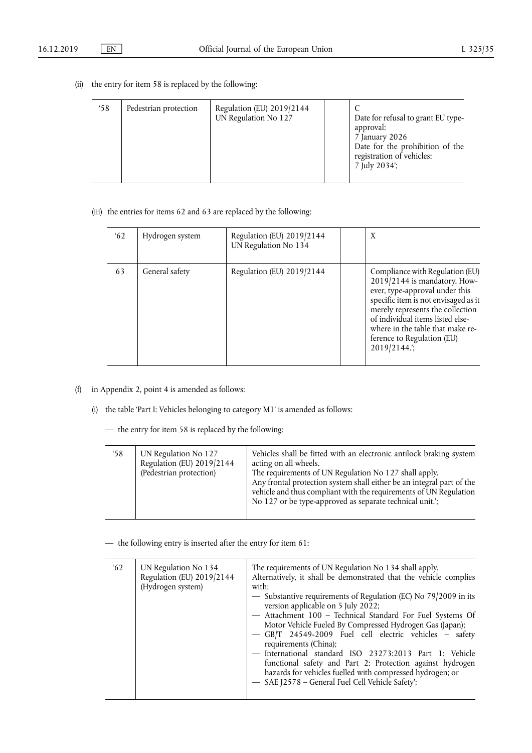(ii) the entry for item 58 is replaced by the following:

| ‘58 | Pedestrian protection | Regulation (EU) 2019/2144<br>UN Regulation No 127 | | C<br>Date for refusal to grant EU type-approval:<br>7 January 2026<br>Date for the prohibition of the registration of vehicles:<br>7 July 2034’; |
|---|---|---|---|---|

(iii) the entries for items 62 and 63 are replaced by the following:

| ‘62 | Hydrogen system | Regulation (EU) 2019/2144<br>UN Regulation No 134 | | X |
|---|---|---|---|---|
| 63 | General safety | Regulation (EU) 2019/2144 | | Compliance with Regulation (EU) 2019/2144 is mandatory. However, type-approval under this specific item is not envisaged as it merely represents the collection of individual items listed elsewhere in the table that make reference to Regulation (EU) 2019/2144.’; |

(f) in Appendix 2, point 4 is amended as follows:

(i) the table ‘Part I: Vehicles belonging to category M1’ is amended as follows:

— the entry for item 58 is replaced by the following:

| ‘58 | UN Regulation No 127<br>Regulation (EU) 2019/2144<br>(Pedestrian protection) | Vehicles shall be fitted with an electronic antilock braking system acting on all wheels.<br>The requirements of UN Regulation No 127 shall apply.<br>Any frontal protection system shall either be an integral part of the vehicle and thus compliant with the requirements of UN Regulation No 127 or be type-approved as separate technical unit.’; |
|---|---|---|

— the following entry is inserted after the entry for item 61:

| ‘62 | UN Regulation No 134<br>Regulation (EU) 2019/2144<br>(Hydrogen system) | The requirements of UN Regulation No 134 shall apply.<br>Alternatively, it shall be demonstrated that the vehicle complies with:<br>— Substantive requirements of Regulation (EC) No 79/2009 in its version applicable on 5 July 2022;<br>— Attachment 100 – Technical Standard For Fuel Systems Of Motor Vehicle Fueled By Compressed Hydrogen Gas (Japan);<br>— GB/T 24549-2009 Fuel cell electric vehicles – safety requirements (China);<br>— International standard ISO 23273:2013 Part 1: Vehicle functional safety and Part 2: Protection against hydrogen hazards for vehicles fuelled with compressed hydrogen; or<br>— SAE J2578 – General Fuel Cell Vehicle Safety’; |
|---|---|---|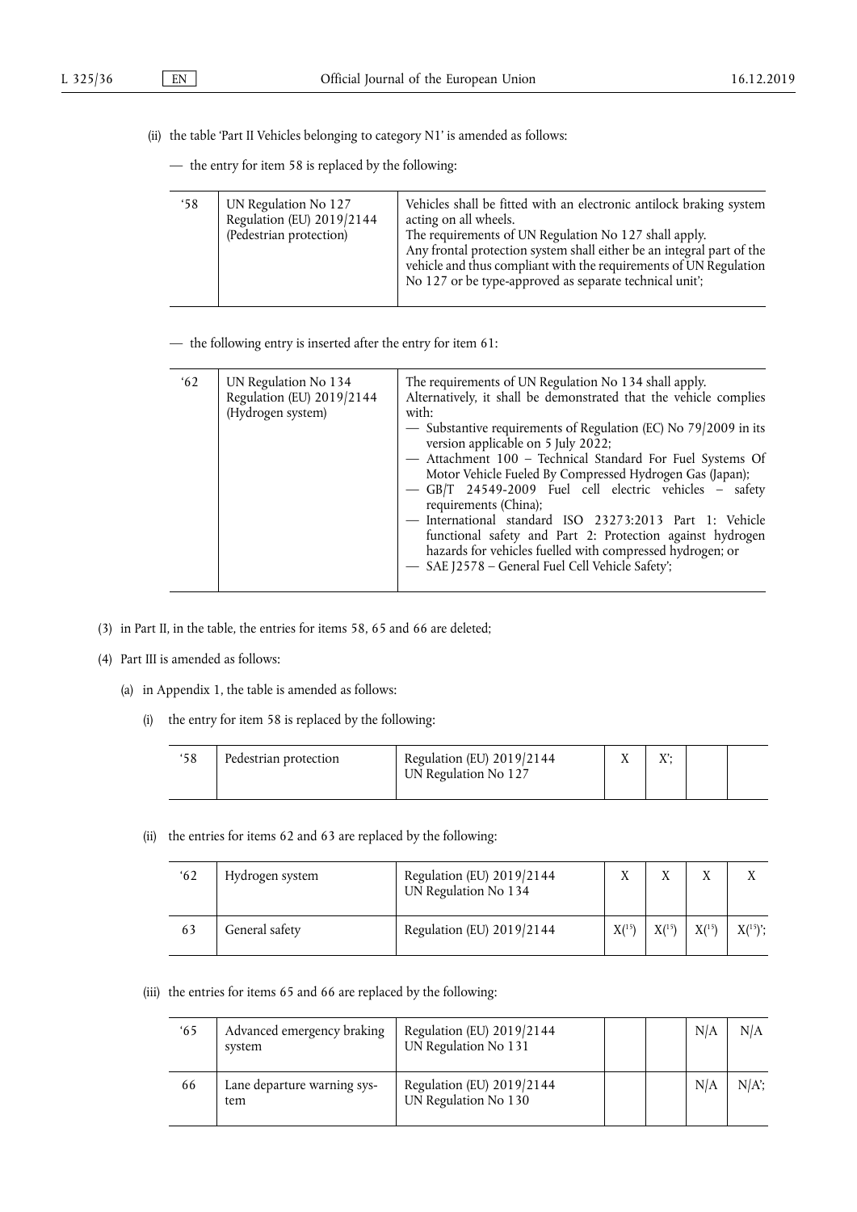(ii) the table 'Part II Vehicles belonging to category N1' is amended as follows:

— the entry for item 58 is replaced by the following:

| | | |
|---|---|---|
| '58 | UN Regulation No 127<br>Regulation (EU) 2019/2144<br>(Pedestrian protection) | Vehicles shall be fitted with an electronic antilock braking system acting on all wheels.<br>The requirements of UN Regulation No 127 shall apply.<br>Any frontal protection system shall either be an integral part of the vehicle and thus compliant with the requirements of UN Regulation No 127 or be type-approved as separate technical unit'; |

— the following entry is inserted after the entry for item 61:

| | | |
|---|---|---|
| '62 | UN Regulation No 134<br>Regulation (EU) 2019/2144<br>(Hydrogen system) | The requirements of UN Regulation No 134 shall apply.<br>Alternatively, it shall be demonstrated that the vehicle complies with:<br>— Substantive requirements of Regulation (EC) No 79/2009 in its version applicable on 5 July 2022;<br>— Attachment 100 – Technical Standard For Fuel Systems Of Motor Vehicle Fueled By Compressed Hydrogen Gas (Japan);<br>— GB/T 24549-2009 Fuel cell electric vehicles – safety requirements (China);<br>— International standard ISO 23273:2013 Part 1: Vehicle functional safety and Part 2: Protection against hydrogen hazards for vehicles fuelled with compressed hydrogen; or<br>— SAE J2578 – General Fuel Cell Vehicle Safety'; |

(3) in Part II, in the table, the entries for items 58, 65 and 66 are deleted;

(4) Part III is amended as follows:

(a) in Appendix 1, the table is amended as follows:

(i) the entry for item 58 is replaced by the following:

| | | | | | | |
|---|---|---|---|---|---|---|
| '58 | Pedestrian protection | Regulation (EU) 2019/2144<br>UN Regulation No 127 | X | X'; | | |

(ii) the entries for items 62 and 63 are replaced by the following:

| | | | | | | |
|---|---|---|---|---|---|---|
| '62 | Hydrogen system | Regulation (EU) 2019/2144<br>UN Regulation No 134 | X | X | X | X |
| 63 | General safety | Regulation (EU) 2019/2144 | X([15]) | X([15]) | X([15]) | X([15])'; |

(iii) the entries for items 65 and 66 are replaced by the following:

| | | | | | | |
|---|---|---|---|---|---|---|
| '65 | Advanced emergency braking system | Regulation (EU) 2019/2144<br>UN Regulation No 131 | | | N/A | N/A |
| 66 | Lane departure warning system | Regulation (EU) 2019/2144<br>UN Regulation No 130 | | | N/A | N/A'; |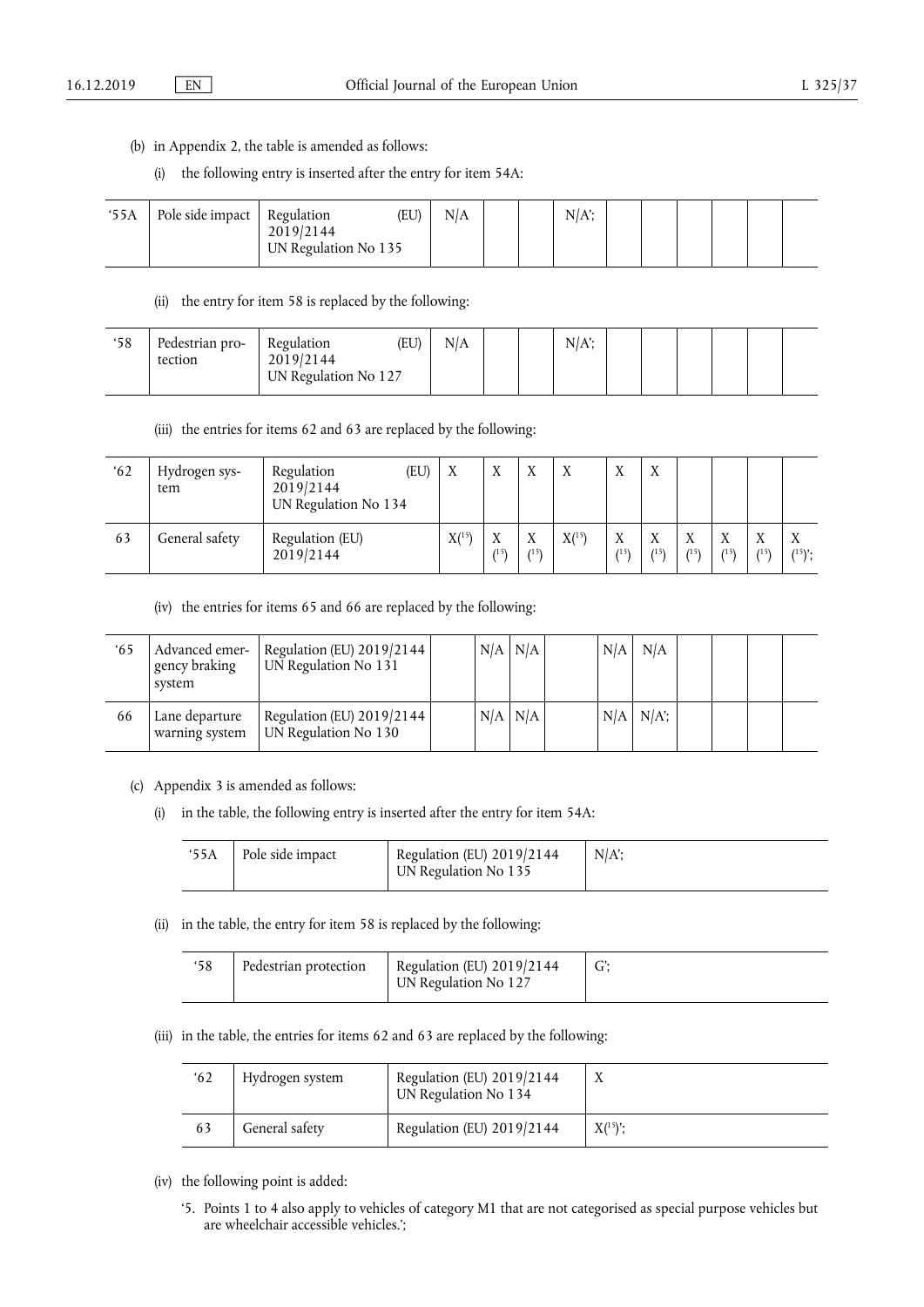(b) in Appendix 2, the table is amended as follows:

(i) the following entry is inserted after the entry for item 54A:

| | | | | | | | | | | | | |
|---|---|---|---|---|---|---|---|---|---|---|---|---|
| ‘55A | Pole side impact | Regulation (EU) 2019/2144 UN Regulation No 135 | N/A | | | N/A’; | | | | | | |

(ii) the entry for item 58 is replaced by the following:

| | | | | | | | | | | | | |
|---|---|---|---|---|---|---|---|---|---|---|---|---|
| ‘58 | Pedestrian protection | Regulation (EU) 2019/2144 UN Regulation No 127 | N/A | | | N/A’; | | | | | | |

(iii) the entries for items 62 and 63 are replaced by the following:

| | | | | | | | | | | | | |
|---|---|---|---|---|---|---|---|---|---|---|---|---|
| ‘62 | Hydrogen system | Regulation (EU) 2019/2144 UN Regulation No 134 | X | X | X | X | X | X | | | | |
| 63 | General safety | Regulation (EU) 2019/2144 | X([15]) | X([15]) | X([15]) | X([15]) | X([15]) | X([15]) | X([15]) | X([15]) | X([15]) | X([15])’; |

(iv) the entries for items 65 and 66 are replaced by the following:

| | | | | | | | | | | | | |
|---|---|---|---|---|---|---|---|---|---|---|---|---|
| ‘65 | Advanced emergency braking system | Regulation (EU) 2019/2144 UN Regulation No 131 | | N/A | N/A | | N/A | N/A | | | | |
| 66 | Lane departure warning system | Regulation (EU) 2019/2144 UN Regulation No 130 | | N/A | N/A | | N/A | N/A’; | | | | |

(c) Appendix 3 is amended as follows:

(i) in the table, the following entry is inserted after the entry for item 54A:

| | | | |
|---|---|---|---|
| ‘55A | Pole side impact | Regulation (EU) 2019/2144 UN Regulation No 135 | N/A’; |

(ii) in the table, the entry for item 58 is replaced by the following:

| | | | |
|---|---|---|---|
| ‘58 | Pedestrian protection | Regulation (EU) 2019/2144 UN Regulation No 127 | G’; |

(iii) in the table, the entries for items 62 and 63 are replaced by the following:

| | | | |
|---|---|---|---|
| ‘62 | Hydrogen system | Regulation (EU) 2019/2144 UN Regulation No 134 | X |
| 63 | General safety | Regulation (EU) 2019/2144 | X([15])’; |

(iv) the following point is added:

‘5. Points 1 to 4 also apply to vehicles of category M1 that are not categorised as special purpose vehicles but are wheelchair accessible vehicles.’;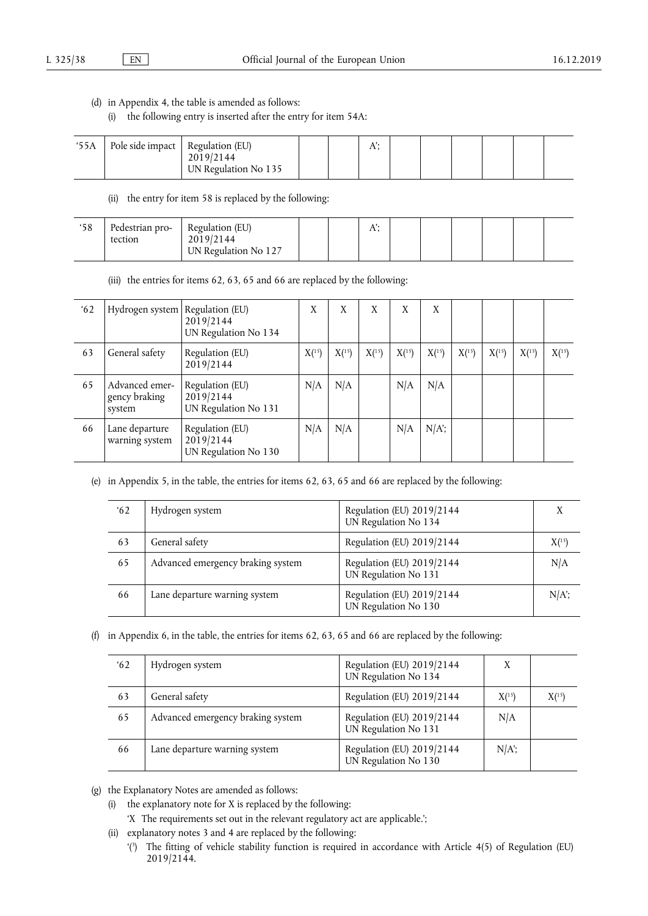(d) in Appendix 4, the table is amended as follows:

(i) the following entry is inserted after the entry for item 54A:

| '55A | Pole side impact | Regulation (EU) 2019/2144 UN Regulation No 135 | | | A'; | | | | | | |
|---|---|---|---|---|---|---|---|---|---|---|---|

(ii) the entry for item 58 is replaced by the following:

| '58 | Pedestrian protection | Regulation (EU) 2019/2144 UN Regulation No 127 | | | A'; | | | | | | |
|---|---|---|---|---|---|---|---|---|---|---|---|

(iii) the entries for items 62, 63, 65 and 66 are replaced by the following:

| '62 | Hydrogen system | Regulation (EU) 2019/2144 UN Regulation No 134 | X | X | X | X | X | | | | |
|---|---|---|---|---|---|---|---|---|---|---|---|
| 63 | General safety | Regulation (EU) 2019/2144 | X([15]) | X([15]) | X([15]) | X([15]) | X([15]) | X([15]) | X([15]) | X([15]) | X([15]) |
| 65 | Advanced emergency braking system | Regulation (EU) 2019/2144 UN Regulation No 131 | N/A | N/A | | N/A | N/A | | | | |
| 66 | Lane departure warning system | Regulation (EU) 2019/2144 UN Regulation No 130 | N/A | N/A | | N/A | N/A'; | | | | |

(e) in Appendix 5, in the table, the entries for items 62, 63, 65 and 66 are replaced by the following:

| '62 | Hydrogen system | Regulation (EU) 2019/2144 UN Regulation No 134 | X |
|---|---|---|---|
| 63 | General safety | Regulation (EU) 2019/2144 | X([15]) |
| 65 | Advanced emergency braking system | Regulation (EU) 2019/2144 UN Regulation No 131 | N/A |
| 66 | Lane departure warning system | Regulation (EU) 2019/2144 UN Regulation No 130 | N/A'; |

(f) in Appendix 6, in the table, the entries for items 62, 63, 65 and 66 are replaced by the following:

| '62 | Hydrogen system | Regulation (EU) 2019/2144 UN Regulation No 134 | X | |
|---|---|---|---|---|
| 63 | General safety | Regulation (EU) 2019/2144 | X([15]) | X([15]) |
| 65 | Advanced emergency braking system | Regulation (EU) 2019/2144 UN Regulation No 131 | N/A | |
| 66 | Lane departure warning system | Regulation (EU) 2019/2144 UN Regulation No 130 | N/A'; | |

(g) the Explanatory Notes are amended as follows:

(i) the explanatory note for X is replaced by the following:

'X The requirements set out in the relevant regulatory act are applicable.';

(ii) explanatory notes 3 and 4 are replaced by the following:

'([3]) The fitting of vehicle stability function is required in accordance with Article 4(5) of Regulation (EU) 2019/2144.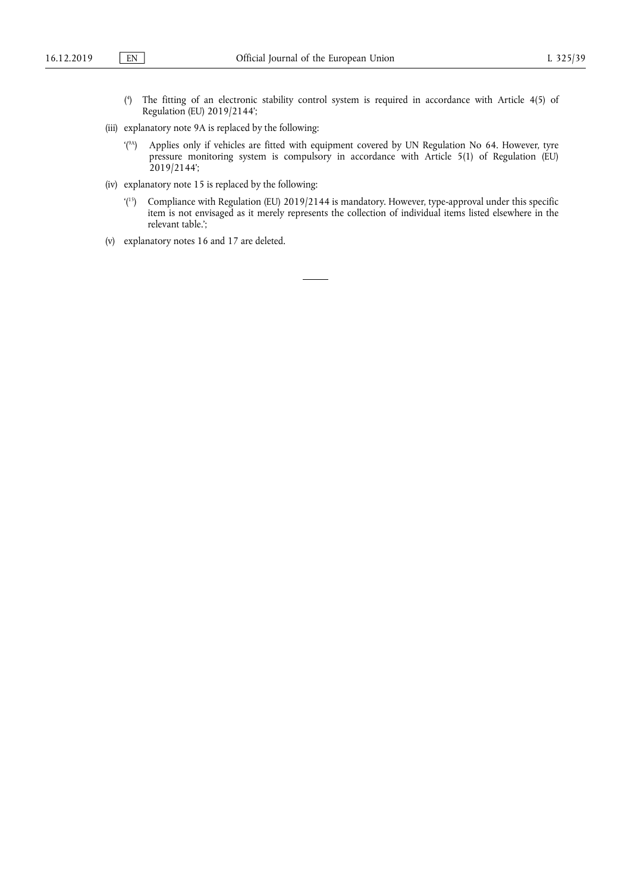([4]) The fitting of an electronic stability control system is required in accordance with Article 4(5) of Regulation (EU) 2019/2144';

(iii) explanatory note 9A is replaced by the following:

'([9A]) Applies only if vehicles are fitted with equipment covered by UN Regulation No 64. However, tyre pressure monitoring system is compulsory in accordance with Article 5(1) of Regulation (EU) 2019/2144';

(iv) explanatory note 15 is replaced by the following:

'([15]) Compliance with Regulation (EU) 2019/2144 is mandatory. However, type-approval under this specific item is not envisaged as it merely represents the collection of individual items listed elsewhere in the relevant table.';

(v) explanatory notes 16 and 17 are deleted.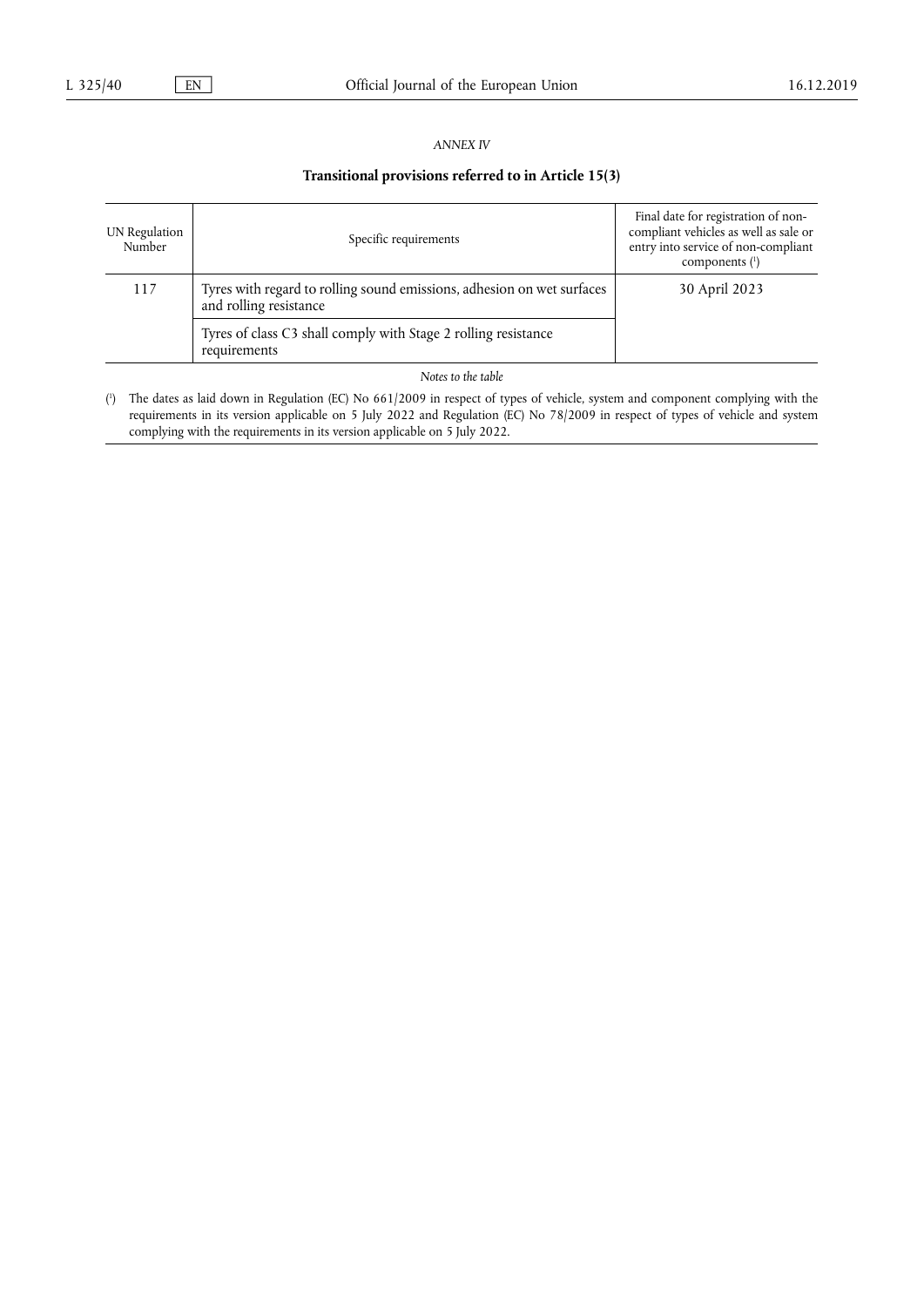*ANNEX IV*

## Transitional provisions referred to in Article 15(3)

| UN Regulation Number | Specific requirements | Final date for registration of non-compliant vehicles as well as sale or entry into service of non-compliant components [1] |
|---|---|---|
| 117 | Tyres with regard to rolling sound emissions, adhesion on wet surfaces and rolling resistance | 30 April 2023 |
| | Tyres of class C3 shall comply with Stage 2 rolling resistance requirements | |

*Notes to the table*

[1] The dates as laid down in Regulation (EC) No 661/2009 in respect of types of vehicle, system and component complying with the requirements in its version applicable on 5 July 2022 and Regulation (EC) No 78/2009 in respect of types of vehicle and system complying with the requirements in its version applicable on 5 July 2022.